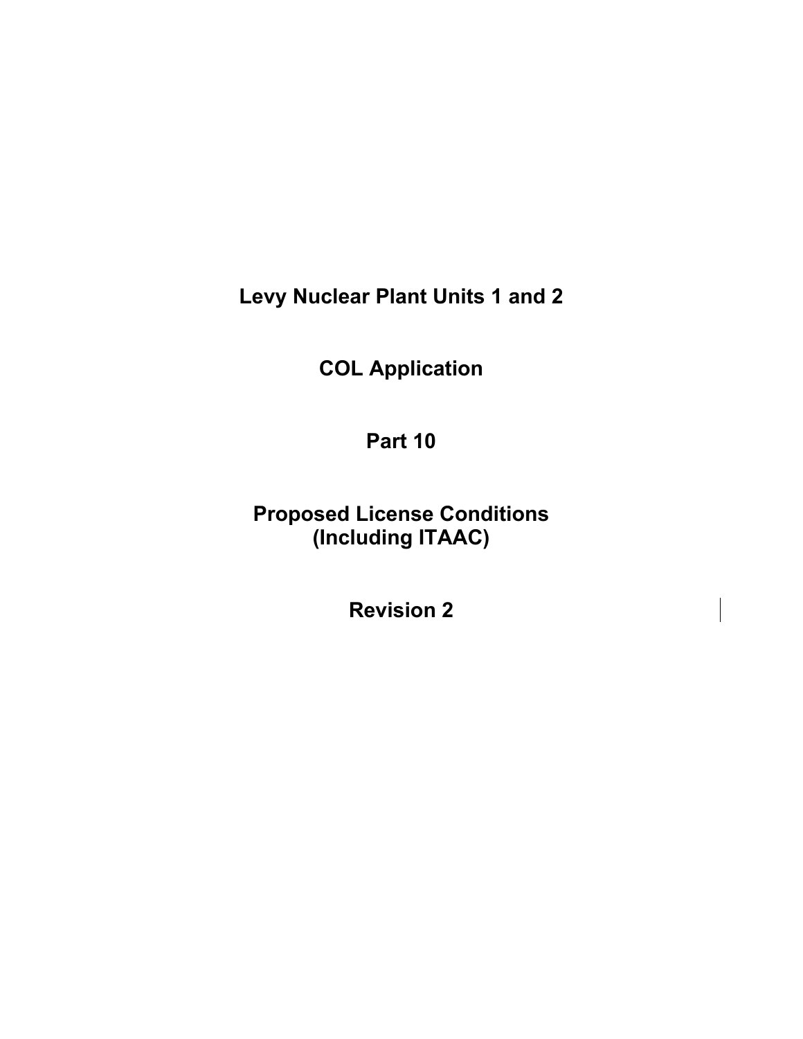# Levy Nuclear Plant Units 1 and 2

# COL Application

# Part 10

# Proposed License Conditions (Including ITAAC)

# Revision 2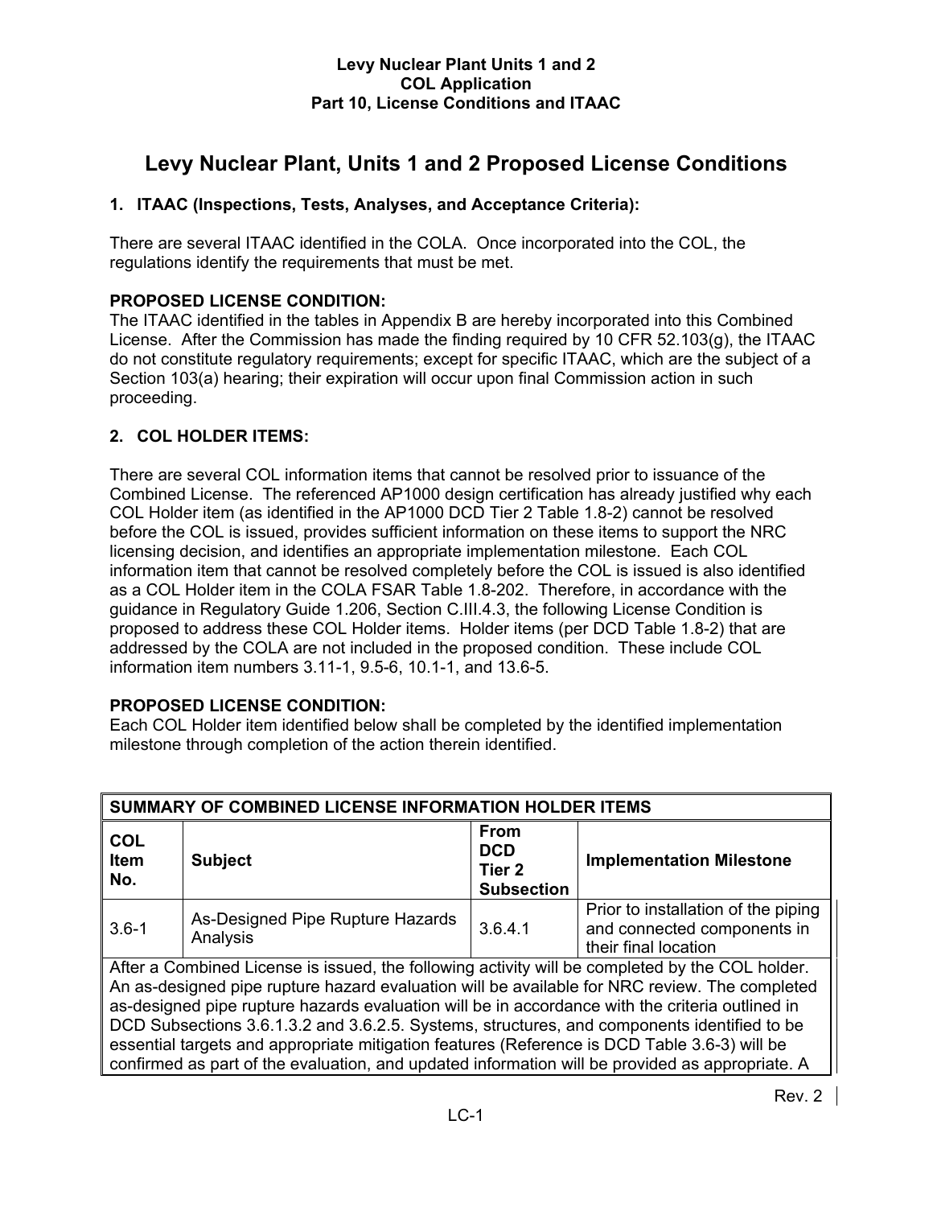# Levy Nuclear Plant, Units 1 and 2 Proposed License Conditions

## 1. ITAAC (Inspections, Tests, Analyses, and Acceptance Criteria):

There are several ITAAC identified in the COLA. Once incorporated into the COL, the regulations identify the requirements that must be met.

**PROPOSED LICENSE CONDITION:**
The ITAAC identified in the tables in Appendix B are hereby incorporated into this Combined License. After the Commission has made the finding required by 10 CFR 52.103(g), the ITAAC do not constitute regulatory requirements; except for specific ITAAC, which are the subject of a Section 103(a) hearing; their expiration will occur upon final Commission action in such proceeding.

## 2. COL HOLDER ITEMS:

There are several COL information items that cannot be resolved prior to issuance of the Combined License. The referenced AP1000 design certification has already justified why each COL Holder item (as identified in the AP1000 DCD Tier 2 Table 1.8-2) cannot be resolved before the COL is issued, provides sufficient information on these items to support the NRC licensing decision, and identifies an appropriate implementation milestone. Each COL information item that cannot be resolved completely before the COL is issued is also identified as a COL Holder item in the COLA FSAR Table 1.8-202. Therefore, in accordance with the guidance in Regulatory Guide 1.206, Section C.III.4.3, the following License Condition is proposed to address these COL Holder items. Holder items (per DCD Table 1.8-2) that are addressed by the COLA are not included in the proposed condition. These include COL information item numbers 3.11-1, 9.5-6, 10.1-1, and 13.6-5.

**PROPOSED LICENSE CONDITION:**
Each COL Holder item identified below shall be completed by the identified implementation milestone through completion of the action therein identified.

| SUMMARY OF COMBINED LICENSE INFORMATION HOLDER ITEMS | | | |
|---|---|---|---|
| **COL Item No.** | **Subject** | **From DCD Tier 2 Subsection** | **Implementation Milestone** |
| 3.6-1 | As-Designed Pipe Rupture Hazards Analysis | 3.6.4.1 | Prior to installation of the piping and connected components in their final location |
| After a Combined License is issued, the following activity will be completed by the COL holder. An as-designed pipe rupture hazard evaluation will be available for NRC review. The completed as-designed pipe rupture hazards evaluation will be in accordance with the criteria outlined in DCD Subsections 3.6.1.3.2 and 3.6.2.5. Systems, structures, and components identified to be essential targets and appropriate mitigation features (Reference is DCD Table 3.6-3) will be confirmed as part of the evaluation, and updated information will be provided as appropriate. A | | | |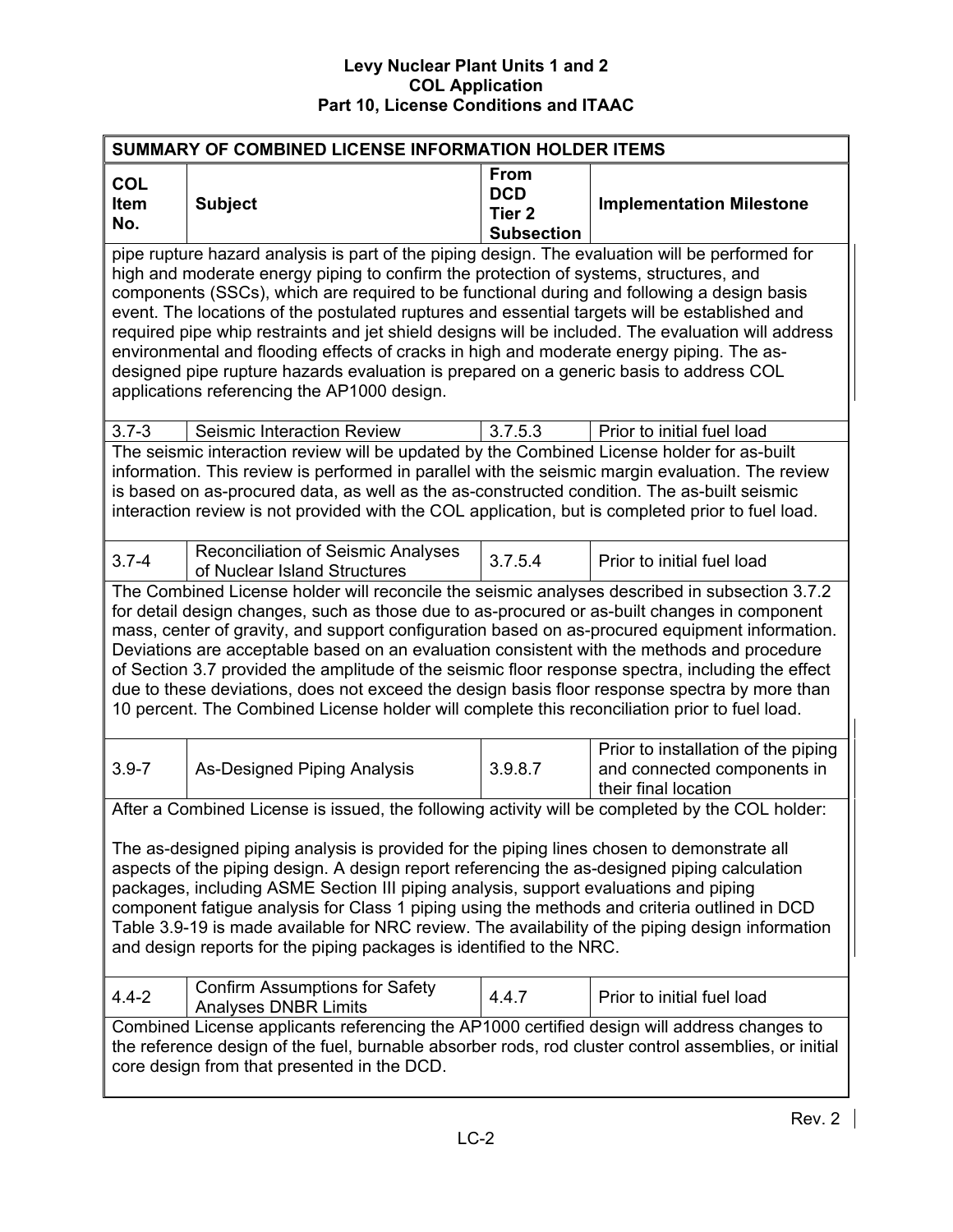**SUMMARY OF COMBINED LICENSE INFORMATION HOLDER ITEMS**

| COL Item No. | Subject | From DCD Tier 2 Subsection | Implementation Milestone |
|---|---|---|---|
| pipe rupture hazard analysis is part of the piping design. The evaluation will be performed for high and moderate energy piping to confirm the protection of systems, structures, and components (SSCs), which are required to be functional during and following a design basis event. The locations of the postulated ruptures and essential targets will be established and required pipe whip restraints and jet shield designs will be included. The evaluation will address environmental and flooding effects of cracks in high and moderate energy piping. The as-designed pipe rupture hazards evaluation is prepared on a generic basis to address COL applications referencing the AP1000 design. | | | |
| 3.7-3 | Seismic Interaction Review | 3.7.5.3 | Prior to initial fuel load |
| The seismic interaction review will be updated by the Combined License holder for as-built information. This review is performed in parallel with the seismic margin evaluation. The review is based on as-procured data, as well as the as-constructed condition. The as-built seismic interaction review is not provided with the COL application, but is completed prior to fuel load. | | | |
| 3.7-4 | Reconciliation of Seismic Analyses of Nuclear Island Structures | 3.7.5.4 | Prior to initial fuel load |
| The Combined License holder will reconcile the seismic analyses described in subsection 3.7.2 for detail design changes, such as those due to as-procured or as-built changes in component mass, center of gravity, and support configuration based on as-procured equipment information. Deviations are acceptable based on an evaluation consistent with the methods and procedure of Section 3.7 provided the amplitude of the seismic floor response spectra, including the effect due to these deviations, does not exceed the design basis floor response spectra by more than 10 percent. The Combined License holder will complete this reconciliation prior to fuel load. | | | |
| 3.9-7 | As-Designed Piping Analysis | 3.9.8.7 | Prior to installation of the piping and connected components in their final location |
| After a Combined License is issued, the following activity will be completed by the COL holder:<br><br>The as-designed piping analysis is provided for the piping lines chosen to demonstrate all aspects of the piping design. A design report referencing the as-designed piping calculation packages, including ASME Section III piping analysis, support evaluations and piping component fatigue analysis for Class 1 piping using the methods and criteria outlined in DCD Table 3.9-19 is made available for NRC review. The availability of the piping design information and design reports for the piping packages is identified to the NRC. | | | |
| 4.4-2 | Confirm Assumptions for Safety Analyses DNBR Limits | 4.4.7 | Prior to initial fuel load |
| Combined License applicants referencing the AP1000 certified design will address changes to the reference design of the fuel, burnable absorber rods, rod cluster control assemblies, or initial core design from that presented in the DCD. | | | |

Rev. 2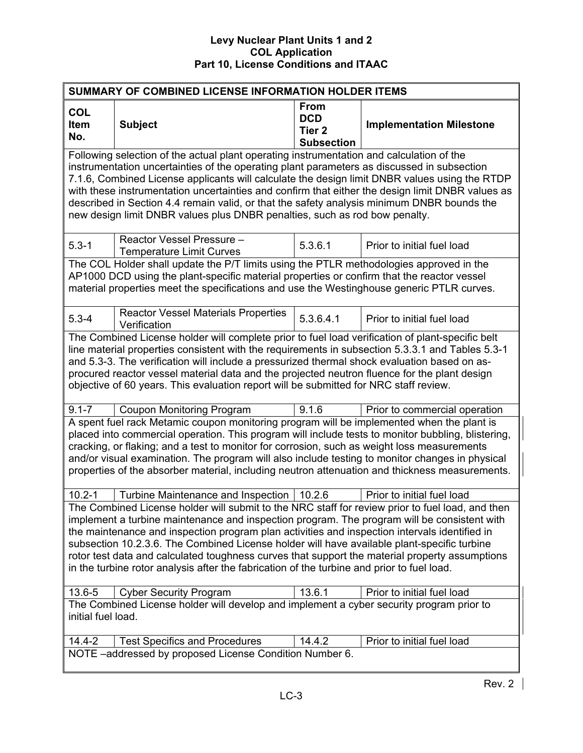| SUMMARY OF COMBINED LICENSE INFORMATION HOLDER ITEMS | | | |
|---|---|---|---|
| **COL Item No.** | **Subject** | **From DCD Tier 2 Subsection** | **Implementation Milestone** |
| Following selection of the actual plant operating instrumentation and calculation of the instrumentation uncertainties of the operating plant parameters as discussed in subsection 7.1.6, Combined License applicants will calculate the design limit DNBR values using the RTDP with these instrumentation uncertainties and confirm that either the design limit DNBR values as described in Section 4.4 remain valid, or that the safety analysis minimum DNBR bounds the new design limit DNBR values plus DNBR penalties, such as rod bow penalty. | | | |
| 5.3-1 | Reactor Vessel Pressure – Temperature Limit Curves | 5.3.6.1 | Prior to initial fuel load |
| The COL Holder shall update the P/T limits using the PTLR methodologies approved in the AP1000 DCD using the plant-specific material properties or confirm that the reactor vessel material properties meet the specifications and use the Westinghouse generic PTLR curves. | | | |
| 5.3-4 | Reactor Vessel Materials Properties Verification | 5.3.6.4.1 | Prior to initial fuel load |
| The Combined License holder will complete prior to fuel load verification of plant-specific belt line material properties consistent with the requirements in subsection 5.3.3.1 and Tables 5.3-1 and 5.3-3. The verification will include a pressurized thermal shock evaluation based on as-procured reactor vessel material data and the projected neutron fluence for the plant design objective of 60 years. This evaluation report will be submitted for NRC staff review. | | | |
| 9.1-7 | Coupon Monitoring Program | 9.1.6 | Prior to commercial operation |
| A spent fuel rack Metamic coupon monitoring program will be implemented when the plant is placed into commercial operation. This program will include tests to monitor bubbling, blistering, cracking, or flaking; and a test to monitor for corrosion, such as weight loss measurements and/or visual examination. The program will also include testing to monitor changes in physical properties of the absorber material, including neutron attenuation and thickness measurements. | | | |
| 10.2-1 | Turbine Maintenance and Inspection | 10.2.6 | Prior to initial fuel load |
| The Combined License holder will submit to the NRC staff for review prior to fuel load, and then implement a turbine maintenance and inspection program. The program will be consistent with the maintenance and inspection program plan activities and inspection intervals identified in subsection 10.2.3.6. The Combined License holder will have available plant-specific turbine rotor test data and calculated toughness curves that support the material property assumptions in the turbine rotor analysis after the fabrication of the turbine and prior to fuel load. | | | |
| 13.6-5 | Cyber Security Program | 13.6.1 | Prior to initial fuel load |
| The Combined License holder will develop and implement a cyber security program prior to initial fuel load. | | | |
| 14.4-2 | Test Specifics and Procedures | 14.4.2 | Prior to initial fuel load |
| NOTE –addressed by proposed License Condition Number 6. | | | |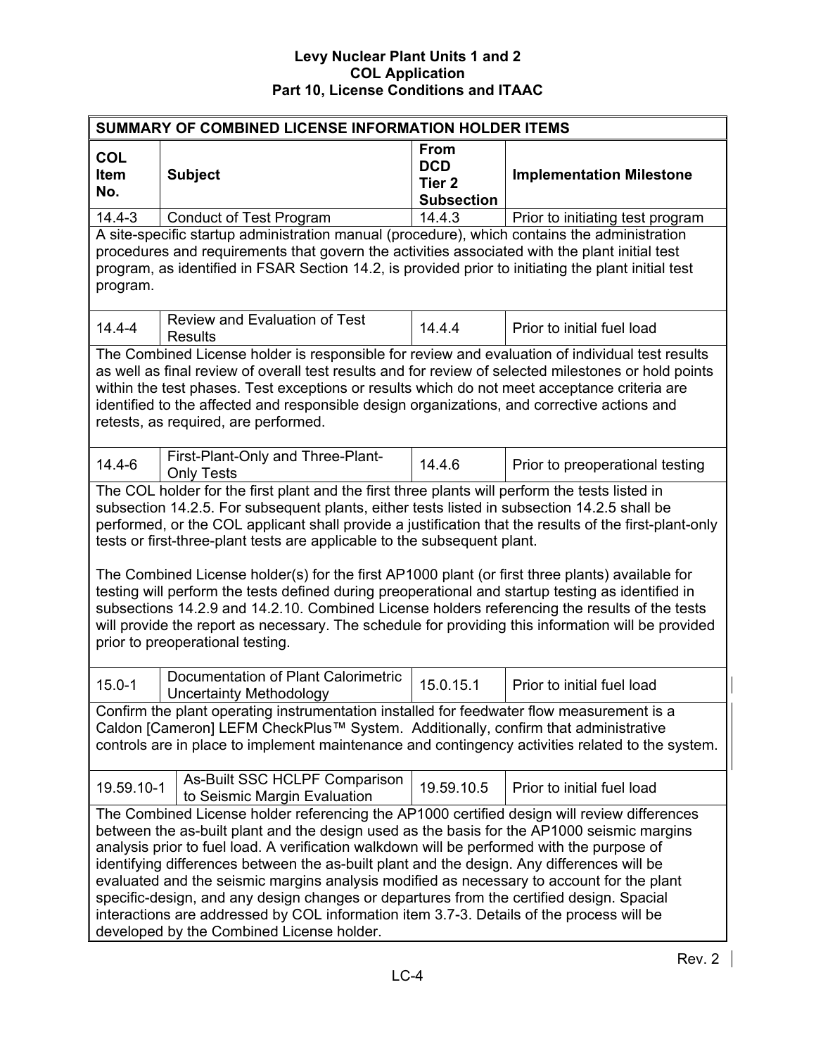| SUMMARY OF COMBINED LICENSE INFORMATION HOLDER ITEMS | | | |
|---|---|---|---|
| **COL Item No.** | **Subject** | **From DCD Tier 2 Subsection** | **Implementation Milestone** |
| 14.4-3 | Conduct of Test Program | 14.4.3 | Prior to initiating test program |
| A site-specific startup administration manual (procedure), which contains the administration procedures and requirements that govern the activities associated with the plant initial test program, as identified in FSAR Section 14.2, is provided prior to initiating the plant initial test program. | | | |
| 14.4-4 | Review and Evaluation of Test Results | 14.4.4 | Prior to initial fuel load |
| The Combined License holder is responsible for review and evaluation of individual test results as well as final review of overall test results and for review of selected milestones or hold points within the test phases. Test exceptions or results which do not meet acceptance criteria are identified to the affected and responsible design organizations, and corrective actions and retests, as required, are performed. | | | |
| 14.4-6 | First-Plant-Only and Three-Plant-Only Tests | 14.4.6 | Prior to preoperational testing |
| The COL holder for the first plant and the first three plants will perform the tests listed in subsection 14.2.5. For subsequent plants, either tests listed in subsection 14.2.5 shall be performed, or the COL applicant shall provide a justification that the results of the first-plant-only tests or first-three-plant tests are applicable to the subsequent plant.<br><br>The Combined License holder(s) for the first AP1000 plant (or first three plants) available for testing will perform the tests defined during preoperational and startup testing as identified in subsections 14.2.9 and 14.2.10. Combined License holders referencing the results of the tests will provide the report as necessary. The schedule for providing this information will be provided prior to preoperational testing. | | | |
| 15.0-1 | Documentation of Plant Calorimetric Uncertainty Methodology | 15.0.15.1 | Prior to initial fuel load |
| Confirm the plant operating instrumentation installed for feedwater flow measurement is a Caldon [Cameron] LEFM CheckPlus™ System. Additionally, confirm that administrative controls are in place to implement maintenance and contingency activities related to the system. | | | |
| 19.59.10-1 | As-Built SSC HCLPF Comparison to Seismic Margin Evaluation | 19.59.10.5 | Prior to initial fuel load |
| The Combined License holder referencing the AP1000 certified design will review differences between the as-built plant and the design used as the basis for the AP1000 seismic margins analysis prior to fuel load. A verification walkdown will be performed with the purpose of identifying differences between the as-built plant and the design. Any differences will be evaluated and the seismic margins analysis modified as necessary to account for the plant specific-design, and any design changes or departures from the certified design. Spacial interactions are addressed by COL information item 3.7-3. Details of the process will be developed by the Combined License holder. | | | |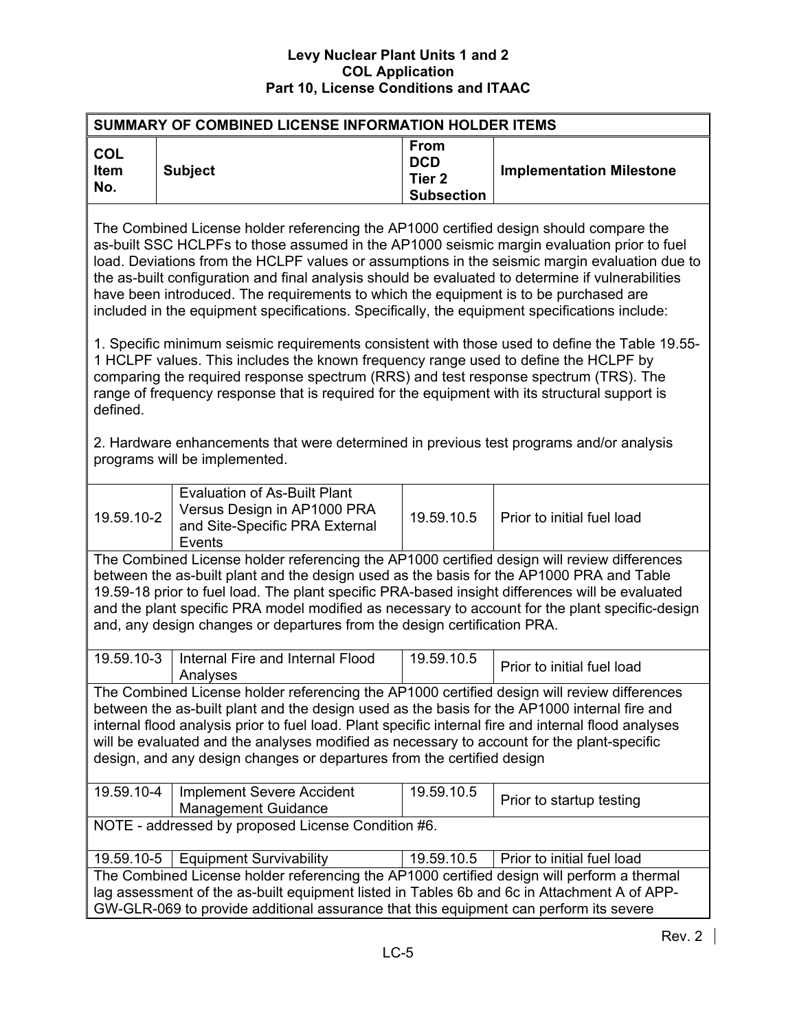| SUMMARY OF COMBINED LICENSE INFORMATION HOLDER ITEMS | | | |
|---|---|---|---|
| **COL Item No.** | **Subject** | **From DCD Tier 2 Subsection** | **Implementation Milestone** |
| The Combined License holder referencing the AP1000 certified design should compare the as-built SSC HCLPFs to those assumed in the AP1000 seismic margin evaluation prior to fuel load. Deviations from the HCLPF values or assumptions in the seismic margin evaluation due to the as-built configuration and final analysis should be evaluated to determine if vulnerabilities have been introduced. The requirements to which the equipment is to be purchased are included in the equipment specifications. Specifically, the equipment specifications include:<br><br>1. Specific minimum seismic requirements consistent with those used to define the Table 19.55-1 HCLPF values. This includes the known frequency range used to define the HCLPF by comparing the required response spectrum (RRS) and test response spectrum (TRS). The range of frequency response that is required for the equipment with its structural support is defined.<br><br>2. Hardware enhancements that were determined in previous test programs and/or analysis programs will be implemented. | | | |
| 19.59.10-2 | Evaluation of As-Built Plant Versus Design in AP1000 PRA and Site-Specific PRA External Events | 19.59.10.5 | Prior to initial fuel load |
| The Combined License holder referencing the AP1000 certified design will review differences between the as-built plant and the design used as the basis for the AP1000 PRA and Table 19.59-18 prior to fuel load. The plant specific PRA-based insight differences will be evaluated and the plant specific PRA model modified as necessary to account for the plant specific-design and, any design changes or departures from the design certification PRA. | | | |
| 19.59.10-3 | Internal Fire and Internal Flood Analyses | 19.59.10.5 | Prior to initial fuel load |
| The Combined License holder referencing the AP1000 certified design will review differences between the as-built plant and the design used as the basis for the AP1000 internal fire and internal flood analysis prior to fuel load. Plant specific internal fire and internal flood analyses will be evaluated and the analyses modified as necessary to account for the plant-specific design, and any design changes or departures from the certified design | | | |
| 19.59.10-4 | Implement Severe Accident Management Guidance | 19.59.10.5 | Prior to startup testing |
| NOTE - addressed by proposed License Condition #6. | | | |
| 19.59.10-5 | Equipment Survivability | 19.59.10.5 | Prior to initial fuel load |
| The Combined License holder referencing the AP1000 certified design will perform a thermal lag assessment of the as-built equipment listed in Tables 6b and 6c in Attachment A of APP-GW-GLR-069 to provide additional assurance that this equipment can perform its severe | | | |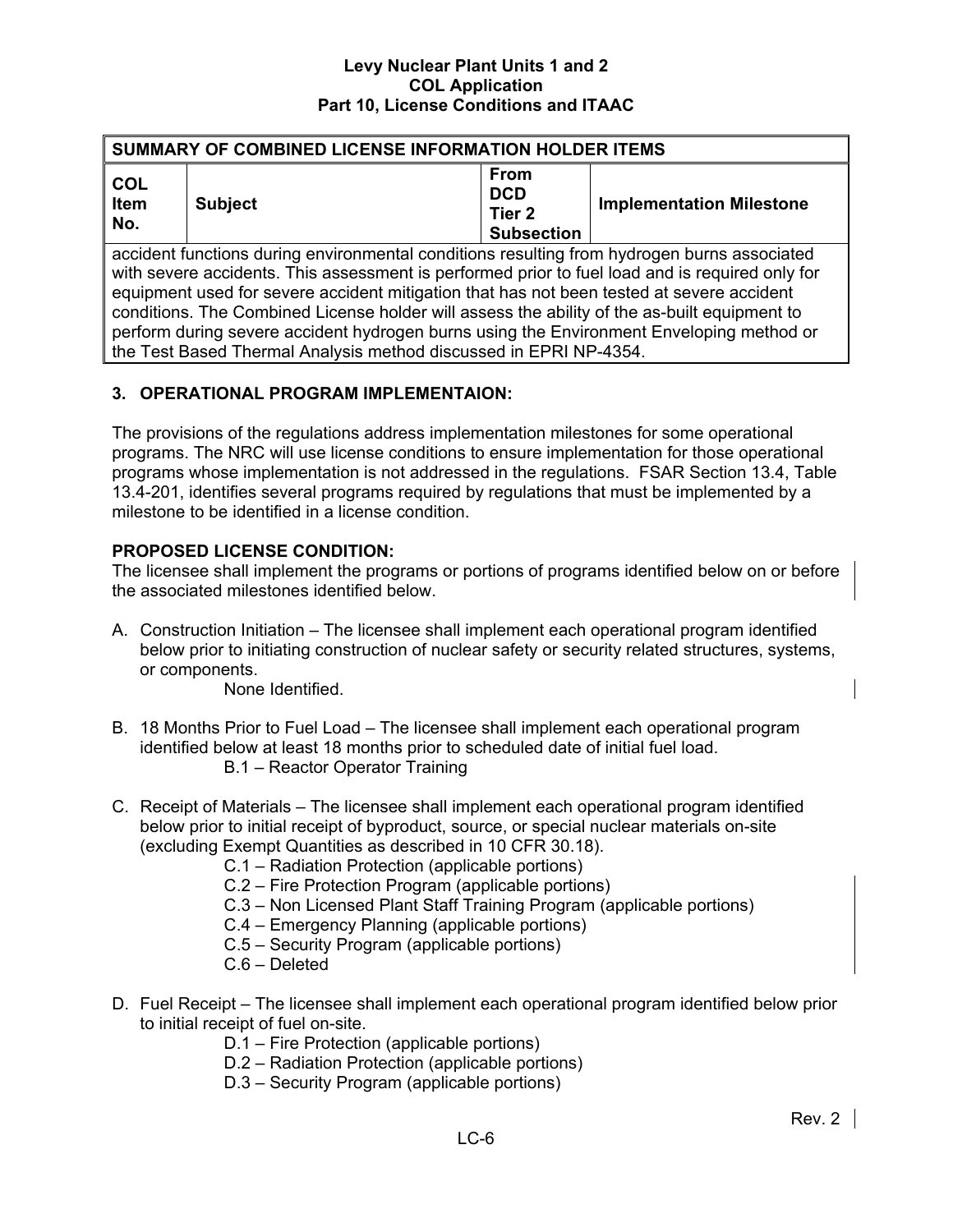| SUMMARY OF COMBINED LICENSE INFORMATION HOLDER ITEMS | | | |
|---|---|---|---|
| **COL Item No.** | **Subject** | **From DCD Tier 2 Subsection** | **Implementation Milestone** |
| accident functions during environmental conditions resulting from hydrogen burns associated with severe accidents. This assessment is performed prior to fuel load and is required only for equipment used for severe accident mitigation that has not been tested at severe accident conditions. The Combined License holder will assess the ability of the as-built equipment to perform during severe accident hydrogen burns using the Environment Enveloping method or the Test Based Thermal Analysis method discussed in EPRI NP-4354. | | | |

## 3. OPERATIONAL PROGRAM IMPLEMENTAION:

The provisions of the regulations address implementation milestones for some operational programs. The NRC will use license conditions to ensure implementation for those operational programs whose implementation is not addressed in the regulations. FSAR Section 13.4, Table 13.4-201, identifies several programs required by regulations that must be implemented by a milestone to be identified in a license condition.

**PROPOSED LICENSE CONDITION:**

The licensee shall implement the programs or portions of programs identified below on or before the associated milestones identified below.

A. Construction Initiation – The licensee shall implement each operational program identified below prior to initiating construction of nuclear safety or security related structures, systems, or components.
   None Identified.

B. 18 Months Prior to Fuel Load – The licensee shall implement each operational program identified below at least 18 months prior to scheduled date of initial fuel load.
   B.1 – Reactor Operator Training

C. Receipt of Materials – The licensee shall implement each operational program identified below prior to initial receipt of byproduct, source, or special nuclear materials on-site (excluding Exempt Quantities as described in 10 CFR 30.18).
   C.1 – Radiation Protection (applicable portions)
   C.2 – Fire Protection Program (applicable portions)
   C.3 – Non Licensed Plant Staff Training Program (applicable portions)
   C.4 – Emergency Planning (applicable portions)
   C.5 – Security Program (applicable portions)
   C.6 – Deleted

D. Fuel Receipt – The licensee shall implement each operational program identified below prior to initial receipt of fuel on-site.
   D.1 – Fire Protection (applicable portions)
   D.2 – Radiation Protection (applicable portions)
   D.3 – Security Program (applicable portions)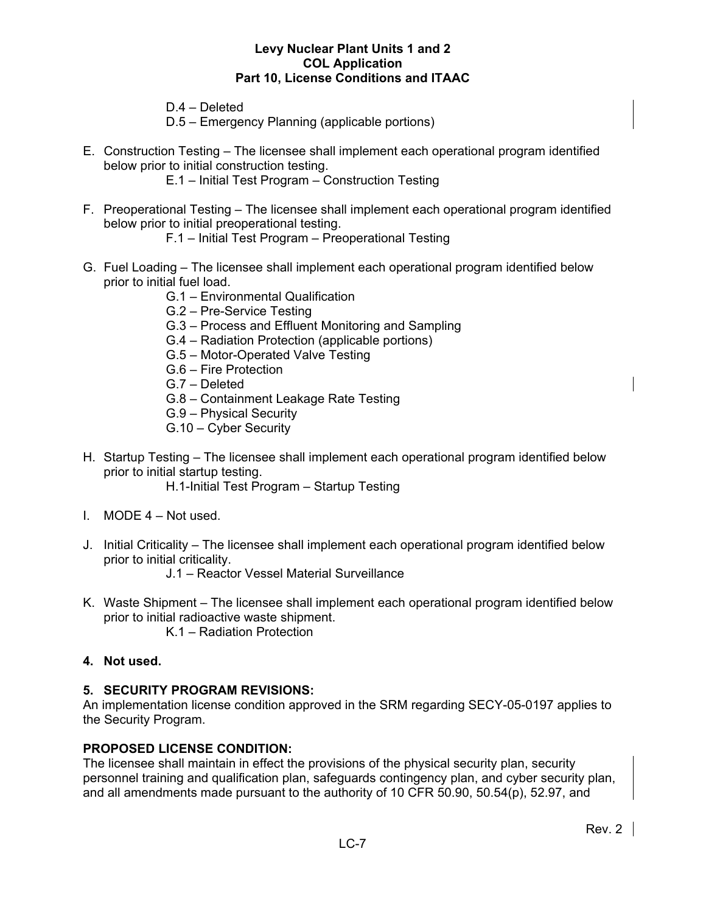D.4 – Deleted
D.5 – Emergency Planning (applicable portions)

E. Construction Testing – The licensee shall implement each operational program identified below prior to initial construction testing.
    E.1 – Initial Test Program – Construction Testing

F. Preoperational Testing – The licensee shall implement each operational program identified below prior to initial preoperational testing.
    F.1 – Initial Test Program – Preoperational Testing

G. Fuel Loading – The licensee shall implement each operational program identified below prior to initial fuel load.
    G.1 – Environmental Qualification
    G.2 – Pre-Service Testing
    G.3 – Process and Effluent Monitoring and Sampling
    G.4 – Radiation Protection (applicable portions)
    G.5 – Motor-Operated Valve Testing
    G.6 – Fire Protection
    G.7 – Deleted
    G.8 – Containment Leakage Rate Testing
    G.9 – Physical Security
    G.10 – Cyber Security

H. Startup Testing – The licensee shall implement each operational program identified below prior to initial startup testing.
    H.1-Initial Test Program – Startup Testing

I. MODE 4 – Not used.

J. Initial Criticality – The licensee shall implement each operational program identified below prior to initial criticality.
    J.1 – Reactor Vessel Material Surveillance

K. Waste Shipment – The licensee shall implement each operational program identified below prior to initial radioactive waste shipment.
    K.1 – Radiation Protection

**4. Not used.**

**5. SECURITY PROGRAM REVISIONS:**

An implementation license condition approved in the SRM regarding SECY-05-0197 applies to the Security Program.

**PROPOSED LICENSE CONDITION:**

The licensee shall maintain in effect the provisions of the physical security plan, security personnel training and qualification plan, safeguards contingency plan, and cyber security plan, and all amendments made pursuant to the authority of 10 CFR 50.90, 50.54(p), 52.97, and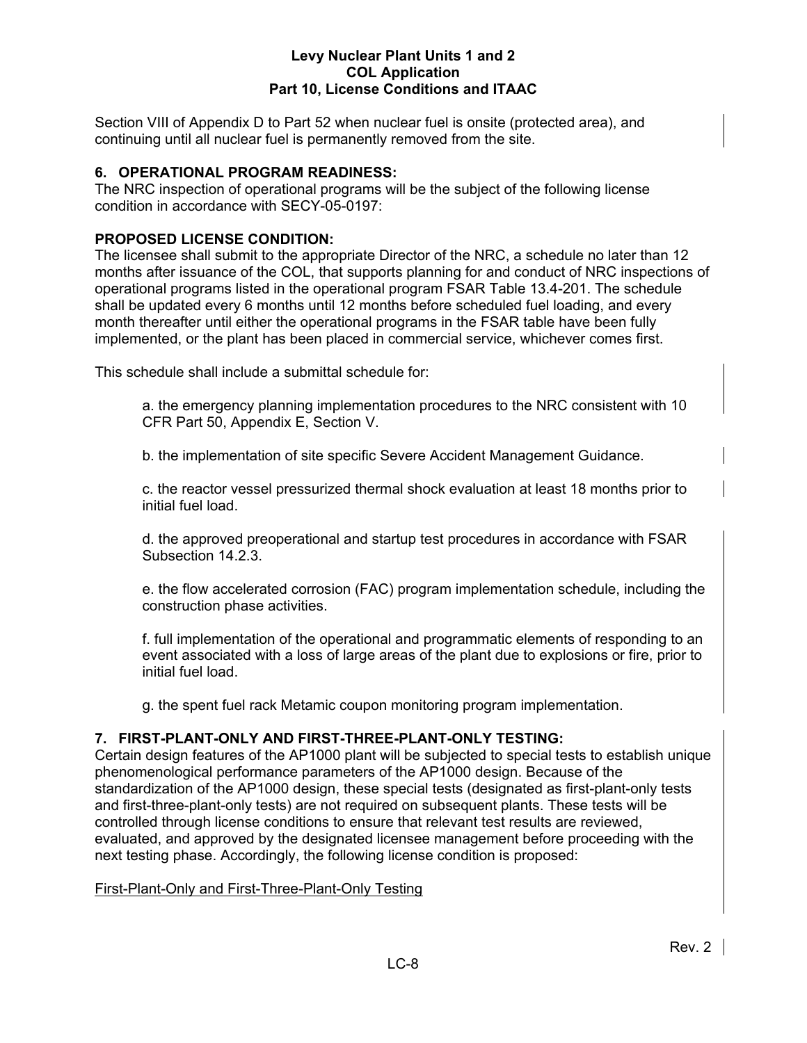Section VIII of Appendix D to Part 52 when nuclear fuel is onsite (protected area), and continuing until all nuclear fuel is permanently removed from the site.

## 6. OPERATIONAL PROGRAM READINESS:

The NRC inspection of operational programs will be the subject of the following license condition in accordance with SECY-05-0197:

**PROPOSED LICENSE CONDITION:**

The licensee shall submit to the appropriate Director of the NRC, a schedule no later than 12 months after issuance of the COL, that supports planning for and conduct of NRC inspections of operational programs listed in the operational program FSAR Table 13.4-201. The schedule shall be updated every 6 months until 12 months before scheduled fuel loading, and every month thereafter until either the operational programs in the FSAR table have been fully implemented, or the plant has been placed in commercial service, whichever comes first.

This schedule shall include a submittal schedule for:

a. the emergency planning implementation procedures to the NRC consistent with 10 CFR Part 50, Appendix E, Section V.

b. the implementation of site specific Severe Accident Management Guidance.

c. the reactor vessel pressurized thermal shock evaluation at least 18 months prior to initial fuel load.

d. the approved preoperational and startup test procedures in accordance with FSAR Subsection 14.2.3.

e. the flow accelerated corrosion (FAC) program implementation schedule, including the construction phase activities.

f. full implementation of the operational and programmatic elements of responding to an event associated with a loss of large areas of the plant due to explosions or fire, prior to initial fuel load.

g. the spent fuel rack Metamic coupon monitoring program implementation.

## 7. FIRST-PLANT-ONLY AND FIRST-THREE-PLANT-ONLY TESTING:

Certain design features of the AP1000 plant will be subjected to special tests to establish unique phenomenological performance parameters of the AP1000 design. Because of the standardization of the AP1000 design, these special tests (designated as first-plant-only tests and first-three-plant-only tests) are not required on subsequent plants. These tests will be controlled through license conditions to ensure that relevant test results are reviewed, evaluated, and approved by the designated licensee management before proceeding with the next testing phase. Accordingly, the following license condition is proposed:

<u>First-Plant-Only and First-Three-Plant-Only Testing</u>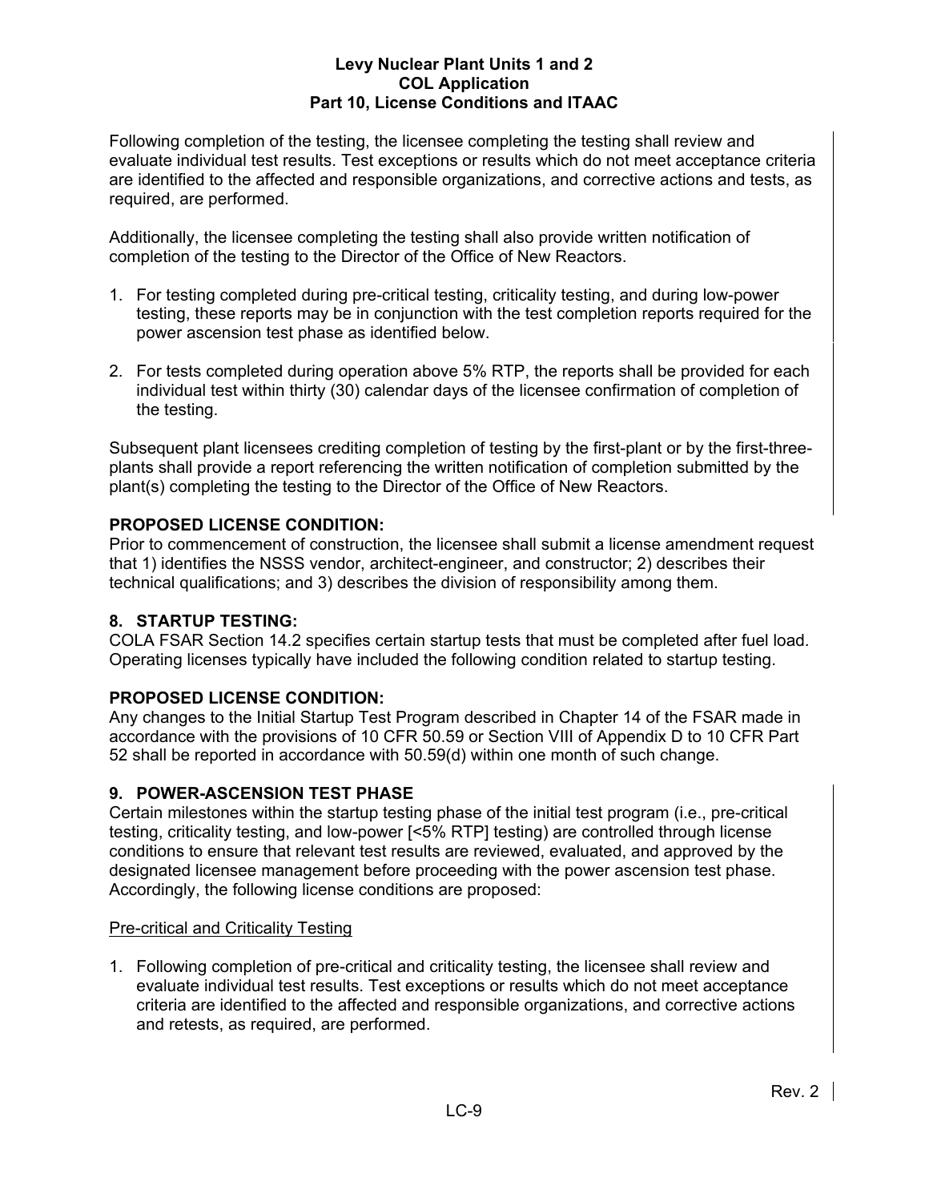Following completion of the testing, the licensee completing the testing shall review and evaluate individual test results. Test exceptions or results which do not meet acceptance criteria are identified to the affected and responsible organizations, and corrective actions and tests, as required, are performed.

Additionally, the licensee completing the testing shall also provide written notification of completion of the testing to the Director of the Office of New Reactors.

1. For testing completed during pre-critical testing, criticality testing, and during low-power testing, these reports may be in conjunction with the test completion reports required for the power ascension test phase as identified below.
2. For tests completed during operation above 5% RTP, the reports shall be provided for each individual test within thirty (30) calendar days of the licensee confirmation of completion of the testing.

Subsequent plant licensees crediting completion of testing by the first-plant or by the first-three-plants shall provide a report referencing the written notification of completion submitted by the plant(s) completing the testing to the Director of the Office of New Reactors.

**PROPOSED LICENSE CONDITION:**
Prior to commencement of construction, the licensee shall submit a license amendment request that 1) identifies the NSSS vendor, architect-engineer, and constructor; 2) describes their technical qualifications; and 3) describes the division of responsibility among them.

## 8. STARTUP TESTING:

COLA FSAR Section 14.2 specifies certain startup tests that must be completed after fuel load. Operating licenses typically have included the following condition related to startup testing.

**PROPOSED LICENSE CONDITION:**
Any changes to the Initial Startup Test Program described in Chapter 14 of the FSAR made in accordance with the provisions of 10 CFR 50.59 or Section VIII of Appendix D to 10 CFR Part 52 shall be reported in accordance with 50.59(d) within one month of such change.

## 9. POWER-ASCENSION TEST PHASE

Certain milestones within the startup testing phase of the initial test program (i.e., pre-critical testing, criticality testing, and low-power [<5% RTP] testing) are controlled through license conditions to ensure that relevant test results are reviewed, evaluated, and approved by the designated licensee management before proceeding with the power ascension test phase. Accordingly, the following license conditions are proposed:

<u>Pre-critical and Criticality Testing</u>

1. Following completion of pre-critical and criticality testing, the licensee shall review and evaluate individual test results. Test exceptions or results which do not meet acceptance criteria are identified to the affected and responsible organizations, and corrective actions and retests, as required, are performed.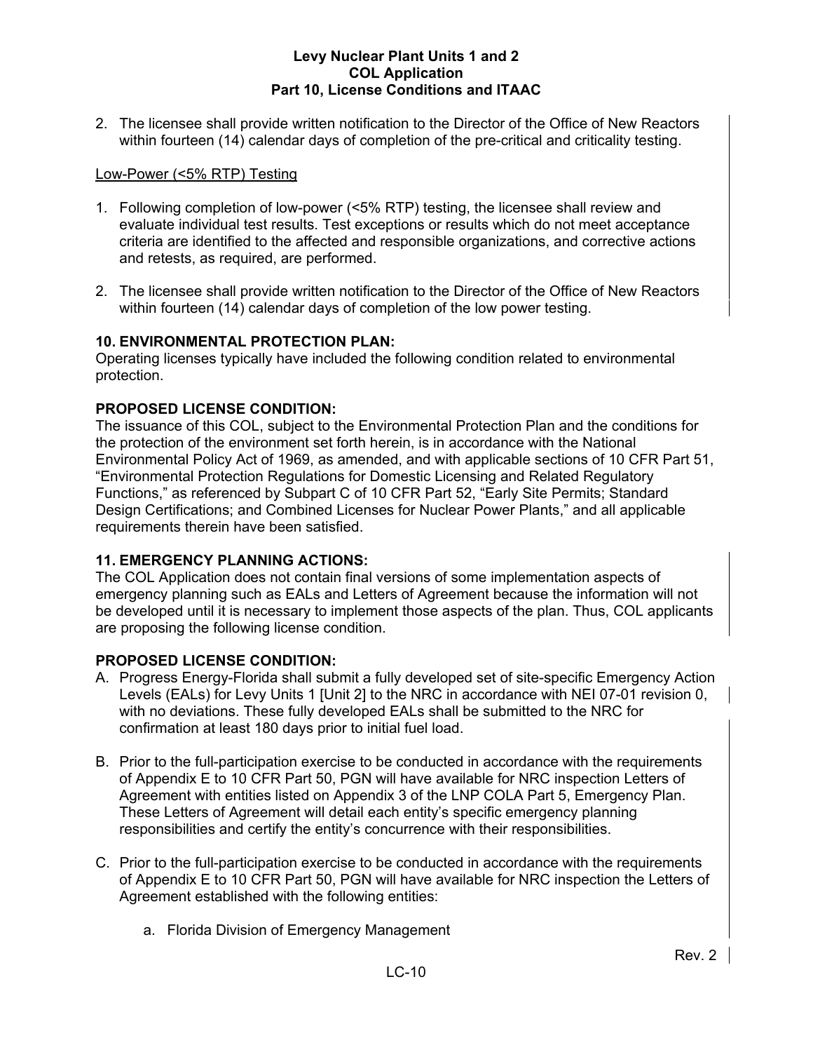2. The licensee shall provide written notification to the Director of the Office of New Reactors within fourteen (14) calendar days of completion of the pre-critical and criticality testing.

Low-Power (<5% RTP) Testing

1. Following completion of low-power (<5% RTP) testing, the licensee shall review and evaluate individual test results. Test exceptions or results which do not meet acceptance criteria are identified to the affected and responsible organizations, and corrective actions and retests, as required, are performed.

2. The licensee shall provide written notification to the Director of the Office of New Reactors within fourteen (14) calendar days of completion of the low power testing.

**10. ENVIRONMENTAL PROTECTION PLAN:**
Operating licenses typically have included the following condition related to environmental protection.

**PROPOSED LICENSE CONDITION:**
The issuance of this COL, subject to the Environmental Protection Plan and the conditions for the protection of the environment set forth herein, is in accordance with the National Environmental Policy Act of 1969, as amended, and with applicable sections of 10 CFR Part 51, "Environmental Protection Regulations for Domestic Licensing and Related Regulatory Functions," as referenced by Subpart C of 10 CFR Part 52, "Early Site Permits; Standard Design Certifications; and Combined Licenses for Nuclear Power Plants," and all applicable requirements therein have been satisfied.

**11. EMERGENCY PLANNING ACTIONS:**
The COL Application does not contain final versions of some implementation aspects of emergency planning such as EALs and Letters of Agreement because the information will not be developed until it is necessary to implement those aspects of the plan. Thus, COL applicants are proposing the following license condition.

**PROPOSED LICENSE CONDITION:**

A. Progress Energy-Florida shall submit a fully developed set of site-specific Emergency Action Levels (EALs) for Levy Units 1 [Unit 2] to the NRC in accordance with NEI 07-01 revision 0, with no deviations. These fully developed EALs shall be submitted to the NRC for confirmation at least 180 days prior to initial fuel load.

B. Prior to the full-participation exercise to be conducted in accordance with the requirements of Appendix E to 10 CFR Part 50, PGN will have available for NRC inspection Letters of Agreement with entities listed on Appendix 3 of the LNP COLA Part 5, Emergency Plan. These Letters of Agreement will detail each entity's specific emergency planning responsibilities and certify the entity's concurrence with their responsibilities.

C. Prior to the full-participation exercise to be conducted in accordance with the requirements of Appendix E to 10 CFR Part 50, PGN will have available for NRC inspection the Letters of Agreement established with the following entities:

   a. Florida Division of Emergency Management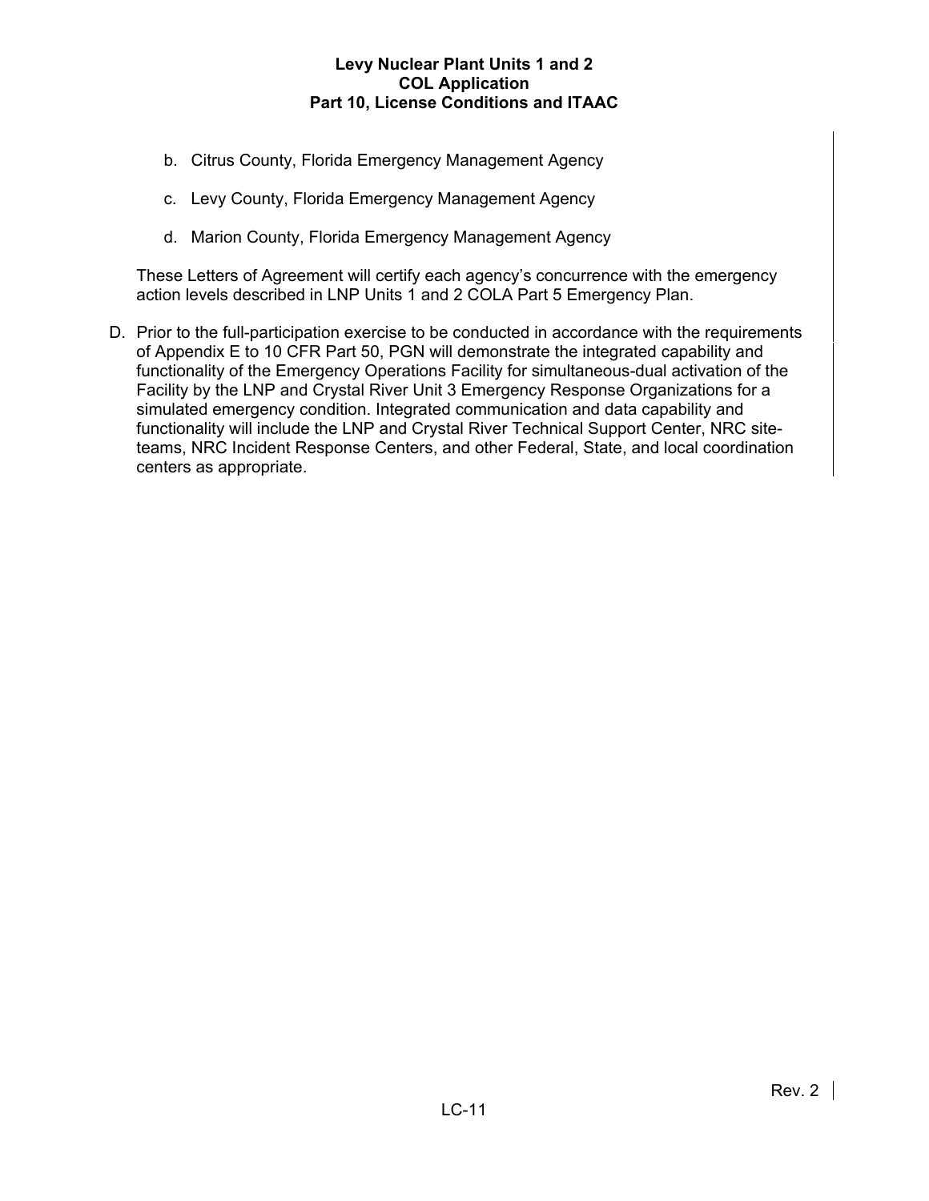b. Citrus County, Florida Emergency Management Agency

c. Levy County, Florida Emergency Management Agency

d. Marion County, Florida Emergency Management Agency

These Letters of Agreement will certify each agency's concurrence with the emergency action levels described in LNP Units 1 and 2 COLA Part 5 Emergency Plan.

D. Prior to the full-participation exercise to be conducted in accordance with the requirements of Appendix E to 10 CFR Part 50, PGN will demonstrate the integrated capability and functionality of the Emergency Operations Facility for simultaneous-dual activation of the Facility by the LNP and Crystal River Unit 3 Emergency Response Organizations for a simulated emergency condition. Integrated communication and data capability and functionality will include the LNP and Crystal River Technical Support Center, NRC site-teams, NRC Incident Response Centers, and other Federal, State, and local coordination centers as appropriate.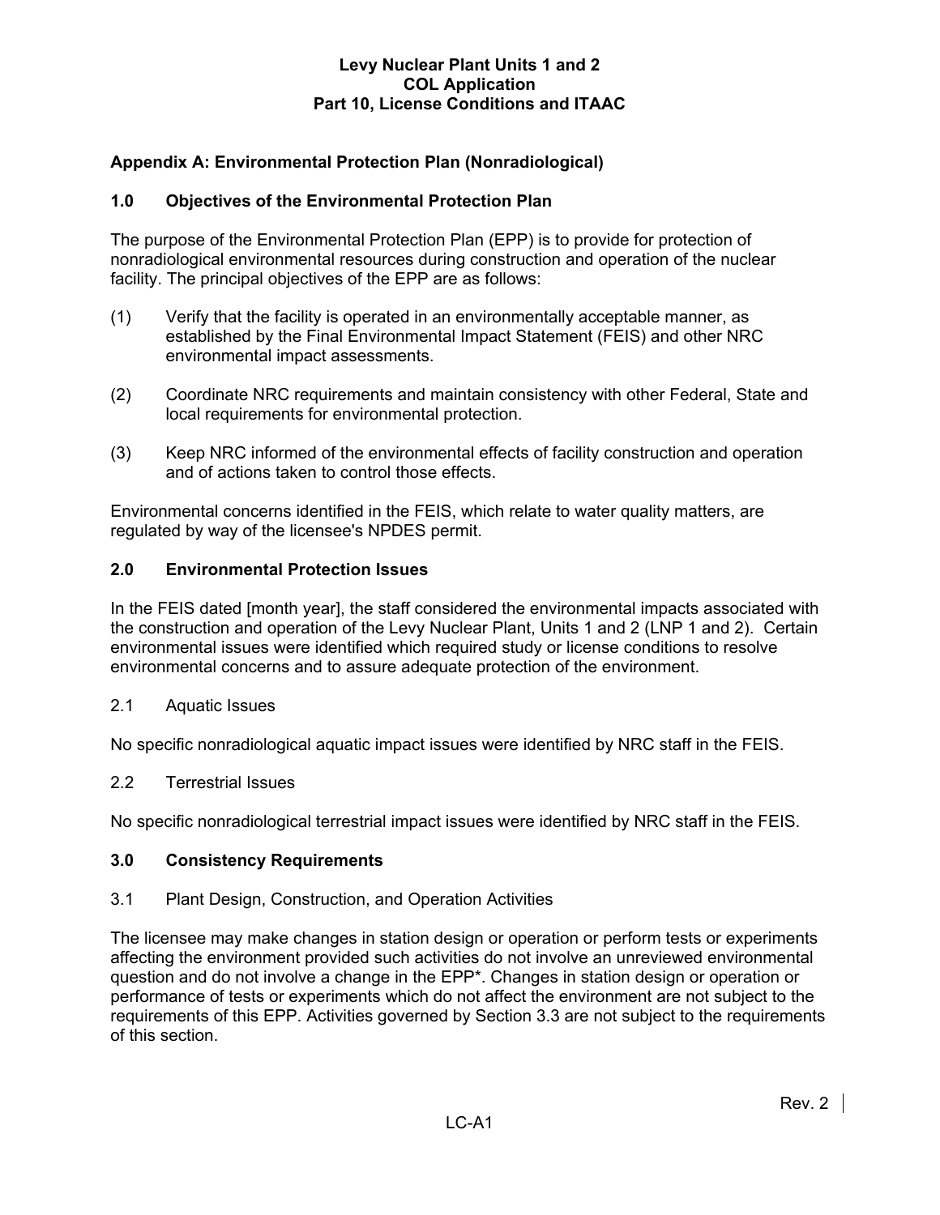## Appendix A: Environmental Protection Plan (Nonradiological)

### 1.0 Objectives of the Environmental Protection Plan

The purpose of the Environmental Protection Plan (EPP) is to provide for protection of nonradiological environmental resources during construction and operation of the nuclear facility. The principal objectives of the EPP are as follows:

(1) Verify that the facility is operated in an environmentally acceptable manner, as established by the Final Environmental Impact Statement (FEIS) and other NRC environmental impact assessments.

(2) Coordinate NRC requirements and maintain consistency with other Federal, State and local requirements for environmental protection.

(3) Keep NRC informed of the environmental effects of facility construction and operation and of actions taken to control those effects.

Environmental concerns identified in the FEIS, which relate to water quality matters, are regulated by way of the licensee's NPDES permit.

### 2.0 Environmental Protection Issues

In the FEIS dated [month year], the staff considered the environmental impacts associated with the construction and operation of the Levy Nuclear Plant, Units 1 and 2 (LNP 1 and 2). Certain environmental issues were identified which required study or license conditions to resolve environmental concerns and to assure adequate protection of the environment.

2.1 Aquatic Issues

No specific nonradiological aquatic impact issues were identified by NRC staff in the FEIS.

2.2 Terrestrial Issues

No specific nonradiological terrestrial impact issues were identified by NRC staff in the FEIS.

### 3.0 Consistency Requirements

3.1 Plant Design, Construction, and Operation Activities

The licensee may make changes in station design or operation or perform tests or experiments affecting the environment provided such activities do not involve an unreviewed environmental question and do not involve a change in the EPP*. Changes in station design or operation or performance of tests or experiments which do not affect the environment are not subject to the requirements of this EPP. Activities governed by Section 3.3 are not subject to the requirements of this section.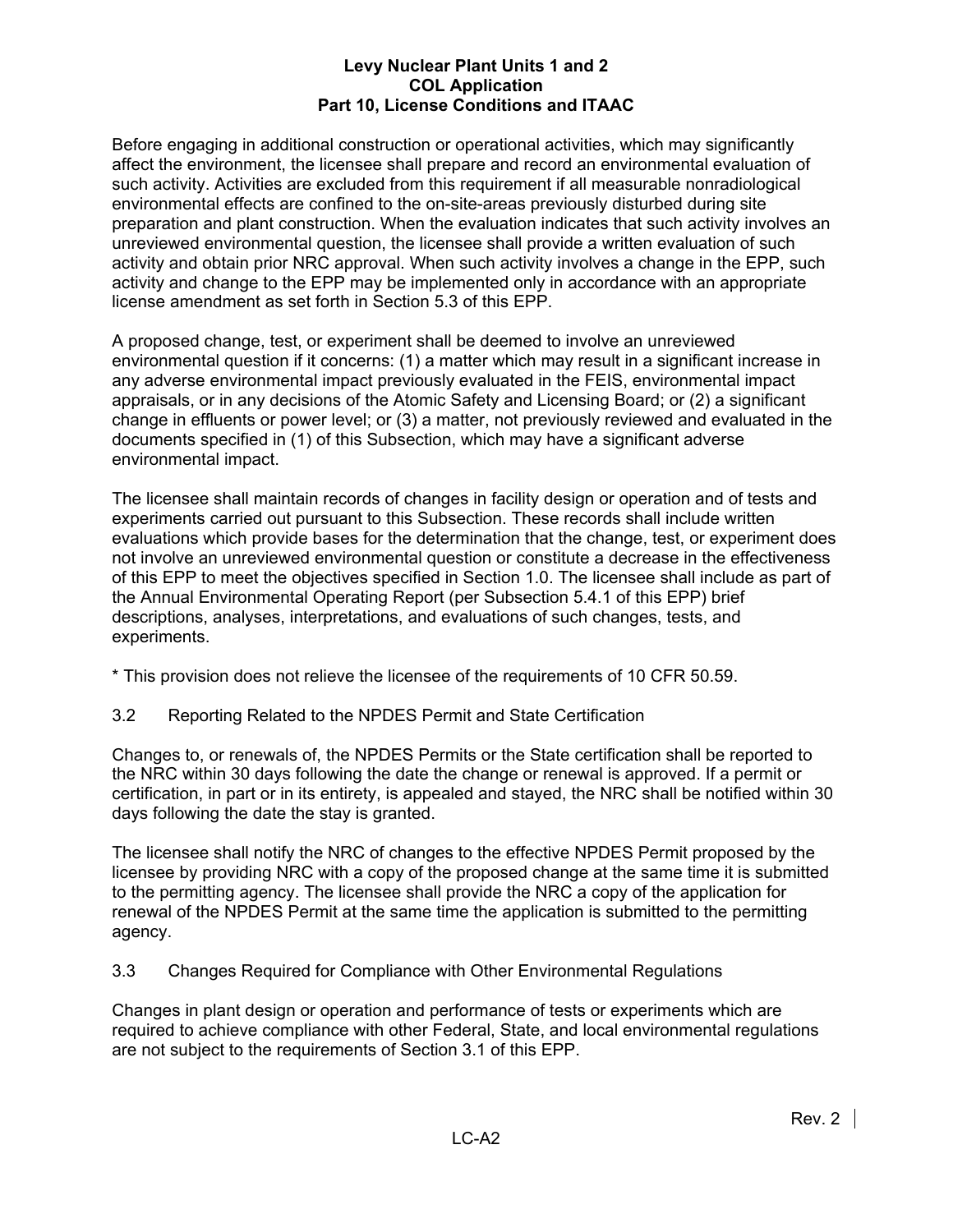Before engaging in additional construction or operational activities, which may significantly affect the environment, the licensee shall prepare and record an environmental evaluation of such activity. Activities are excluded from this requirement if all measurable nonradiological environmental effects are confined to the on-site-areas previously disturbed during site preparation and plant construction. When the evaluation indicates that such activity involves an unreviewed environmental question, the licensee shall provide a written evaluation of such activity and obtain prior NRC approval. When such activity involves a change in the EPP, such activity and change to the EPP may be implemented only in accordance with an appropriate license amendment as set forth in Section 5.3 of this EPP.

A proposed change, test, or experiment shall be deemed to involve an unreviewed environmental question if it concerns: (1) a matter which may result in a significant increase in any adverse environmental impact previously evaluated in the FEIS, environmental impact appraisals, or in any decisions of the Atomic Safety and Licensing Board; or (2) a significant change in effluents or power level; or (3) a matter, not previously reviewed and evaluated in the documents specified in (1) of this Subsection, which may have a significant adverse environmental impact.

The licensee shall maintain records of changes in facility design or operation and of tests and experiments carried out pursuant to this Subsection. These records shall include written evaluations which provide bases for the determination that the change, test, or experiment does not involve an unreviewed environmental question or constitute a decrease in the effectiveness of this EPP to meet the objectives specified in Section 1.0. The licensee shall include as part of the Annual Environmental Operating Report (per Subsection 5.4.1 of this EPP) brief descriptions, analyses, interpretations, and evaluations of such changes, tests, and experiments.

* This provision does not relieve the licensee of the requirements of 10 CFR 50.59.

## 3.2 Reporting Related to the NPDES Permit and State Certification

Changes to, or renewals of, the NPDES Permits or the State certification shall be reported to the NRC within 30 days following the date the change or renewal is approved. If a permit or certification, in part or in its entirety, is appealed and stayed, the NRC shall be notified within 30 days following the date the stay is granted.

The licensee shall notify the NRC of changes to the effective NPDES Permit proposed by the licensee by providing NRC with a copy of the proposed change at the same time it is submitted to the permitting agency. The licensee shall provide the NRC a copy of the application for renewal of the NPDES Permit at the same time the application is submitted to the permitting agency.

## 3.3 Changes Required for Compliance with Other Environmental Regulations

Changes in plant design or operation and performance of tests or experiments which are required to achieve compliance with other Federal, State, and local environmental regulations are not subject to the requirements of Section 3.1 of this EPP.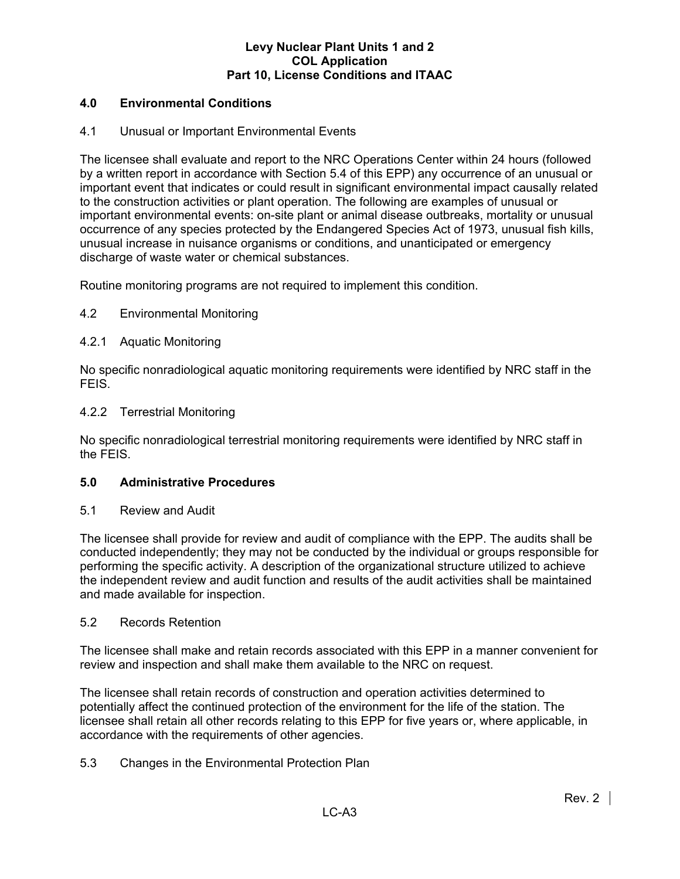## 4.0 Environmental Conditions

### 4.1 Unusual or Important Environmental Events

The licensee shall evaluate and report to the NRC Operations Center within 24 hours (followed by a written report in accordance with Section 5.4 of this EPP) any occurrence of an unusual or important event that indicates or could result in significant environmental impact causally related to the construction activities or plant operation. The following are examples of unusual or important environmental events: on-site plant or animal disease outbreaks, mortality or unusual occurrence of any species protected by the Endangered Species Act of 1973, unusual fish kills, unusual increase in nuisance organisms or conditions, and unanticipated or emergency discharge of waste water or chemical substances.

Routine monitoring programs are not required to implement this condition.

### 4.2 Environmental Monitoring

#### 4.2.1 Aquatic Monitoring

No specific nonradiological aquatic monitoring requirements were identified by NRC staff in the FEIS.

#### 4.2.2 Terrestrial Monitoring

No specific nonradiological terrestrial monitoring requirements were identified by NRC staff in the FEIS.

## 5.0 Administrative Procedures

### 5.1 Review and Audit

The licensee shall provide for review and audit of compliance with the EPP. The audits shall be conducted independently; they may not be conducted by the individual or groups responsible for performing the specific activity. A description of the organizational structure utilized to achieve the independent review and audit function and results of the audit activities shall be maintained and made available for inspection.

### 5.2 Records Retention

The licensee shall make and retain records associated with this EPP in a manner convenient for review and inspection and shall make them available to the NRC on request.

The licensee shall retain records of construction and operation activities determined to potentially affect the continued protection of the environment for the life of the station. The licensee shall retain all other records relating to this EPP for five years or, where applicable, in accordance with the requirements of other agencies.

### 5.3 Changes in the Environmental Protection Plan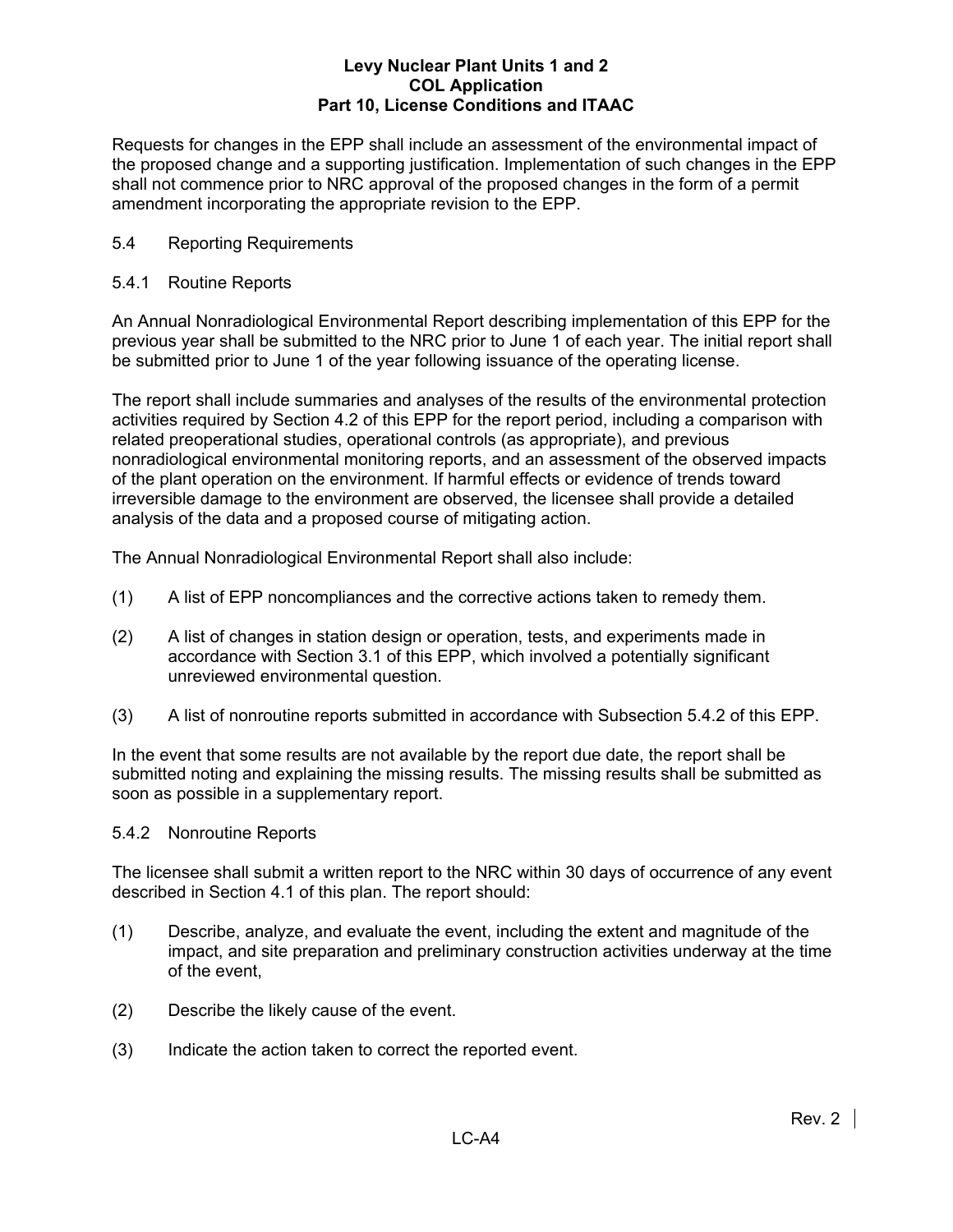Requests for changes in the EPP shall include an assessment of the environmental impact of the proposed change and a supporting justification. Implementation of such changes in the EPP shall not commence prior to NRC approval of the proposed changes in the form of a permit amendment incorporating the appropriate revision to the EPP.

## 5.4 Reporting Requirements

### 5.4.1 Routine Reports

An Annual Nonradiological Environmental Report describing implementation of this EPP for the previous year shall be submitted to the NRC prior to June 1 of each year. The initial report shall be submitted prior to June 1 of the year following issuance of the operating license.

The report shall include summaries and analyses of the results of the environmental protection activities required by Section 4.2 of this EPP for the report period, including a comparison with related preoperational studies, operational controls (as appropriate), and previous nonradiological environmental monitoring reports, and an assessment of the observed impacts of the plant operation on the environment. If harmful effects or evidence of trends toward irreversible damage to the environment are observed, the licensee shall provide a detailed analysis of the data and a proposed course of mitigating action.

The Annual Nonradiological Environmental Report shall also include:

(1) A list of EPP noncompliances and the corrective actions taken to remedy them.

(2) A list of changes in station design or operation, tests, and experiments made in accordance with Section 3.1 of this EPP, which involved a potentially significant unreviewed environmental question.

(3) A list of nonroutine reports submitted in accordance with Subsection 5.4.2 of this EPP.

In the event that some results are not available by the report due date, the report shall be submitted noting and explaining the missing results. The missing results shall be submitted as soon as possible in a supplementary report.

### 5.4.2 Nonroutine Reports

The licensee shall submit a written report to the NRC within 30 days of occurrence of any event described in Section 4.1 of this plan. The report should:

(1) Describe, analyze, and evaluate the event, including the extent and magnitude of the impact, and site preparation and preliminary construction activities underway at the time of the event,

(2) Describe the likely cause of the event.

(3) Indicate the action taken to correct the reported event.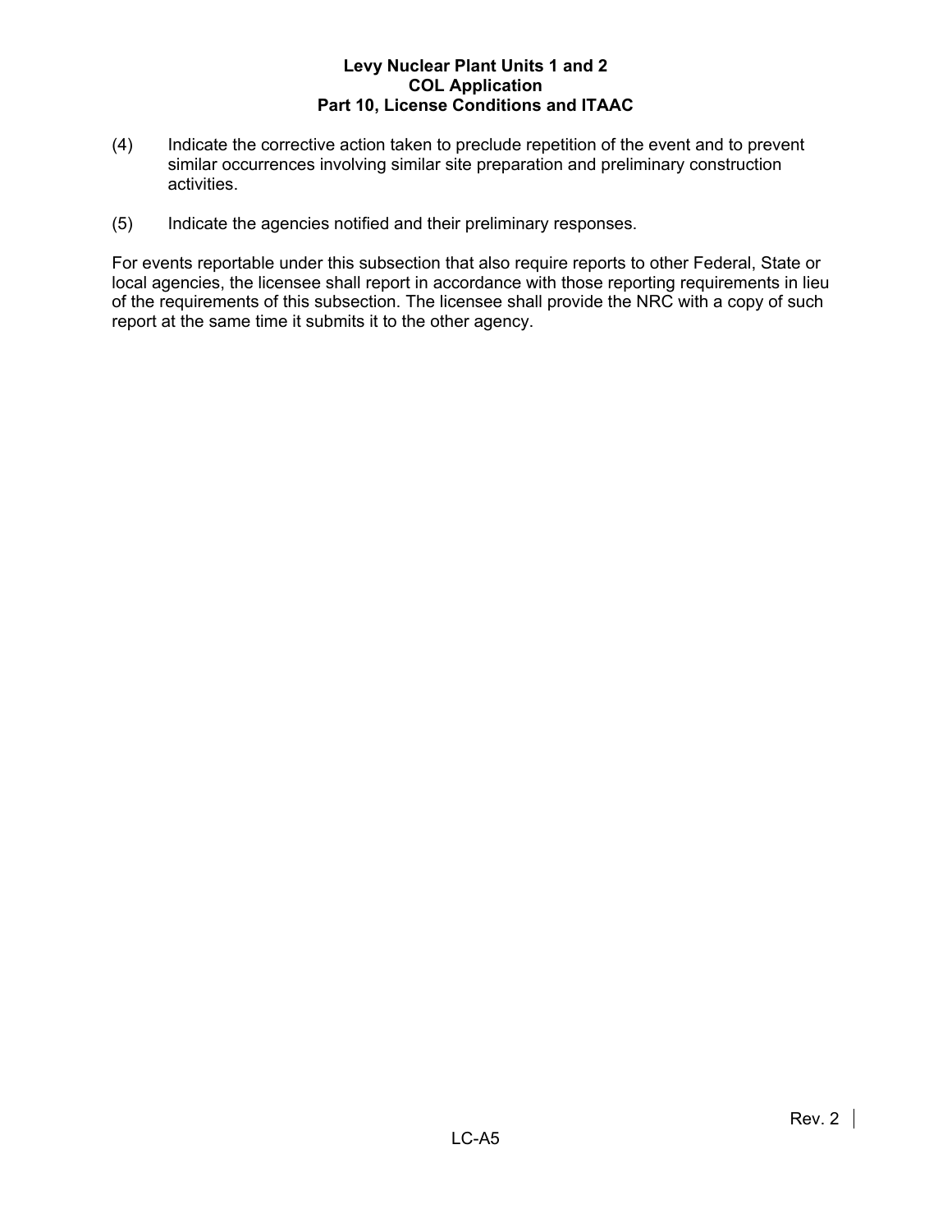(4) Indicate the corrective action taken to preclude repetition of the event and to prevent similar occurrences involving similar site preparation and preliminary construction activities.

(5) Indicate the agencies notified and their preliminary responses.

For events reportable under this subsection that also require reports to other Federal, State or local agencies, the licensee shall report in accordance with those reporting requirements in lieu of the requirements of this subsection. The licensee shall provide the NRC with a copy of such report at the same time it submits it to the other agency.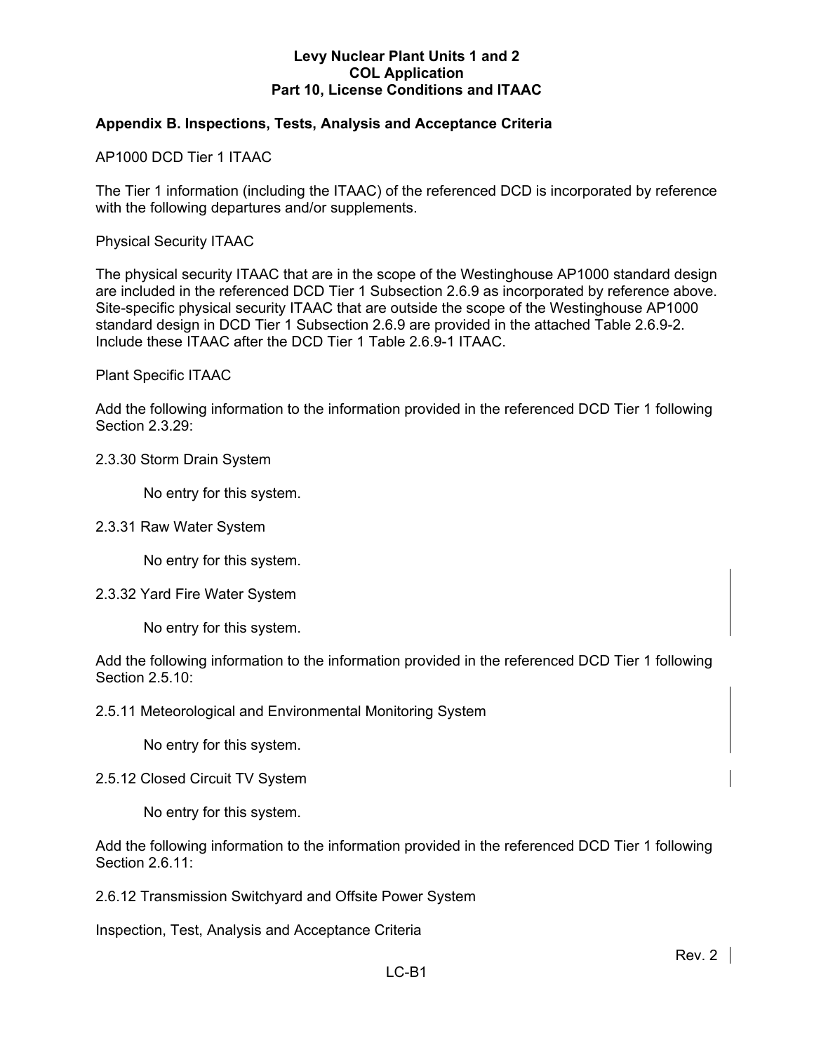## Appendix B. Inspections, Tests, Analysis and Acceptance Criteria

AP1000 DCD Tier 1 ITAAC

The Tier 1 information (including the ITAAC) of the referenced DCD is incorporated by reference with the following departures and/or supplements.

Physical Security ITAAC

The physical security ITAAC that are in the scope of the Westinghouse AP1000 standard design are included in the referenced DCD Tier 1 Subsection 2.6.9 as incorporated by reference above. Site-specific physical security ITAAC that are outside the scope of the Westinghouse AP1000 standard design in DCD Tier 1 Subsection 2.6.9 are provided in the attached Table 2.6.9-2. Include these ITAAC after the DCD Tier 1 Table 2.6.9-1 ITAAC.

Plant Specific ITAAC

Add the following information to the information provided in the referenced DCD Tier 1 following Section 2.3.29:

2.3.30 Storm Drain System

No entry for this system.

2.3.31 Raw Water System

No entry for this system.

2.3.32 Yard Fire Water System

No entry for this system.

Add the following information to the information provided in the referenced DCD Tier 1 following Section 2.5.10:

2.5.11 Meteorological and Environmental Monitoring System

No entry for this system.

2.5.12 Closed Circuit TV System

No entry for this system.

Add the following information to the information provided in the referenced DCD Tier 1 following Section 2.6.11:

2.6.12 Transmission Switchyard and Offsite Power System

Inspection, Test, Analysis and Acceptance Criteria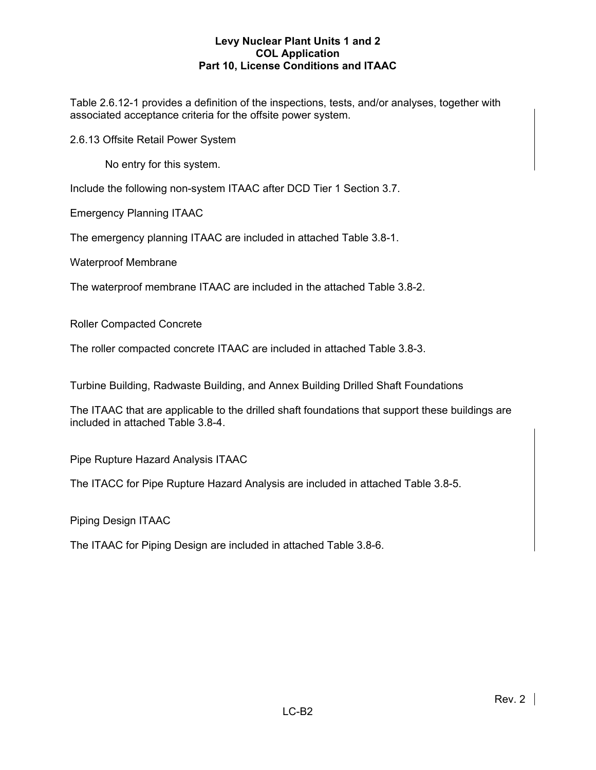Table 2.6.12-1 provides a definition of the inspections, tests, and/or analyses, together with associated acceptance criteria for the offsite power system.

2.6.13 Offsite Retail Power System

No entry for this system.

Include the following non-system ITAAC after DCD Tier 1 Section 3.7.

Emergency Planning ITAAC

The emergency planning ITAAC are included in attached Table 3.8-1.

Waterproof Membrane

The waterproof membrane ITAAC are included in the attached Table 3.8-2.

Roller Compacted Concrete

The roller compacted concrete ITAAC are included in attached Table 3.8-3.

Turbine Building, Radwaste Building, and Annex Building Drilled Shaft Foundations

The ITAAC that are applicable to the drilled shaft foundations that support these buildings are included in attached Table 3.8-4.

Pipe Rupture Hazard Analysis ITAAC

The ITACC for Pipe Rupture Hazard Analysis are included in attached Table 3.8-5.

Piping Design ITAAC

The ITAAC for Piping Design are included in attached Table 3.8-6.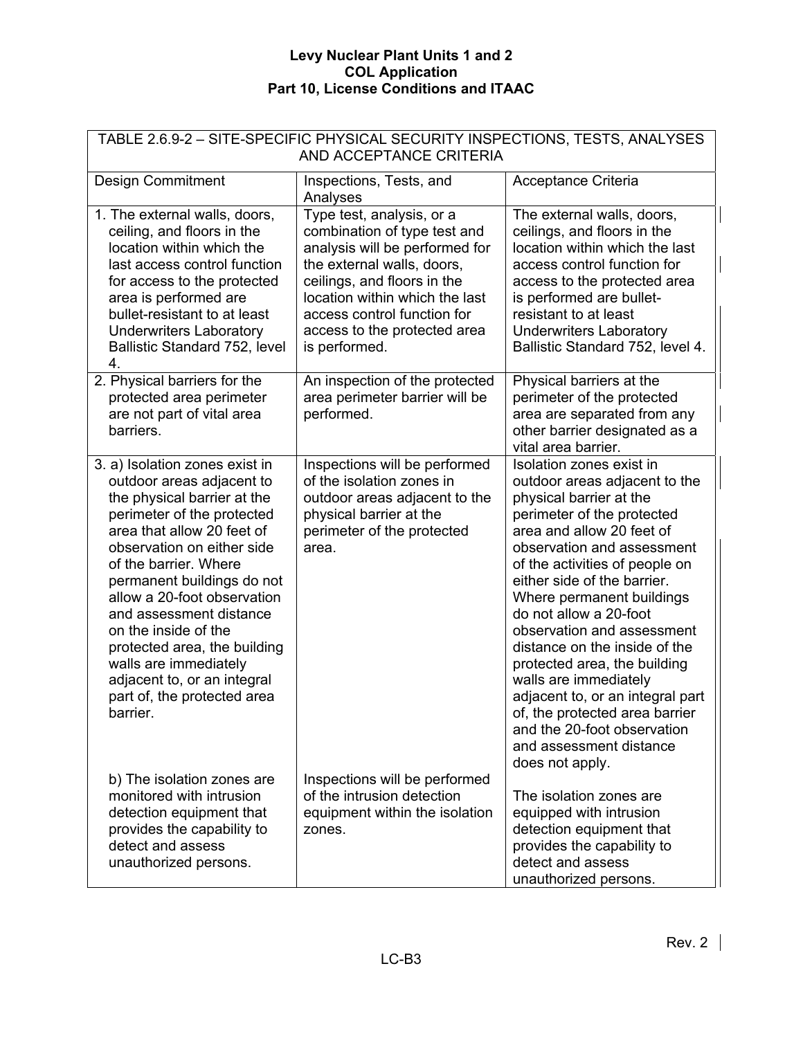| TABLE 2.6.9-2 – SITE-SPECIFIC PHYSICAL SECURITY INSPECTIONS, TESTS, ANALYSES AND ACCEPTANCE CRITERIA | | |
|---|---|---|
| Design Commitment | Inspections, Tests, and Analyses | Acceptance Criteria |
| 1. The external walls, doors, ceiling, and floors in the location within which the last access control function for access to the protected area is performed are bullet-resistant to at least Underwriters Laboratory Ballistic Standard 752, level 4. | Type test, analysis, or a combination of type test and analysis will be performed for the external walls, doors, ceilings, and floors in the location within which the last access control function for access to the protected area is performed. | The external walls, doors, ceilings, and floors in the location within which the last access control function for access to the protected area is performed are bullet-resistant to at least Underwriters Laboratory Ballistic Standard 752, level 4. |
| 2. Physical barriers for the protected area perimeter are not part of vital area barriers. | An inspection of the protected area perimeter barrier will be performed. | Physical barriers at the perimeter of the protected area are separated from any other barrier designated as a vital area barrier. |
| 3. a) Isolation zones exist in outdoor areas adjacent to the physical barrier at the perimeter of the protected area that allow 20 feet of observation on either side of the barrier. Where permanent buildings do not allow a 20-foot observation and assessment distance on the inside of the protected area, the building walls are immediately adjacent to, or an integral part of, the protected area barrier. | Inspections will be performed of the isolation zones in outdoor areas adjacent to the physical barrier at the perimeter of the protected area. | Isolation zones exist in outdoor areas adjacent to the physical barrier at the perimeter of the protected area and allow 20 feet of observation and assessment of the activities of people on either side of the barrier. Where permanent buildings do not allow a 20-foot observation and assessment distance on the inside of the protected area, the building walls are immediately adjacent to, or an integral part of, the protected area barrier and the 20-foot observation and assessment distance does not apply. |
| b) The isolation zones are monitored with intrusion detection equipment that provides the capability to detect and assess unauthorized persons. | Inspections will be performed of the intrusion detection equipment within the isolation zones. | The isolation zones are equipped with intrusion detection equipment that provides the capability to detect and assess unauthorized persons. |

Rev. 2

LC-B3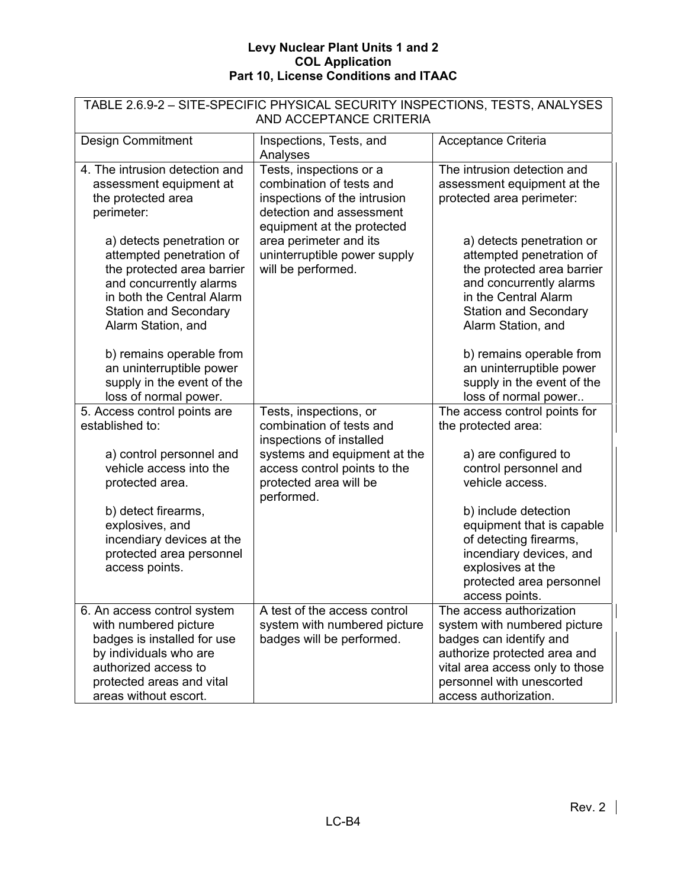| TABLE 2.6.9-2 – SITE-SPECIFIC PHYSICAL SECURITY INSPECTIONS, TESTS, ANALYSES AND ACCEPTANCE CRITERIA | | |
|---|---|---|
| Design Commitment | Inspections, Tests, and Analyses | Acceptance Criteria |
| 4. The intrusion detection and assessment equipment at the protected area perimeter:<br><br>a) detects penetration or attempted penetration of the protected area barrier and concurrently alarms in both the Central Alarm Station and Secondary Alarm Station, and<br><br>b) remains operable from an uninterruptible power supply in the event of the loss of normal power. | Tests, inspections or a combination of tests and inspections of the intrusion detection and assessment equipment at the protected area perimeter and its uninterruptible power supply will be performed. | The intrusion detection and assessment equipment at the protected area perimeter:<br><br>a) detects penetration or attempted penetration of the protected area barrier and concurrently alarms in the Central Alarm Station and Secondary Alarm Station, and<br><br>b) remains operable from an uninterruptible power supply in the event of the loss of normal power.. |
| 5. Access control points are established to:<br><br>a) control personnel and vehicle access into the protected area.<br><br>b) detect firearms, explosives, and incendiary devices at the protected area personnel access points. | Tests, inspections, or combination of tests and inspections of installed systems and equipment at the access control points to the protected area will be performed. | The access control points for the protected area:<br><br>a) are configured to control personnel and vehicle access.<br><br>b) include detection equipment that is capable of detecting firearms, incendiary devices, and explosives at the protected area personnel access points. |
| 6. An access control system with numbered picture badges is installed for use by individuals who are authorized access to protected areas and vital areas without escort. | A test of the access control system with numbered picture badges will be performed. | The access authorization system with numbered picture badges can identify and authorize protected area and vital area access only to those personnel with unescorted access authorization. |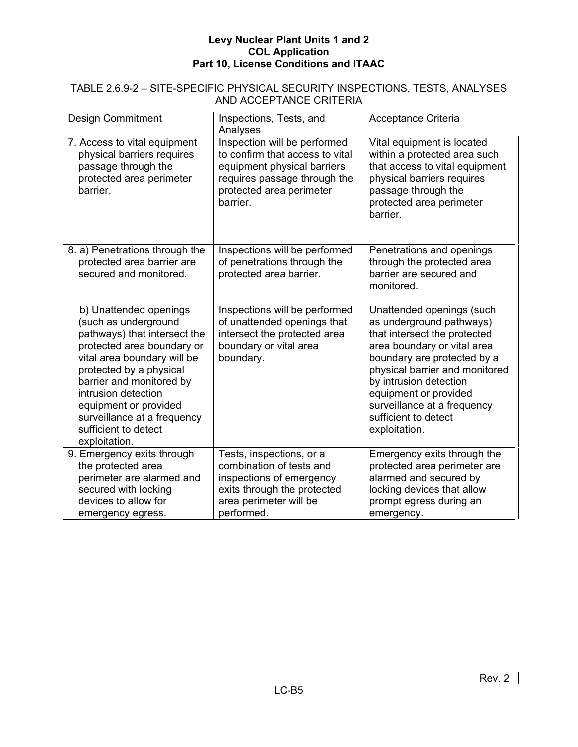| TABLE 2.6.9-2 – SITE-SPECIFIC PHYSICAL SECURITY INSPECTIONS, TESTS, ANALYSES AND ACCEPTANCE CRITERIA | | |
|---|---|---|
| Design Commitment | Inspections, Tests, and Analyses | Acceptance Criteria |
| 7. Access to vital equipment physical barriers requires passage through the protected area perimeter barrier. | Inspection will be performed to confirm that access to vital equipment physical barriers requires passage through the protected area perimeter barrier. | Vital equipment is located within a protected area such that access to vital equipment physical barriers requires passage through the protected area perimeter barrier. |
| 8. a) Penetrations through the protected area barrier are secured and monitored. | Inspections will be performed of penetrations through the protected area barrier. | Penetrations and openings through the protected area barrier are secured and monitored. |
| b) Unattended openings (such as underground pathways) that intersect the protected area boundary or vital area boundary will be protected by a physical barrier and monitored by intrusion detection equipment or provided surveillance at a frequency sufficient to detect exploitation. | Inspections will be performed of unattended openings that intersect the protected area boundary or vital area boundary. | Unattended openings (such as underground pathways) that intersect the protected area boundary or vital area boundary are protected by a physical barrier and monitored by intrusion detection equipment or provided surveillance at a frequency sufficient to detect exploitation. |
| 9. Emergency exits through the protected area perimeter are alarmed and secured with locking devices to allow for emergency egress. | Tests, inspections, or a combination of tests and inspections of emergency exits through the protected area perimeter will be performed. | Emergency exits through the protected area perimeter are alarmed and secured by locking devices that allow prompt egress during an emergency. |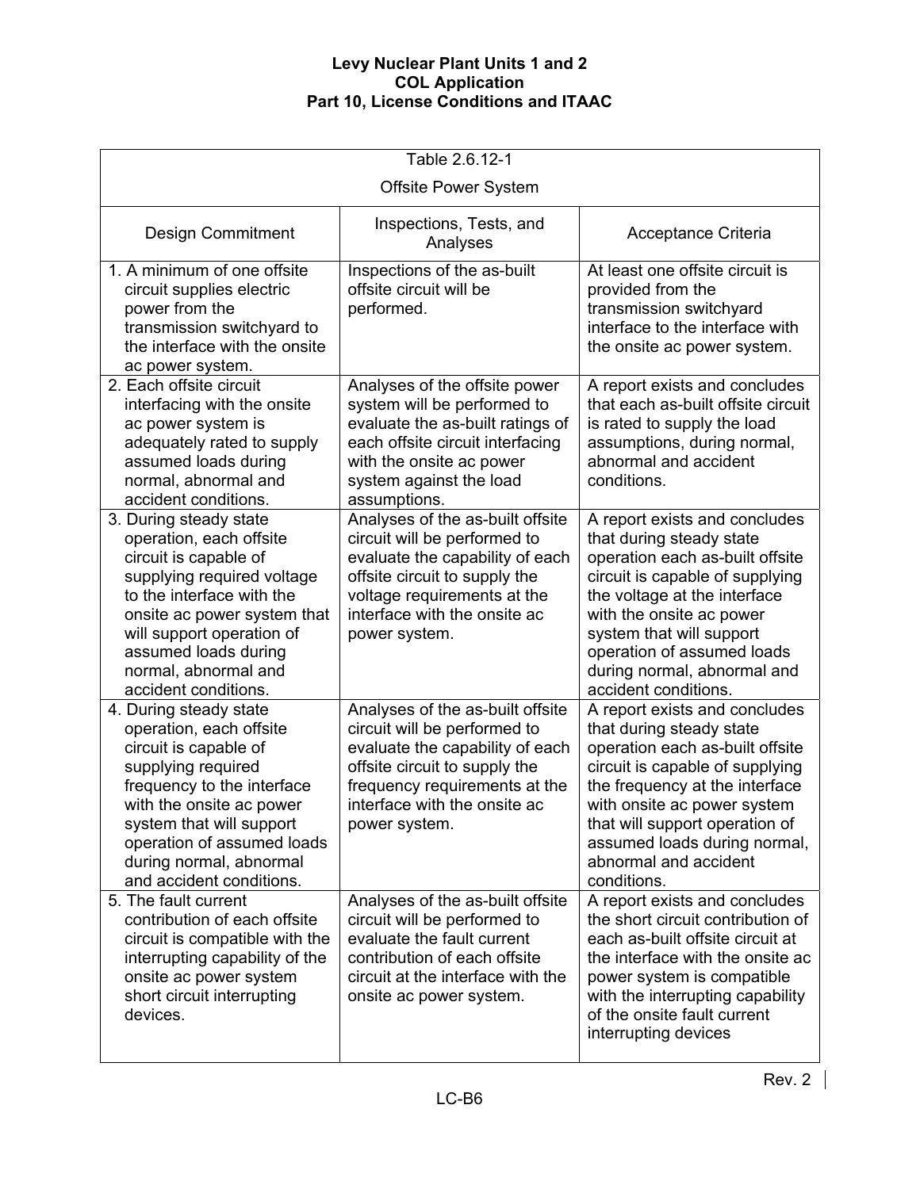| Table 2.6.12-1 Offsite Power System | | |
|---|---|---|
| **Design Commitment** | **Inspections, Tests, and Analyses** | **Acceptance Criteria** |
| 1. A minimum of one offsite circuit supplies electric power from the transmission switchyard to the interface with the onsite ac power system. | Inspections of the as-built offsite circuit will be performed. | At least one offsite circuit is provided from the transmission switchyard interface to the interface with the onsite ac power system. |
| 2. Each offsite circuit interfacing with the onsite ac power system is adequately rated to supply assumed loads during normal, abnormal and accident conditions. | Analyses of the offsite power system will be performed to evaluate the as-built ratings of each offsite circuit interfacing with the onsite ac power system against the load assumptions. | A report exists and concludes that each as-built offsite circuit is rated to supply the load assumptions, during normal, abnormal and accident conditions. |
| 3. During steady state operation, each offsite circuit is capable of supplying required voltage to the interface with the onsite ac power system that will support operation of assumed loads during normal, abnormal and accident conditions. | Analyses of the as-built offsite circuit will be performed to evaluate the capability of each offsite circuit to supply the voltage requirements at the interface with the onsite ac power system. | A report exists and concludes that during steady state operation each as-built offsite circuit is capable of supplying the voltage at the interface with the onsite ac power system that will support operation of assumed loads during normal, abnormal and accident conditions. |
| 4. During steady state operation, each offsite circuit is capable of supplying required frequency to the interface with the onsite ac power system that will support operation of assumed loads during normal, abnormal and accident conditions. | Analyses of the as-built offsite circuit will be performed to evaluate the capability of each offsite circuit to supply the frequency requirements at the interface with the onsite ac power system. | A report exists and concludes that during steady state operation each as-built offsite circuit is capable of supplying the frequency at the interface with onsite ac power system that will support operation of assumed loads during normal, abnormal and accident conditions. |
| 5. The fault current contribution of each offsite circuit is compatible with the interrupting capability of the onsite ac power system short circuit interrupting devices. | Analyses of the as-built offsite circuit will be performed to evaluate the fault current contribution of each offsite circuit at the interface with the onsite ac power system. | A report exists and concludes the short circuit contribution of each as-built offsite circuit at the interface with the onsite ac power system is compatible with the interrupting capability of the onsite fault current interrupting devices |

Rev. 2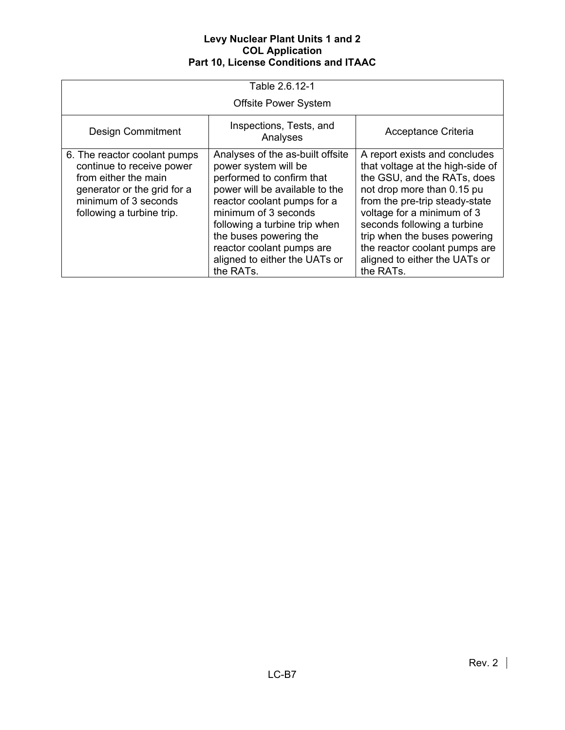| Table 2.6.12-1 Offsite Power System | | |
|---|---|---|
| Design Commitment | Inspections, Tests, and Analyses | Acceptance Criteria |
| 6. The reactor coolant pumps continue to receive power from either the main generator or the grid for a minimum of 3 seconds following a turbine trip. | Analyses of the as-built offsite power system will be performed to confirm that power will be available to the reactor coolant pumps for a minimum of 3 seconds following a turbine trip when the buses powering the reactor coolant pumps are aligned to either the UATs or the RATs. | A report exists and concludes that voltage at the high-side of the GSU, and the RATs, does not drop more than 0.15 pu from the pre-trip steady-state voltage for a minimum of 3 seconds following a turbine trip when the buses powering the reactor coolant pumps are aligned to either the UATs or the RATs. |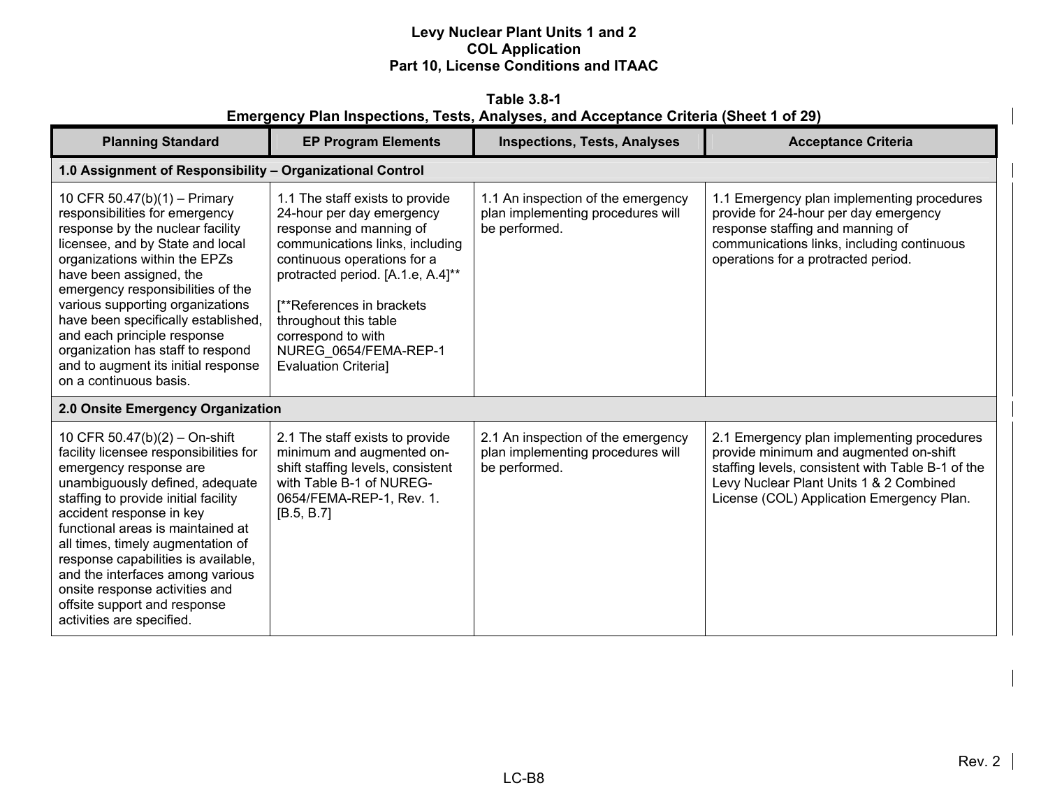**Table 3.8-1**
**Emergency Plan Inspections, Tests, Analyses, and Acceptance Criteria (Sheet 1 of 29)**

| Planning Standard | EP Program Elements | Inspections, Tests, Analyses | Acceptance Criteria |
|---|---|---|---|
| **1.0 Assignment of Responsibility – Organizational Control** | | | |
| 10 CFR 50.47(b)(1) – Primary responsibilities for emergency response by the nuclear facility licensee, and by State and local organizations within the EPZs have been assigned, the emergency responsibilities of the various supporting organizations have been specifically established, and each principle response organization has staff to respond and to augment its initial response on a continuous basis. | 1.1 The staff exists to provide 24-hour per day emergency response and manning of communications links, including continuous operations for a protracted period. [A.1.e, A.4]** <br><br> [**References in brackets throughout this table correspond to with NUREG_0654/FEMA-REP-1 Evaluation Criteria] | 1.1 An inspection of the emergency plan implementing procedures will be performed. | 1.1 Emergency plan implementing procedures provide for 24-hour per day emergency response staffing and manning of communications links, including continuous operations for a protracted period. |
| **2.0 Onsite Emergency Organization** | | | |
| 10 CFR 50.47(b)(2) – On-shift facility licensee responsibilities for emergency response are unambiguously defined, adequate staffing to provide initial facility accident response in key functional areas is maintained at all times, timely augmentation of response capabilities is available, and the interfaces among various onsite response activities and offsite support and response activities are specified. | 2.1 The staff exists to provide minimum and augmented on-shift staffing levels, consistent with Table B-1 of NUREG-0654/FEMA-REP-1, Rev. 1. [B.5, B.7] | 2.1 An inspection of the emergency plan implementing procedures will be performed. | 2.1 Emergency plan implementing procedures provide minimum and augmented on-shift staffing levels, consistent with Table B-1 of the Levy Nuclear Plant Units 1 & 2 Combined License (COL) Application Emergency Plan. |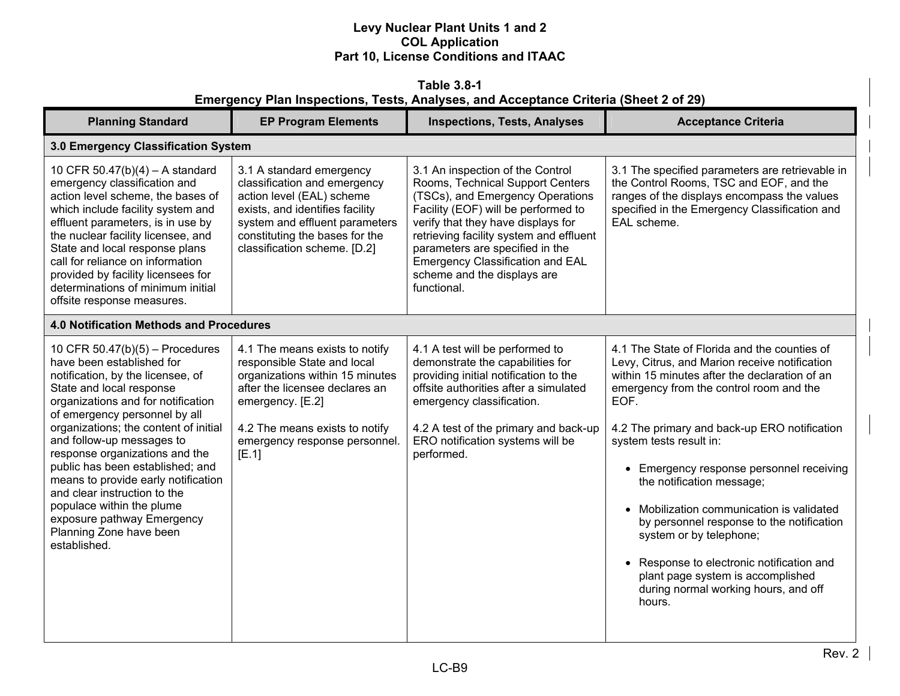**Table 3.8-1**
**Emergency Plan Inspections, Tests, Analyses, and Acceptance Criteria (Sheet 2 of 29)**

| Planning Standard | EP Program Elements | Inspections, Tests, Analyses | Acceptance Criteria |
|---|---|---|---|
| **3.0 Emergency Classification System** | | | |
| 10 CFR 50.47(b)(4) – A standard emergency classification and action level scheme, the bases of which include facility system and effluent parameters, is in use by the nuclear facility licensee, and State and local response plans call for reliance on information provided by facility licensees for determinations of minimum initial offsite response measures. | 3.1 A standard emergency classification and emergency action level (EAL) scheme exists, and identifies facility system and effluent parameters constituting the bases for the classification scheme. [D.2] | 3.1 An inspection of the Control Rooms, Technical Support Centers (TSCs), and Emergency Operations Facility (EOF) will be performed to verify that they have displays for retrieving facility system and effluent parameters are specified in the Emergency Classification and EAL scheme and the displays are functional. | 3.1 The specified parameters are retrievable in the Control Rooms, TSC and EOF, and the ranges of the displays encompass the values specified in the Emergency Classification and EAL scheme. |
| **4.0 Notification Methods and Procedures** | | | |
| 10 CFR 50.47(b)(5) – Procedures have been established for notification, by the licensee, of State and local response organizations and for notification of emergency personnel by all organizations; the content of initial and follow-up messages to response organizations and the public has been established; and means to provide early notification and clear instruction to the populace within the plume exposure pathway Emergency Planning Zone have been established. | 4.1 The means exists to notify responsible State and local organizations within 15 minutes after the licensee declares an emergency. [E.2]<br><br>4.2 The means exists to notify emergency response personnel. [E.1] | 4.1 A test will be performed to demonstrate the capabilities for providing initial notification to the offsite authorities after a simulated emergency classification.<br><br>4.2 A test of the primary and back-up ERO notification systems will be performed. | 4.1 The State of Florida and the counties of Levy, Citrus, and Marion receive notification within 15 minutes after the declaration of an emergency from the control room and the EOF.<br><br>4.2 The primary and back-up ERO notification system tests result in:<br>• Emergency response personnel receiving the notification message;<br>• Mobilization communication is validated by personnel response to the notification system or by telephone;<br>• Response to electronic notification and plant page system is accomplished during normal working hours, and off hours. |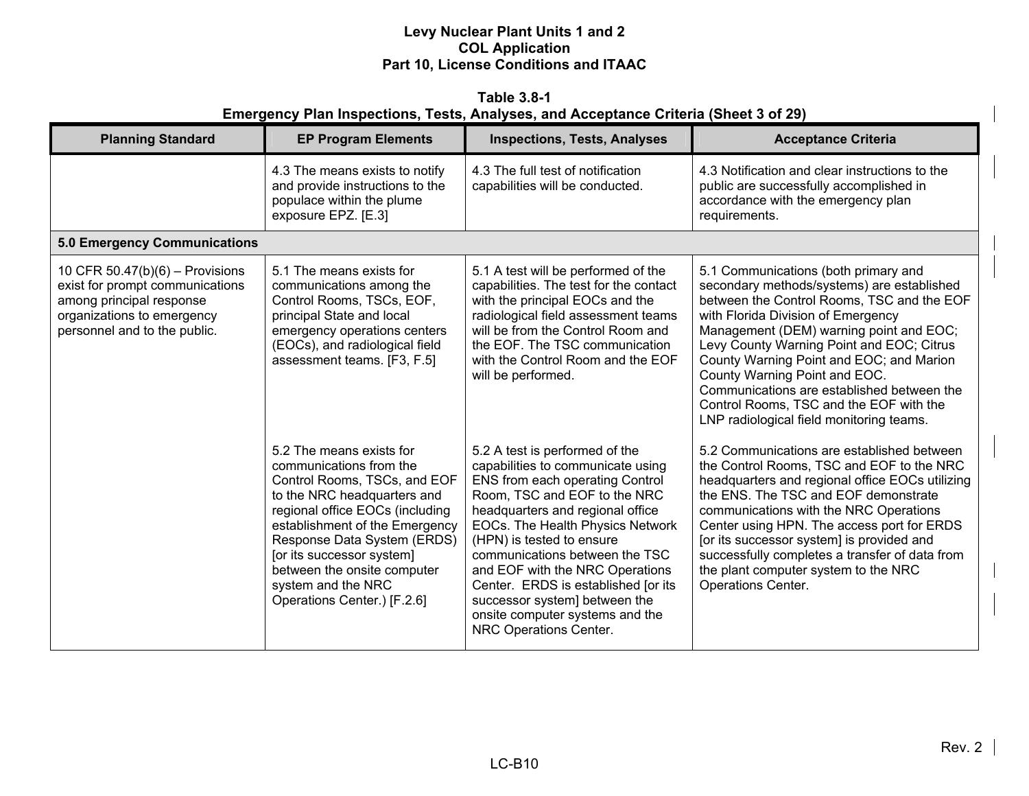**Table 3.8-1**
**Emergency Plan Inspections, Tests, Analyses, and Acceptance Criteria (Sheet 3 of 29)**

| Planning Standard | EP Program Elements | Inspections, Tests, Analyses | Acceptance Criteria |
|---|---|---|---|
| | 4.3 The means exists to notify and provide instructions to the populace within the plume exposure EPZ. [E.3] | 4.3 The full test of notification capabilities will be conducted. | 4.3 Notification and clear instructions to the public are successfully accomplished in accordance with the emergency plan requirements. |
| **5.0 Emergency Communications** | | | |
| 10 CFR 50.47(b)(6) – Provisions exist for prompt communications among principal response organizations to emergency personnel and to the public. | 5.1 The means exists for communications among the Control Rooms, TSCs, EOF, principal State and local emergency operations centers (EOCs), and radiological field assessment teams. [F3, F.5] | 5.1 A test will be performed of the capabilities. The test for the contact with the principal EOCs and the radiological field assessment teams will be from the Control Room and the EOF. The TSC communication with the Control Room and the EOF will be performed. | 5.1 Communications (both primary and secondary methods/systems) are established between the Control Rooms, TSC and the EOF with Florida Division of Emergency Management (DEM) warning point and EOC; Levy County Warning Point and EOC; Citrus County Warning Point and EOC; and Marion County Warning Point and EOC. Communications are established between the Control Rooms, TSC and the EOF with the LNP radiological field monitoring teams. |
| | 5.2 The means exists for communications from the Control Rooms, TSCs, and EOF to the NRC headquarters and regional office EOCs (including establishment of the Emergency Response Data System (ERDS) [or its successor system] between the onsite computer system and the NRC Operations Center.) [F.2.6] | 5.2 A test is performed of the capabilities to communicate using ENS from each operating Control Room, TSC and EOF to the NRC headquarters and regional office EOCs. The Health Physics Network (HPN) is tested to ensure communications between the TSC and EOF with the NRC Operations Center. ERDS is established [or its successor system] between the onsite computer systems and the NRC Operations Center. | 5.2 Communications are established between the Control Rooms, TSC and EOF to the NRC headquarters and regional office EOCs utilizing the ENS. The TSC and EOF demonstrate communications with the NRC Operations Center using HPN. The access port for ERDS [or its successor system] is provided and successfully completes a transfer of data from the plant computer system to the NRC Operations Center. |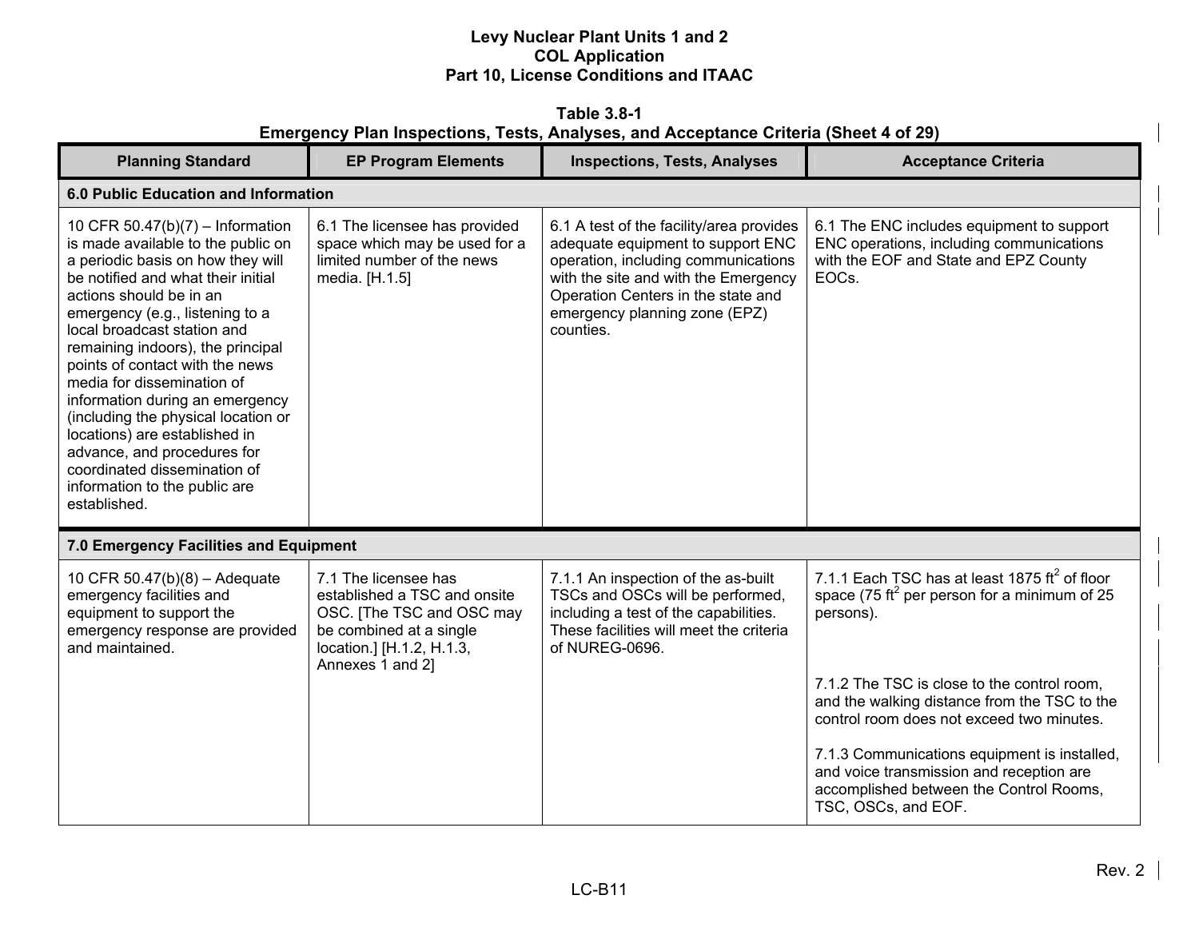**Table 3.8-1**
**Emergency Plan Inspections, Tests, Analyses, and Acceptance Criteria (Sheet 4 of 29)**

| Planning Standard | EP Program Elements | Inspections, Tests, Analyses | Acceptance Criteria |
|---|---|---|---|
| **6.0 Public Education and Information** | | | |
| 10 CFR 50.47(b)(7) – Information is made available to the public on a periodic basis on how they will be notified and what their initial actions should be in an emergency (e.g., listening to a local broadcast station and remaining indoors), the principal points of contact with the news media for dissemination of information during an emergency (including the physical location or locations) are established in advance, and procedures for coordinated dissemination of information to the public are established. | 6.1 The licensee has provided space which may be used for a limited number of the news media. [H.1.5] | 6.1 A test of the facility/area provides adequate equipment to support ENC operation, including communications with the site and with the Emergency Operation Centers in the state and emergency planning zone (EPZ) counties. | 6.1 The ENC includes equipment to support ENC operations, including communications with the EOF and State and EPZ County EOCs. |
| **7.0 Emergency Facilities and Equipment** | | | |
| 10 CFR 50.47(b)(8) – Adequate emergency facilities and equipment to support the emergency response are provided and maintained. | 7.1 The licensee has established a TSC and onsite OSC. [The TSC and OSC may be combined at a single location.] [H.1.2, H.1.3, Annexes 1 and 2] | 7.1.1 An inspection of the as-built TSCs and OSCs will be performed, including a test of the capabilities. These facilities will meet the criteria of NUREG-0696. | 7.1.1 Each TSC has at least 1875 $ft^2$ of floor space (75 $ft^2$ per person for a minimum of 25 persons).<br><br>7.1.2 The TSC is close to the control room, and the walking distance from the TSC to the control room does not exceed two minutes.<br><br>7.1.3 Communications equipment is installed, and voice transmission and reception are accomplished between the Control Rooms, TSC, OSCs, and EOF. |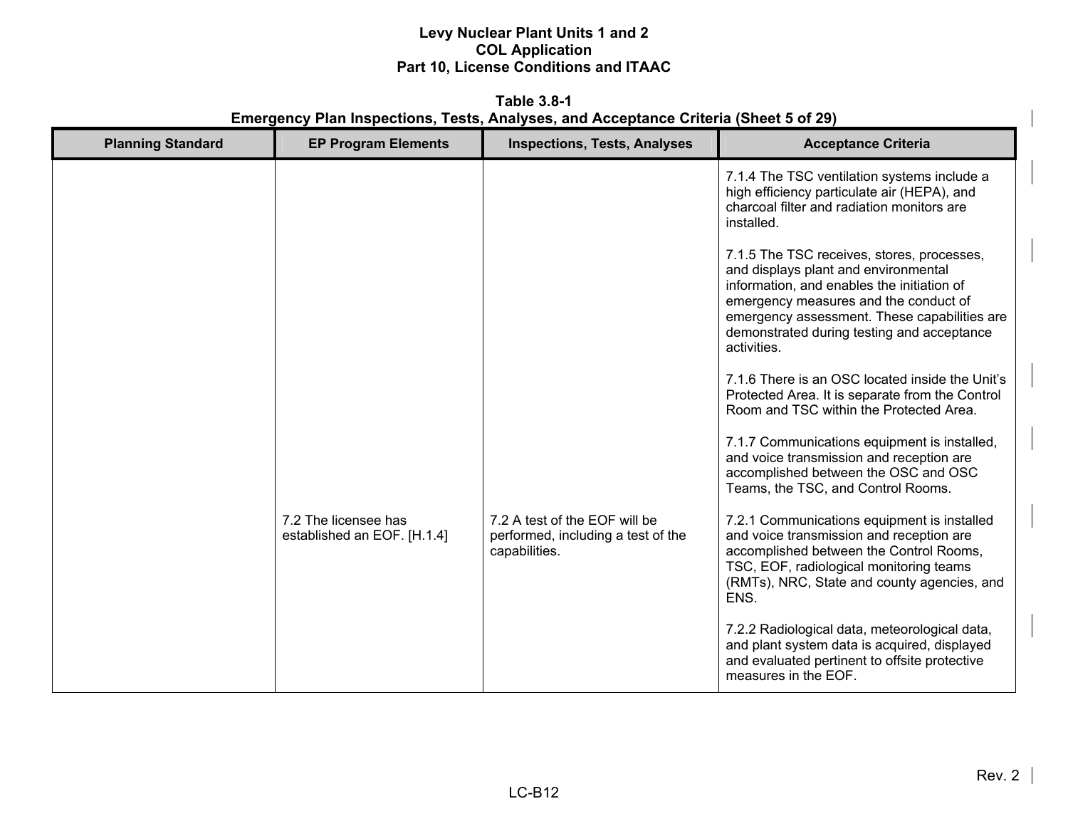**Table 3.8-1**
**Emergency Plan Inspections, Tests, Analyses, and Acceptance Criteria (Sheet 5 of 29)**

| Planning Standard | EP Program Elements | Inspections, Tests, Analyses | Acceptance Criteria |
|---|---|---|---|
| | | | 7.1.4 The TSC ventilation systems include a high efficiency particulate air (HEPA), and charcoal filter and radiation monitors are installed.<br><br>7.1.5 The TSC receives, stores, processes, and displays plant and environmental information, and enables the initiation of emergency measures and the conduct of emergency assessment. These capabilities are demonstrated during testing and acceptance activities.<br><br>7.1.6 There is an OSC located inside the Unit's Protected Area. It is separate from the Control Room and TSC within the Protected Area.<br><br>7.1.7 Communications equipment is installed, and voice transmission and reception are accomplished between the OSC and OSC Teams, the TSC, and Control Rooms. |
| | 7.2 The licensee has established an EOF. [H.1.4] | 7.2 A test of the EOF will be performed, including a test of the capabilities. | 7.2.1 Communications equipment is installed and voice transmission and reception are accomplished between the Control Rooms, TSC, EOF, radiological monitoring teams (RMTs), NRC, State and county agencies, and ENS.<br><br>7.2.2 Radiological data, meteorological data, and plant system data is acquired, displayed and evaluated pertinent to offsite protective measures in the EOF. |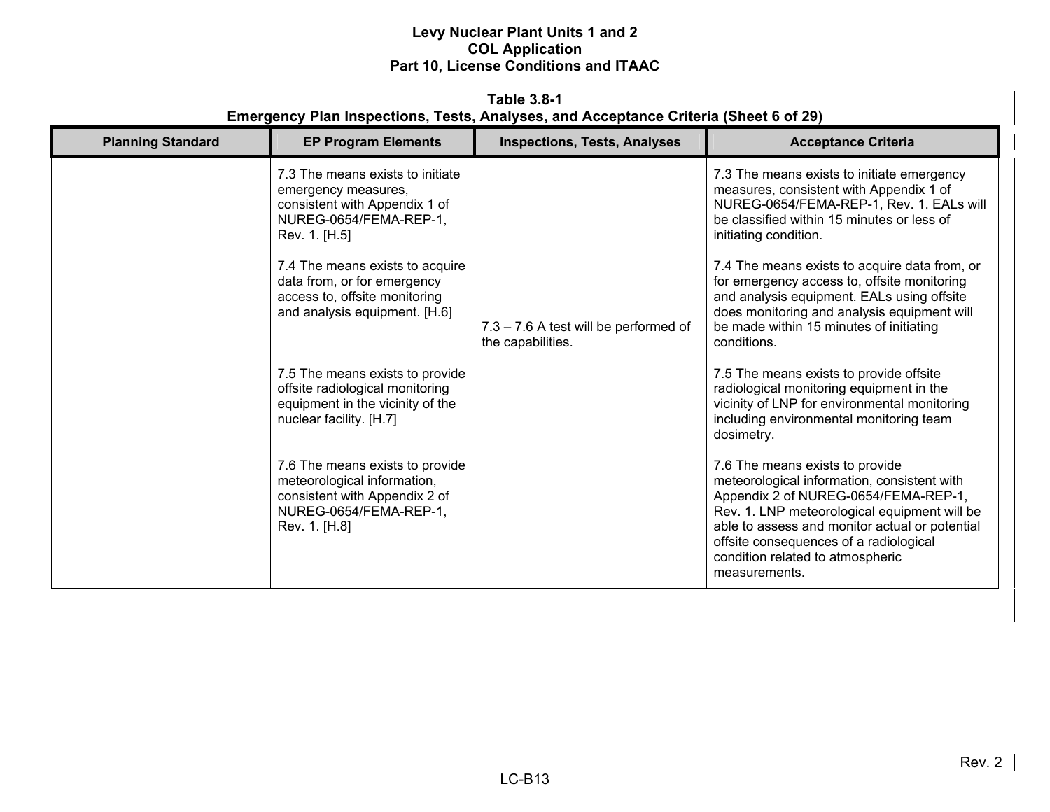**Table 3.8-1**
**Emergency Plan Inspections, Tests, Analyses, and Acceptance Criteria (Sheet 6 of 29)**

| Planning Standard | EP Program Elements | Inspections, Tests, Analyses | Acceptance Criteria |
|---|---|---|---|
| | 7.3 The means exists to initiate emergency measures, consistent with Appendix 1 of NUREG-0654/FEMA-REP-1, Rev. 1. [H.5] | 7.3 – 7.6 A test will be performed of the capabilities. | 7.3 The means exists to initiate emergency measures, consistent with Appendix 1 of NUREG-0654/FEMA-REP-1, Rev. 1. EALs will be classified within 15 minutes or less of initiating condition. |
| | 7.4 The means exists to acquire data from, or for emergency access to, offsite monitoring and analysis equipment. [H.6] | | 7.4 The means exists to acquire data from, or for emergency access to, offsite monitoring and analysis equipment. EALs using offsite does monitoring and analysis equipment will be made within 15 minutes of initiating conditions. |
| | 7.5 The means exists to provide offsite radiological monitoring equipment in the vicinity of the nuclear facility. [H.7] | | 7.5 The means exists to provide offsite radiological monitoring equipment in the vicinity of LNP for environmental monitoring including environmental monitoring team dosimetry. |
| | 7.6 The means exists to provide meteorological information, consistent with Appendix 2 of NUREG-0654/FEMA-REP-1, Rev. 1. [H.8] | | 7.6 The means exists to provide meteorological information, consistent with Appendix 2 of NUREG-0654/FEMA-REP-1, Rev. 1. LNP meteorological equipment will be able to assess and monitor actual or potential offsite consequences of a radiological condition related to atmospheric measurements. |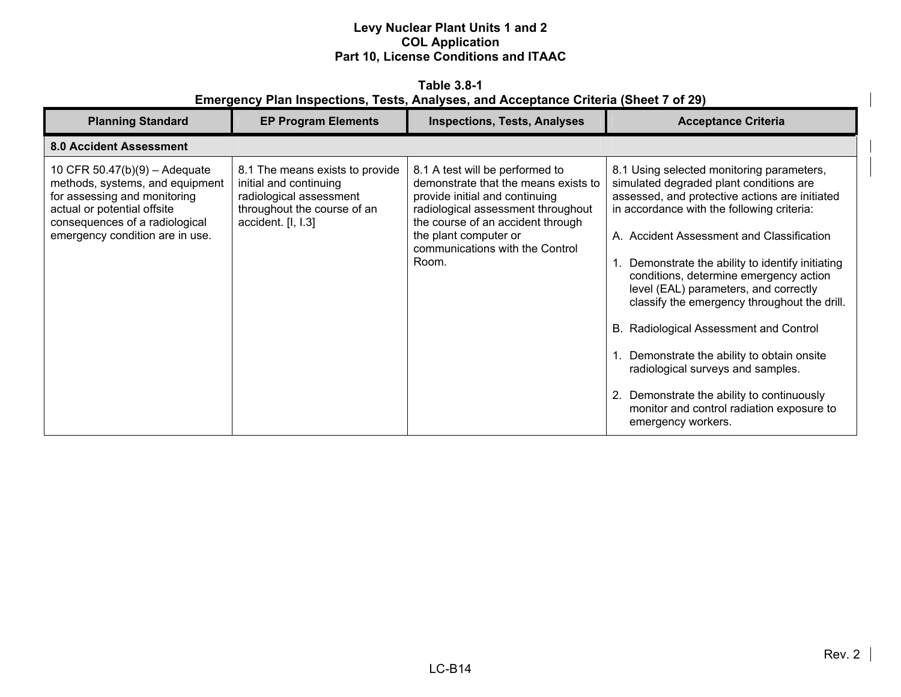**Table 3.8-1**
**Emergency Plan Inspections, Tests, Analyses, and Acceptance Criteria (Sheet 7 of 29)**

| Planning Standard | EP Program Elements | Inspections, Tests, Analyses | Acceptance Criteria |
|---|---|---|---|
| **8.0 Accident Assessment** | | | |
| 10 CFR 50.47(b)(9) – Adequate methods, systems, and equipment for assessing and monitoring actual or potential offsite consequences of a radiological emergency condition are in use. | 8.1 The means exists to provide initial and continuing radiological assessment throughout the course of an accident. [I, I.3] | 8.1 A test will be performed to demonstrate that the means exists to provide initial and continuing radiological assessment throughout the course of an accident through the plant computer or communications with the Control Room. | 8.1 Using selected monitoring parameters, simulated degraded plant conditions are assessed, and protective actions are initiated in accordance with the following criteria:<br><br>A. Accident Assessment and Classification<br><br>1. Demonstrate the ability to identify initiating conditions, determine emergency action level (EAL) parameters, and correctly classify the emergency throughout the drill.<br><br>B. Radiological Assessment and Control<br><br>1. Demonstrate the ability to obtain onsite radiological surveys and samples.<br><br>2. Demonstrate the ability to continuously monitor and control radiation exposure to emergency workers. |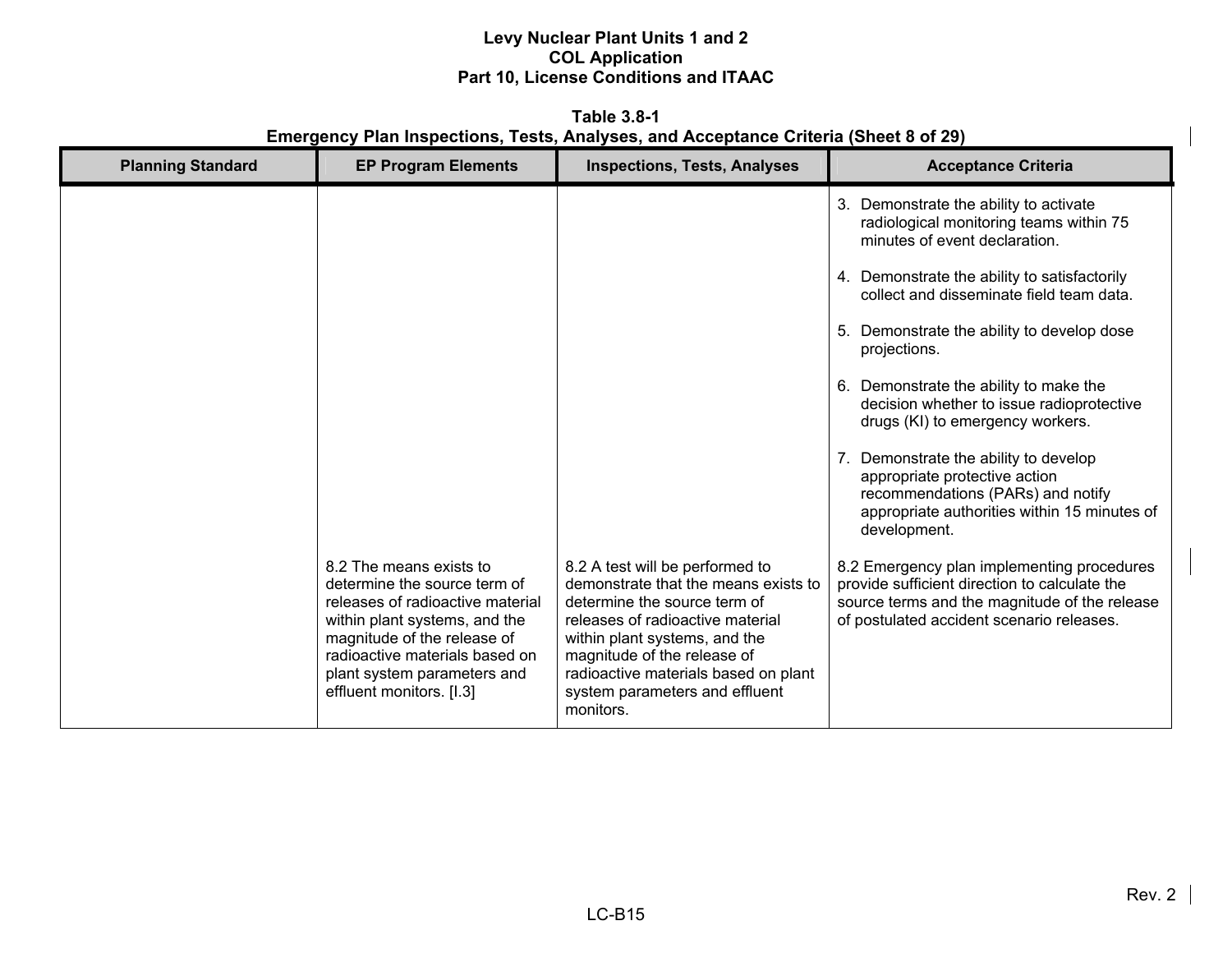**Table 3.8-1**
**Emergency Plan Inspections, Tests, Analyses, and Acceptance Criteria (Sheet 8 of 29)**

| Planning Standard | EP Program Elements | Inspections, Tests, Analyses | Acceptance Criteria |
|---|---|---|---|
| | | | 3. Demonstrate the ability to activate radiological monitoring teams within 75 minutes of event declaration.<br><br>4. Demonstrate the ability to satisfactorily collect and disseminate field team data.<br><br>5. Demonstrate the ability to develop dose projections.<br><br>6. Demonstrate the ability to make the decision whether to issue radioprotective drugs (KI) to emergency workers.<br><br>7. Demonstrate the ability to develop appropriate protective action recommendations (PARs) and notify appropriate authorities within 15 minutes of development. |
| | 8.2 The means exists to determine the source term of releases of radioactive material within plant systems, and the magnitude of the release of radioactive materials based on plant system parameters and effluent monitors. [I.3] | 8.2 A test will be performed to demonstrate that the means exists to determine the source term of releases of radioactive material within plant systems, and the magnitude of the release of radioactive materials based on plant system parameters and effluent monitors. | 8.2 Emergency plan implementing procedures provide sufficient direction to calculate the source terms and the magnitude of the release of postulated accident scenario releases. |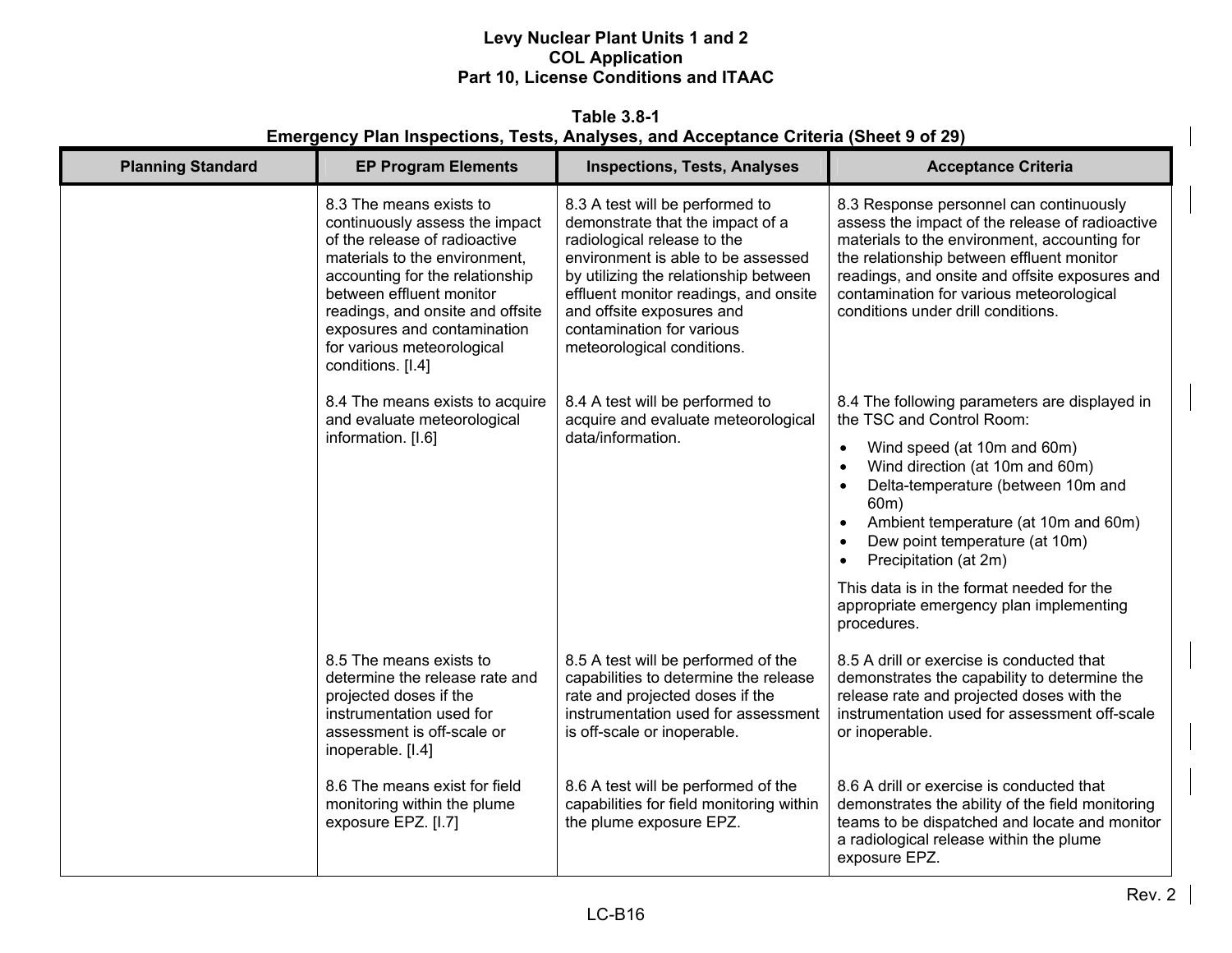**Table 3.8-1**
**Emergency Plan Inspections, Tests, Analyses, and Acceptance Criteria (Sheet 9 of 29)**

| Planning Standard | EP Program Elements | Inspections, Tests, Analyses | Acceptance Criteria |
|---|---|---|---|
| | 8.3 The means exists to continuously assess the impact of the release of radioactive materials to the environment, accounting for the relationship between effluent monitor readings, and onsite and offsite exposures and contamination for various meteorological conditions. [I.4] | 8.3 A test will be performed to demonstrate that the impact of a radiological release to the environment is able to be assessed by utilizing the relationship between effluent monitor readings, and onsite and offsite exposures and contamination for various meteorological conditions. | 8.3 Response personnel can continuously assess the impact of the release of radioactive materials to the environment, accounting for the relationship between effluent monitor readings, and onsite and offsite exposures and contamination for various meteorological conditions under drill conditions. |
| | 8.4 The means exists to acquire and evaluate meteorological information. [I.6] | 8.4 A test will be performed to acquire and evaluate meteorological data/information. | 8.4 The following parameters are displayed in the TSC and Control Room:<br>• Wind speed (at 10m and 60m)<br>• Wind direction (at 10m and 60m)<br>• Delta-temperature (between 10m and 60m)<br>• Ambient temperature (at 10m and 60m)<br>• Dew point temperature (at 10m)<br>• Precipitation (at 2m)<br><br>This data is in the format needed for the appropriate emergency plan implementing procedures. |
| | 8.5 The means exists to determine the release rate and projected doses if the instrumentation used for assessment is off-scale or inoperable. [I.4] | 8.5 A test will be performed of the capabilities to determine the release rate and projected doses if the instrumentation used for assessment is off-scale or inoperable. | 8.5 A drill or exercise is conducted that demonstrates the capability to determine the release rate and projected doses with the instrumentation used for assessment off-scale or inoperable. |
| | 8.6 The means exist for field monitoring within the plume exposure EPZ. [I.7] | 8.6 A test will be performed of the capabilities for field monitoring within the plume exposure EPZ. | 8.6 A drill or exercise is conducted that demonstrates the ability of the field monitoring teams to be dispatched and locate and monitor a radiological release within the plume exposure EPZ. |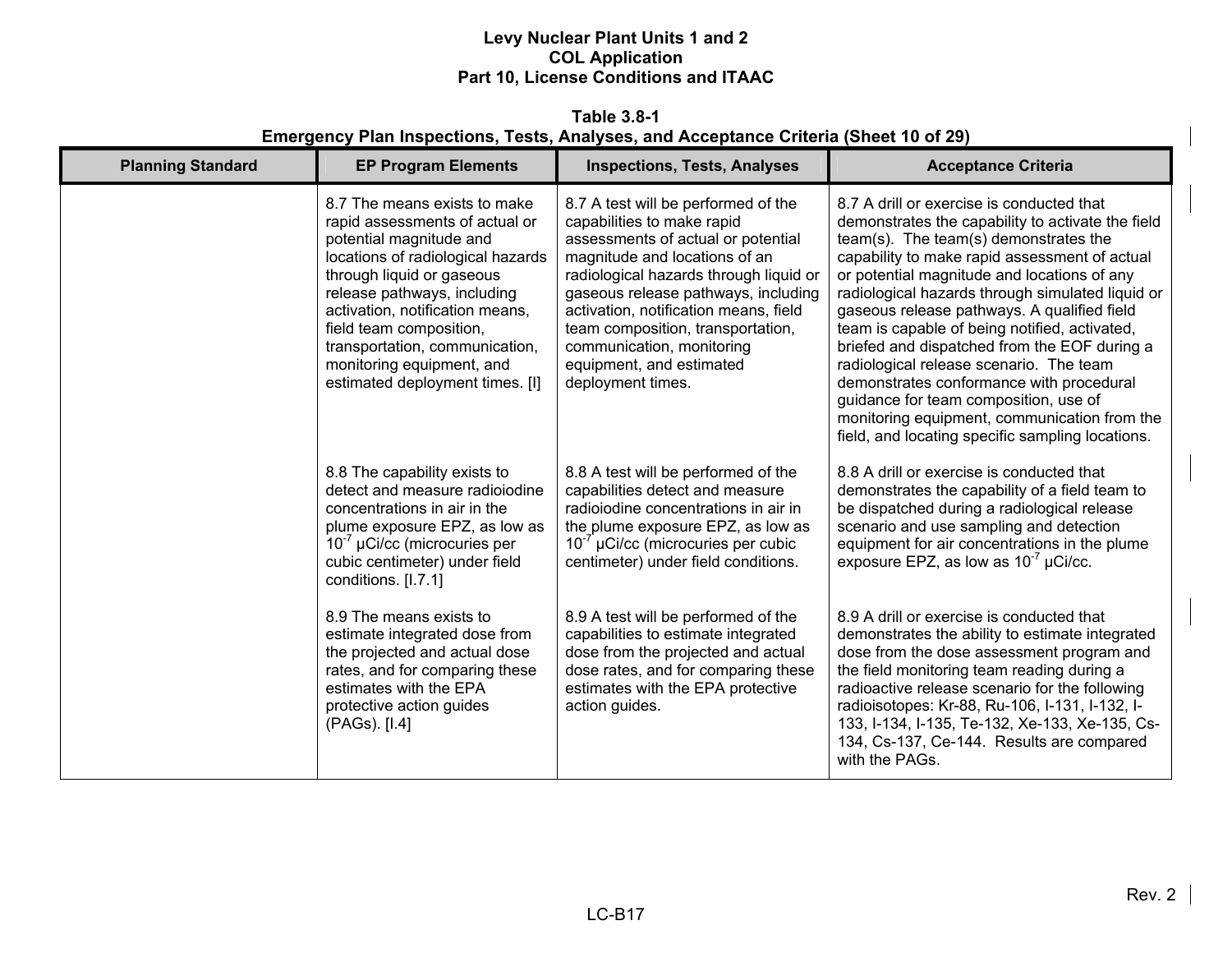**Table 3.8-1**
**Emergency Plan Inspections, Tests, Analyses, and Acceptance Criteria (Sheet 10 of 29)**

| Planning Standard | EP Program Elements | Inspections, Tests, Analyses | Acceptance Criteria |
|---|---|---|---|
| | 8.7 The means exists to make rapid assessments of actual or potential magnitude and locations of radiological hazards through liquid or gaseous release pathways, including activation, notification means, field team composition, transportation, communication, monitoring equipment, and estimated deployment times. [I] | 8.7 A test will be performed of the capabilities to make rapid assessments of actual or potential magnitude and locations of an radiological hazards through liquid or gaseous release pathways, including activation, notification means, field team composition, transportation, communication, monitoring equipment, and estimated deployment times. | 8.7 A drill or exercise is conducted that demonstrates the capability to activate the field team(s). The team(s) demonstrates the capability to make rapid assessment of actual or potential magnitude and locations of any radiological hazards through simulated liquid or gaseous release pathways. A qualified field team is capable of being notified, activated, briefed and dispatched from the EOF during a radiological release scenario. The team demonstrates conformance with procedural guidance for team composition, use of monitoring equipment, communication from the field, and locating specific sampling locations. |
| | 8.8 The capability exists to detect and measure radioiodine concentrations in air in the plume exposure EPZ, as low as $10^{-7}$ μCi/cc (microcuries per cubic centimeter) under field conditions. [I.7.1] | 8.8 A test will be performed of the capabilities detect and measure radioiodine concentrations in air in the plume exposure EPZ, as low as $10^{-7}$ μCi/cc (microcuries per cubic centimeter) under field conditions. | 8.8 A drill or exercise is conducted that demonstrates the capability of a field team to be dispatched during a radiological release scenario and use sampling and detection equipment for air concentrations in the plume exposure EPZ, as low as $10^{-7}$ μCi/cc. |
| | 8.9 The means exists to estimate integrated dose from the projected and actual dose rates, and for comparing these estimates with the EPA protective action guides (PAGs). [I.4] | 8.9 A test will be performed of the capabilities to estimate integrated dose from the projected and actual dose rates, and for comparing these estimates with the EPA protective action guides. | 8.9 A drill or exercise is conducted that demonstrates the ability to estimate integrated dose from the dose assessment program and the field monitoring team reading during a radioactive release scenario for the following radioisotopes: Kr-88, Ru-106, I-131, I-132, I-133, I-134, I-135, Te-132, Xe-133, Xe-135, Cs-134, Cs-137, Ce-144. Results are compared with the PAGs. |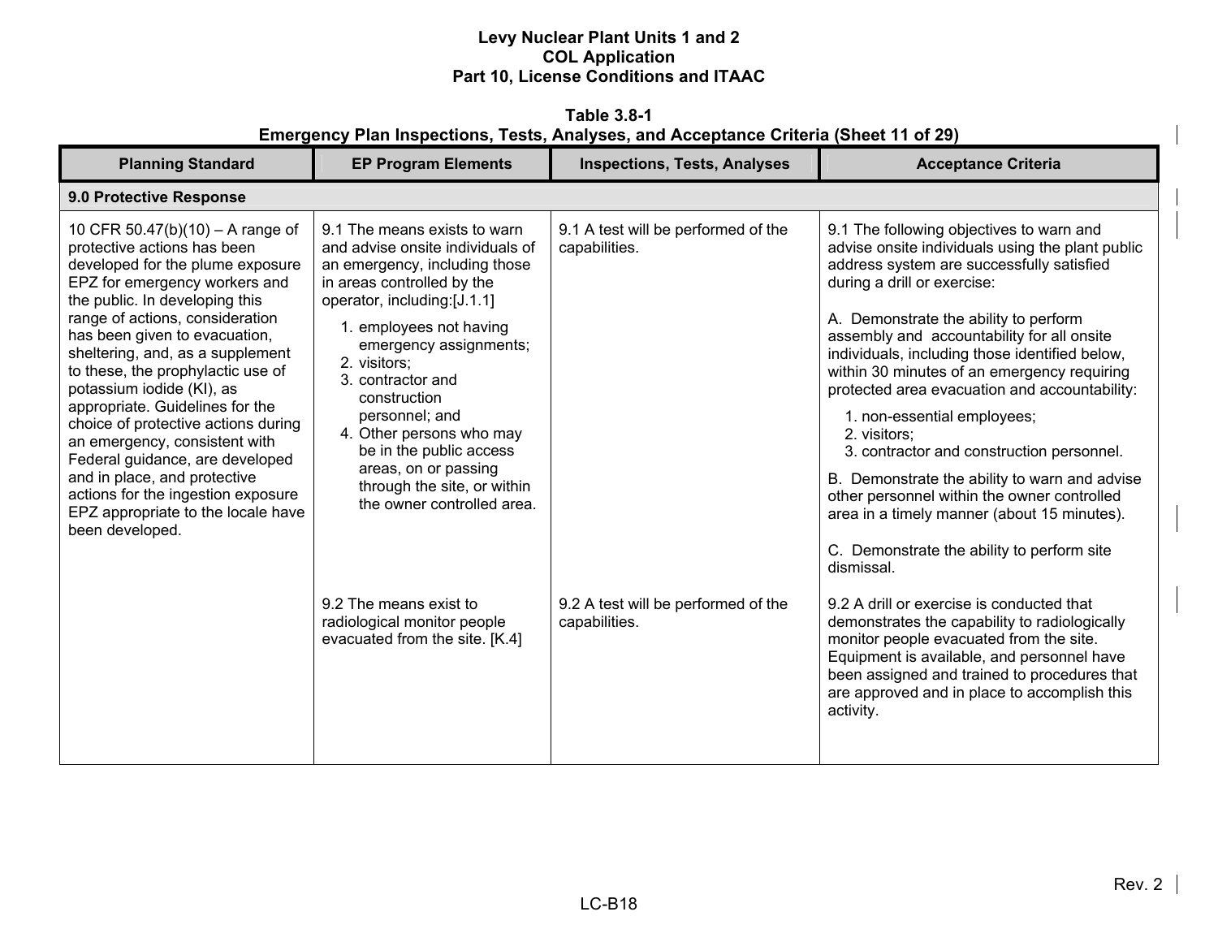**Table 3.8-1**
**Emergency Plan Inspections, Tests, Analyses, and Acceptance Criteria (Sheet 11 of 29)**

| Planning Standard | EP Program Elements | Inspections, Tests, Analyses | Acceptance Criteria |
|---|---|---|---|
| **9.0 Protective Response** | | | |
| 10 CFR 50.47(b)(10) – A range of protective actions has been developed for the plume exposure EPZ for emergency workers and the public. In developing this range of actions, consideration has been given to evacuation, sheltering, and, as a supplement to these, the prophylactic use of potassium iodide (KI), as appropriate. Guidelines for the choice of protective actions during an emergency, consistent with Federal guidance, are developed and in place, and protective actions for the ingestion exposure EPZ appropriate to the locale have been developed. | 9.1 The means exists to warn and advise onsite individuals of an emergency, including those in areas controlled by the operator, including:[J.1.1]<br>1. employees not having emergency assignments;<br>2. visitors;<br>3. contractor and construction personnel; and<br>4. Other persons who may be in the public access areas, on or passing through the site, or within the owner controlled area. | 9.1 A test will be performed of the capabilities. | 9.1 The following objectives to warn and advise onsite individuals using the plant public address system are successfully satisfied during a drill or exercise:<br>A. Demonstrate the ability to perform assembly and accountability for all onsite individuals, including those identified below, within 30 minutes of an emergency requiring protected area evacuation and accountability:<br>1. non-essential employees;<br>2. visitors;<br>3. contractor and construction personnel.<br>B. Demonstrate the ability to warn and advise other personnel within the owner controlled area in a timely manner (about 15 minutes).<br>C. Demonstrate the ability to perform site dismissal. |
| | 9.2 The means exist to radiological monitor people evacuated from the site. [K.4] | 9.2 A test will be performed of the capabilities. | 9.2 A drill or exercise is conducted that demonstrates the capability to radiologically monitor people evacuated from the site. Equipment is available, and personnel have been assigned and trained to procedures that are approved and in place to accomplish this activity. |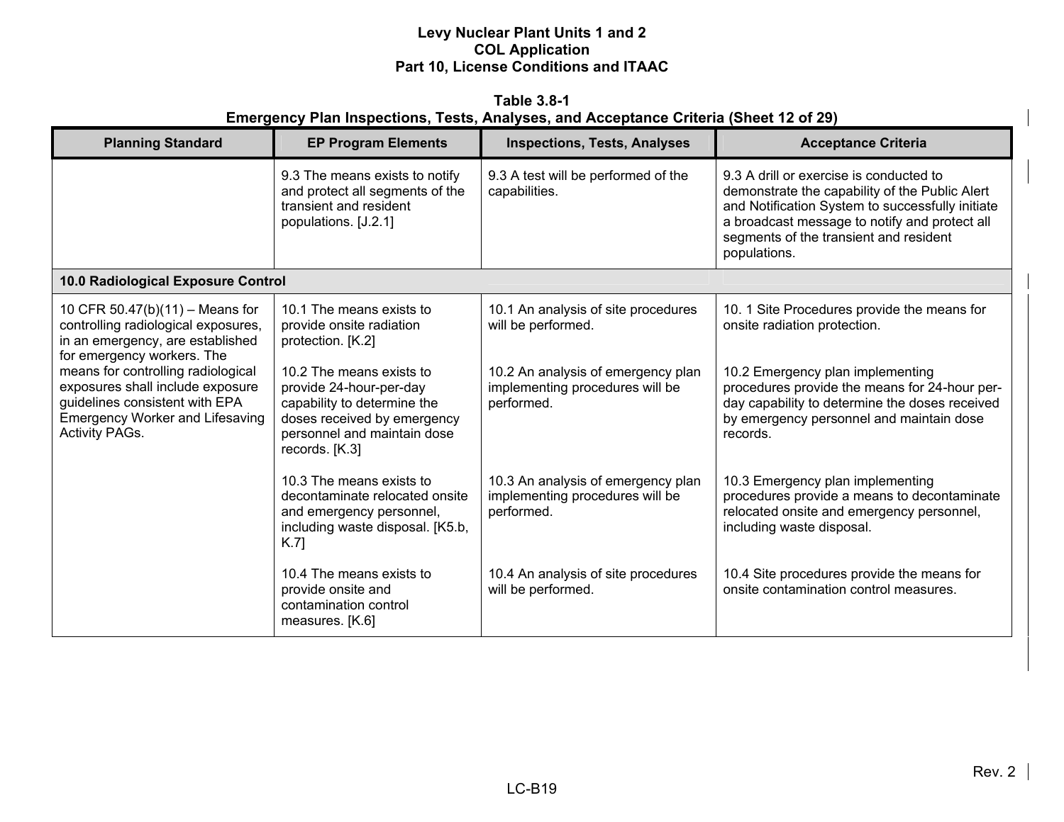**Table 3.8-1**
**Emergency Plan Inspections, Tests, Analyses, and Acceptance Criteria (Sheet 12 of 29)**

| Planning Standard | EP Program Elements | Inspections, Tests, Analyses | Acceptance Criteria |
|---|---|---|---|
| | 9.3 The means exists to notify and protect all segments of the transient and resident populations. [J.2.1] | 9.3 A test will be performed of the capabilities. | 9.3 A drill or exercise is conducted to demonstrate the capability of the Public Alert and Notification System to successfully initiate a broadcast message to notify and protect all segments of the transient and resident populations. |
| **10.0 Radiological Exposure Control** | | | |
| 10 CFR 50.47(b)(11) – Means for controlling radiological exposures, in an emergency, are established for emergency workers. The means for controlling radiological exposures shall include exposure guidelines consistent with EPA Emergency Worker and Lifesaving Activity PAGs. | 10.1 The means exists to provide onsite radiation protection. [K.2] | 10.1 An analysis of site procedures will be performed. | 10. 1 Site Procedures provide the means for onsite radiation protection. |
| | 10.2 The means exists to provide 24-hour-per-day capability to determine the doses received by emergency personnel and maintain dose records. [K.3] | 10.2 An analysis of emergency plan implementing procedures will be performed. | 10.2 Emergency plan implementing procedures provide the means for 24-hour per-day capability to determine the doses received by emergency personnel and maintain dose records. |
| | 10.3 The means exists to decontaminate relocated onsite and emergency personnel, including waste disposal. [K5.b, K.7] | 10.3 An analysis of emergency plan implementing procedures will be performed. | 10.3 Emergency plan implementing procedures provide a means to decontaminate relocated onsite and emergency personnel, including waste disposal. |
| | 10.4 The means exists to provide onsite and contamination control measures. [K.6] | 10.4 An analysis of site procedures will be performed. | 10.4 Site procedures provide the means for onsite contamination control measures. |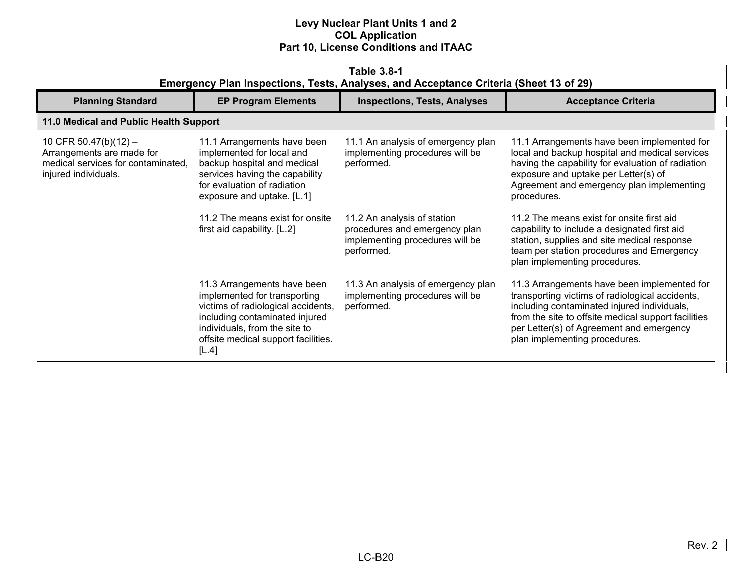**Table 3.8-1**
**Emergency Plan Inspections, Tests, Analyses, and Acceptance Criteria (Sheet 13 of 29)**

| Planning Standard | EP Program Elements | Inspections, Tests, Analyses | Acceptance Criteria |
|---|---|---|---|
| **11.0 Medical and Public Health Support** | | | |
| 10 CFR 50.47(b)(12) – Arrangements are made for medical services for contaminated, injured individuals. | 11.1 Arrangements have been implemented for local and backup hospital and medical services having the capability for evaluation of radiation exposure and uptake. [L.1] | 11.1 An analysis of emergency plan implementing procedures will be performed. | 11.1 Arrangements have been implemented for local and backup hospital and medical services having the capability for evaluation of radiation exposure and uptake per Letter(s) of Agreement and emergency plan implementing procedures. |
| | 11.2 The means exist for onsite first aid capability. [L.2] | 11.2 An analysis of station procedures and emergency plan implementing procedures will be performed. | 11.2 The means exist for onsite first aid capability to include a designated first aid station, supplies and site medical response team per station procedures and Emergency plan implementing procedures. |
| | 11.3 Arrangements have been implemented for transporting victims of radiological accidents, including contaminated injured individuals, from the site to offsite medical support facilities. [L.4] | 11.3 An analysis of emergency plan implementing procedures will be performed. | 11.3 Arrangements have been implemented for transporting victims of radiological accidents, including contaminated injured individuals, from the site to offsite medical support facilities per Letter(s) of Agreement and emergency plan implementing procedures. |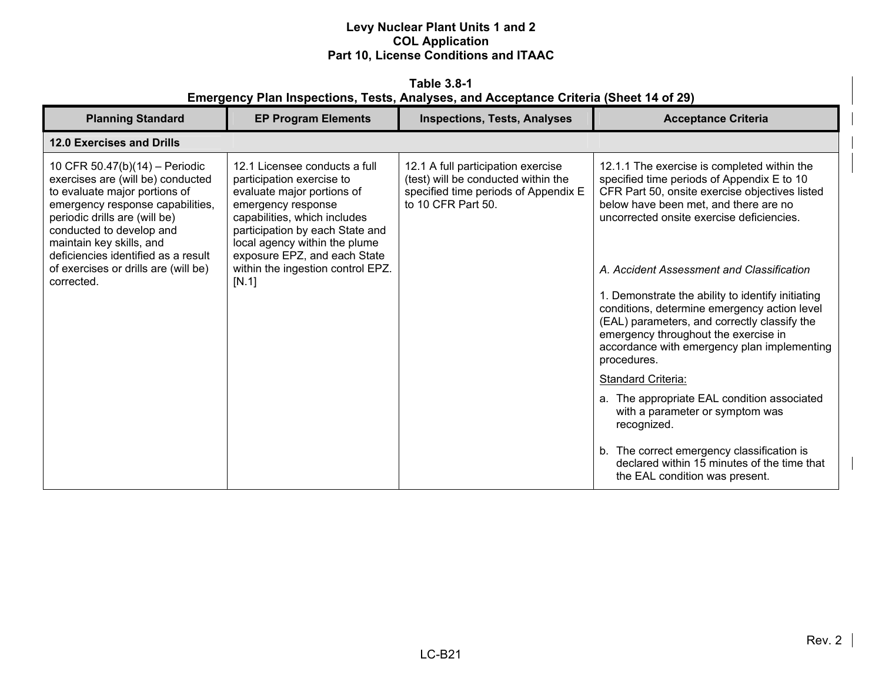**Table 3.8-1**
**Emergency Plan Inspections, Tests, Analyses, and Acceptance Criteria (Sheet 14 of 29)**

| Planning Standard | EP Program Elements | Inspections, Tests, Analyses | Acceptance Criteria |
|---|---|---|---|
| **12.0 Exercises and Drills** | | | |
| 10 CFR 50.47(b)(14) – Periodic exercises are (will be) conducted to evaluate major portions of emergency response capabilities, periodic drills are (will be) conducted to develop and maintain key skills, and deficiencies identified as a result of exercises or drills are (will be) corrected. | 12.1 Licensee conducts a full participation exercise to evaluate major portions of emergency response capabilities, which includes participation by each State and local agency within the plume exposure EPZ, and each State within the ingestion control EPZ. [N.1] | 12.1 A full participation exercise (test) will be conducted within the specified time periods of Appendix E to 10 CFR Part 50. | 12.1.1 The exercise is completed within the specified time periods of Appendix E to 10 CFR Part 50, onsite exercise objectives listed below have been met, and there are no uncorrected onsite exercise deficiencies.<br><br>*A. Accident Assessment and Classification*<br><br>1. Demonstrate the ability to identify initiating conditions, determine emergency action level (EAL) parameters, and correctly classify the emergency throughout the exercise in accordance with emergency plan implementing procedures.<br><br>Standard Criteria:<br><br>a. The appropriate EAL condition associated with a parameter or symptom was recognized.<br><br>b. The correct emergency classification is declared within 15 minutes of the time that the EAL condition was present. |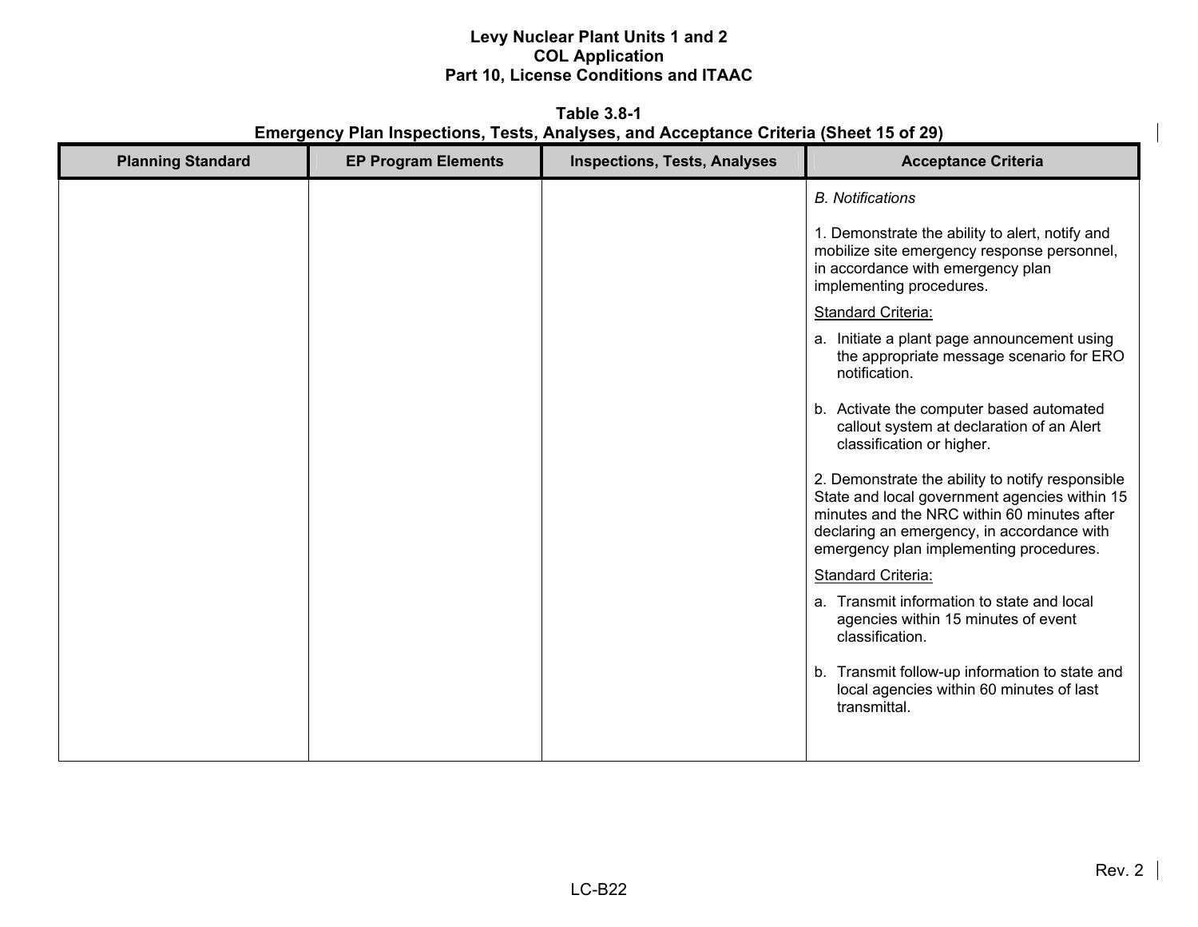**Table 3.8-1**
**Emergency Plan Inspections, Tests, Analyses, and Acceptance Criteria (Sheet 15 of 29)**

| Planning Standard | EP Program Elements | Inspections, Tests, Analyses | Acceptance Criteria |
|---|---|---|---|
| | | | *B. Notifications*<br><br>1. Demonstrate the ability to alert, notify and mobilize site emergency response personnel, in accordance with emergency plan implementing procedures.<br><br>Standard Criteria:<br><br>a. Initiate a plant page announcement using the appropriate message scenario for ERO notification.<br><br>b. Activate the computer based automated callout system at declaration of an Alert classification or higher.<br><br>2. Demonstrate the ability to notify responsible State and local government agencies within 15 minutes and the NRC within 60 minutes after declaring an emergency, in accordance with emergency plan implementing procedures.<br><br>Standard Criteria:<br><br>a. Transmit information to state and local agencies within 15 minutes of event classification.<br><br>b. Transmit follow-up information to state and local agencies within 60 minutes of last transmittal. |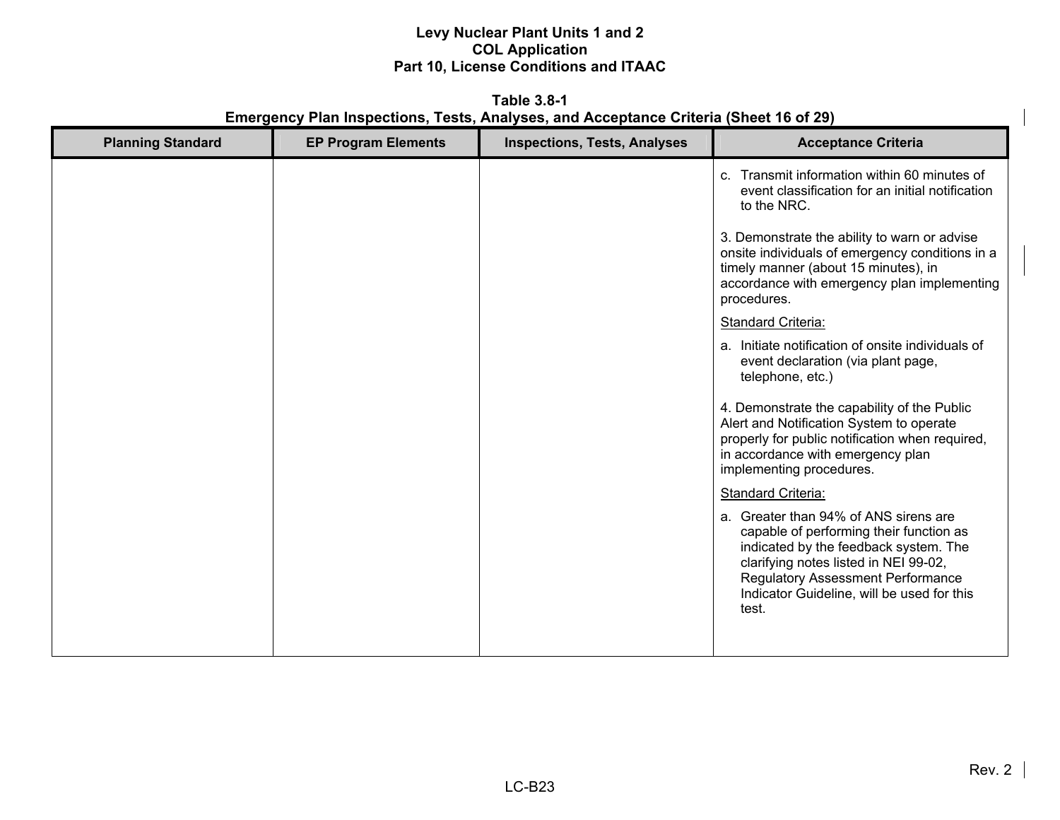**Table 3.8-1**
**Emergency Plan Inspections, Tests, Analyses, and Acceptance Criteria (Sheet 16 of 29)**

| Planning Standard | EP Program Elements | Inspections, Tests, Analyses | Acceptance Criteria |
|---|---|---|---|
| | | | c. Transmit information within 60 minutes of event classification for an initial notification to the NRC.<br><br>3. Demonstrate the ability to warn or advise onsite individuals of emergency conditions in a timely manner (about 15 minutes), in accordance with emergency plan implementing procedures.<br><br>Standard Criteria:<br><br>a. Initiate notification of onsite individuals of event declaration (via plant page, telephone, etc.)<br><br>4. Demonstrate the capability of the Public Alert and Notification System to operate properly for public notification when required, in accordance with emergency plan implementing procedures.<br><br>Standard Criteria:<br><br>a. Greater than 94% of ANS sirens are capable of performing their function as indicated by the feedback system. The clarifying notes listed in NEI 99-02, Regulatory Assessment Performance Indicator Guideline, will be used for this test. |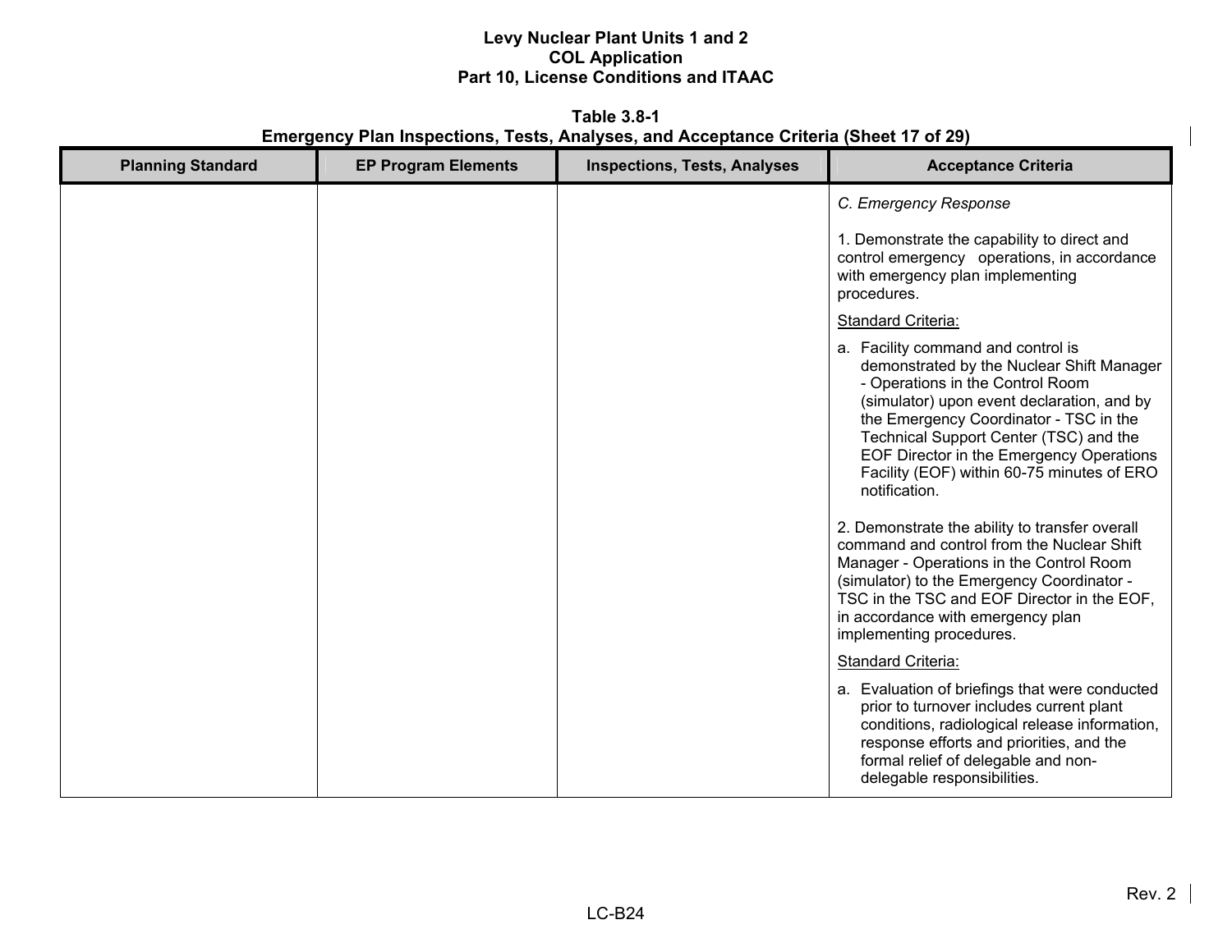**Table 3.8-1**
**Emergency Plan Inspections, Tests, Analyses, and Acceptance Criteria (Sheet 17 of 29)**

| Planning Standard | EP Program Elements | Inspections, Tests, Analyses | Acceptance Criteria |
|---|---|---|---|
| | | | *C. Emergency Response*<br><br>1. Demonstrate the capability to direct and control emergency operations, in accordance with emergency plan implementing procedures.<br><br>Standard Criteria:<br><br>a. Facility command and control is demonstrated by the Nuclear Shift Manager - Operations in the Control Room (simulator) upon event declaration, and by the Emergency Coordinator - TSC in the Technical Support Center (TSC) and the EOF Director in the Emergency Operations Facility (EOF) within 60-75 minutes of ERO notification.<br><br>2. Demonstrate the ability to transfer overall command and control from the Nuclear Shift Manager - Operations in the Control Room (simulator) to the Emergency Coordinator - TSC in the TSC and EOF Director in the EOF, in accordance with emergency plan implementing procedures.<br><br>Standard Criteria:<br><br>a. Evaluation of briefings that were conducted prior to turnover includes current plant conditions, radiological release information, response efforts and priorities, and the formal relief of delegable and non-delegable responsibilities. |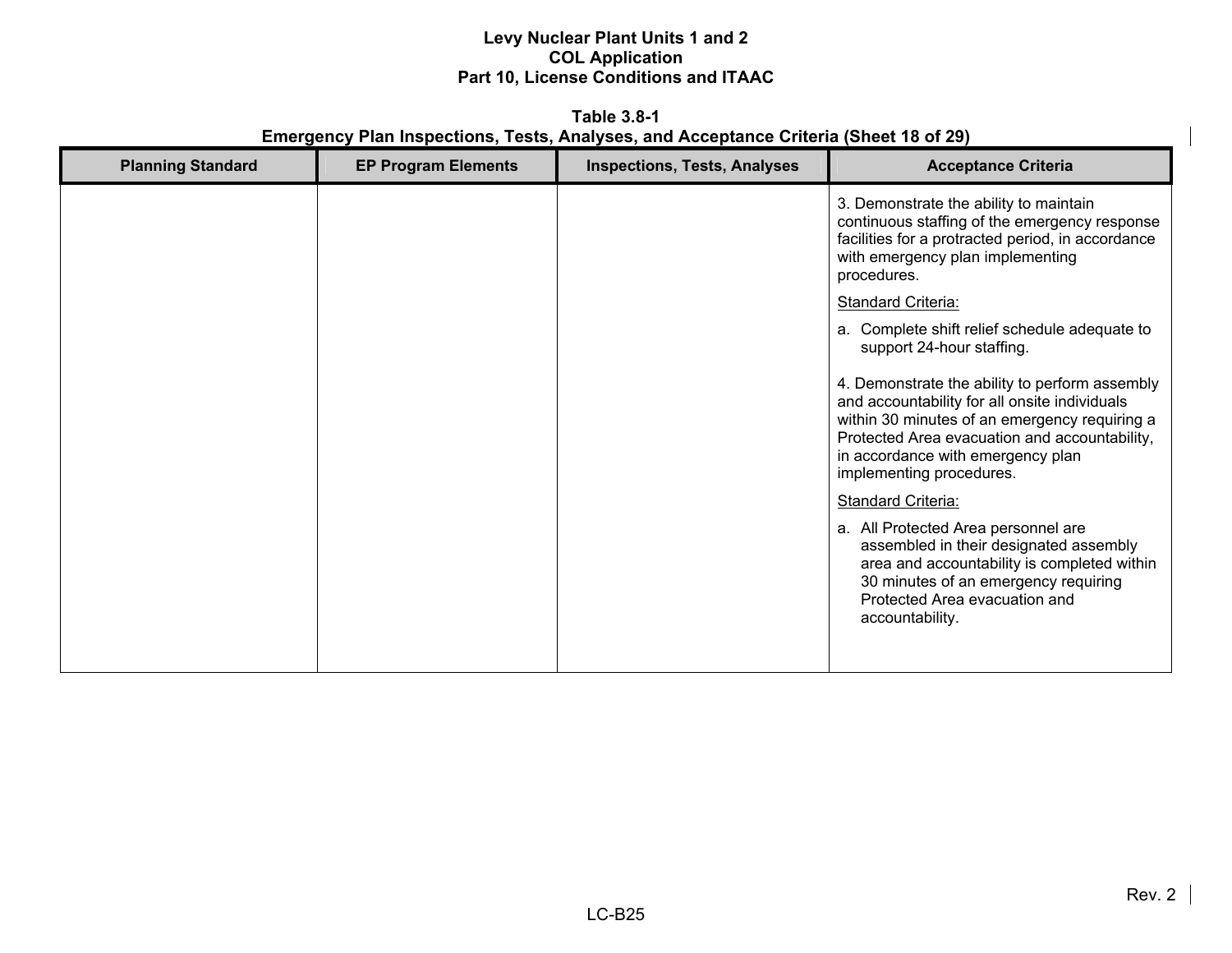**Table 3.8-1**
**Emergency Plan Inspections, Tests, Analyses, and Acceptance Criteria (Sheet 18 of 29)**

| Planning Standard | EP Program Elements | Inspections, Tests, Analyses | Acceptance Criteria |
|---|---|---|---|
| | | | 3. Demonstrate the ability to maintain continuous staffing of the emergency response facilities for a protracted period, in accordance with emergency plan implementing procedures.<br><br><u>Standard Criteria:</u><br><br>a. Complete shift relief schedule adequate to support 24-hour staffing.<br><br>4. Demonstrate the ability to perform assembly and accountability for all onsite individuals within 30 minutes of an emergency requiring a Protected Area evacuation and accountability, in accordance with emergency plan implementing procedures.<br><br><u>Standard Criteria:</u><br><br>a. All Protected Area personnel are assembled in their designated assembly area and accountability is completed within 30 minutes of an emergency requiring Protected Area evacuation and accountability. |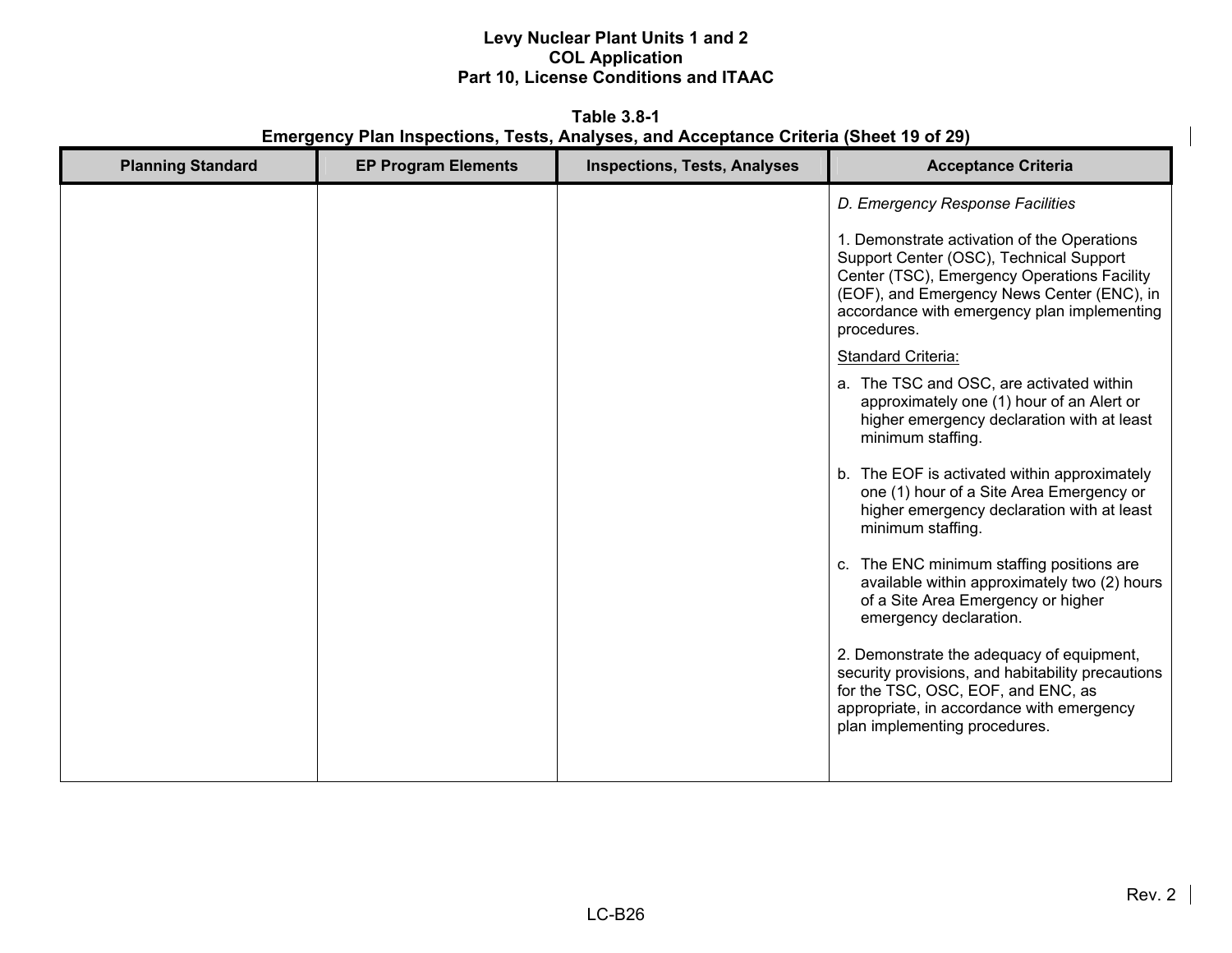**Table 3.8-1**
**Emergency Plan Inspections, Tests, Analyses, and Acceptance Criteria (Sheet 19 of 29)**

| Planning Standard | EP Program Elements | Inspections, Tests, Analyses | Acceptance Criteria |
|---|---|---|---|
| | | | *D. Emergency Response Facilities*<br><br>1. Demonstrate activation of the Operations Support Center (OSC), Technical Support Center (TSC), Emergency Operations Facility (EOF), and Emergency News Center (ENC), in accordance with emergency plan implementing procedures.<br><br><u>Standard Criteria:</u><br><br>a. The TSC and OSC, are activated within approximately one (1) hour of an Alert or higher emergency declaration with at least minimum staffing.<br><br>b. The EOF is activated within approximately one (1) hour of a Site Area Emergency or higher emergency declaration with at least minimum staffing.<br><br>c. The ENC minimum staffing positions are available within approximately two (2) hours of a Site Area Emergency or higher emergency declaration.<br><br>2. Demonstrate the adequacy of equipment, security provisions, and habitability precautions for the TSC, OSC, EOF, and ENC, as appropriate, in accordance with emergency plan implementing procedures. |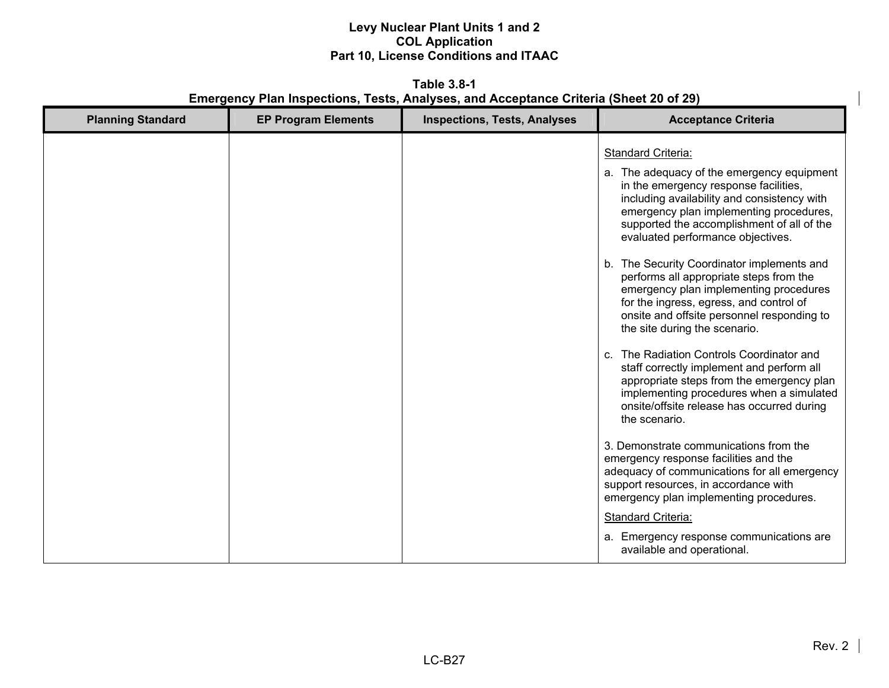**Table 3.8-1**
**Emergency Plan Inspections, Tests, Analyses, and Acceptance Criteria (Sheet 20 of 29)**

| Planning Standard | EP Program Elements | Inspections, Tests, Analyses | Acceptance Criteria |
|---|---|---|---|
| | | | Standard Criteria:<br>a. The adequacy of the emergency equipment in the emergency response facilities, including availability and consistency with emergency plan implementing procedures, supported the accomplishment of all of the evaluated performance objectives.<br>b. The Security Coordinator implements and performs all appropriate steps from the emergency plan implementing procedures for the ingress, egress, and control of onsite and offsite personnel responding to the site during the scenario.<br>c. The Radiation Controls Coordinator and staff correctly implement and perform all appropriate steps from the emergency plan implementing procedures when a simulated onsite/offsite release has occurred during the scenario.<br>3. Demonstrate communications from the emergency response facilities and the adequacy of communications for all emergency support resources, in accordance with emergency plan implementing procedures.<br>Standard Criteria:<br>a. Emergency response communications are available and operational. |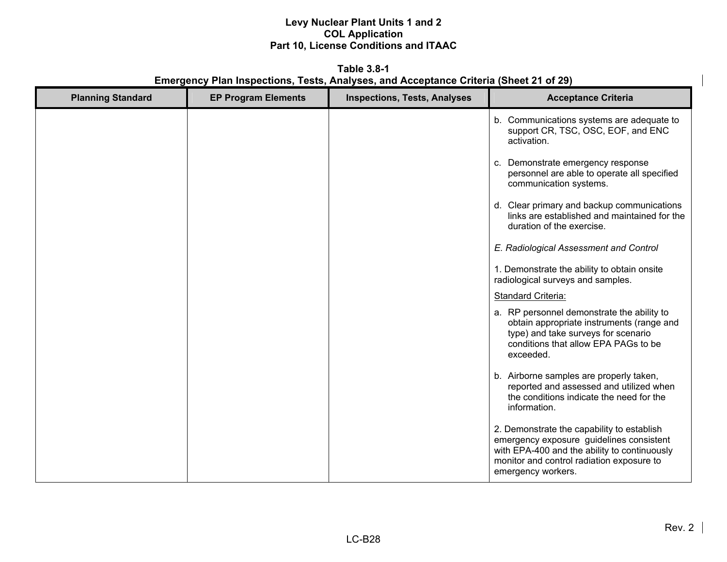**Table 3.8-1**
**Emergency Plan Inspections, Tests, Analyses, and Acceptance Criteria (Sheet 21 of 29)**

| Planning Standard | EP Program Elements | Inspections, Tests, Analyses | Acceptance Criteria |
|---|---|---|---|
| | | | b. Communications systems are adequate to support CR, TSC, OSC, EOF, and ENC activation.<br><br>c. Demonstrate emergency response personnel are able to operate all specified communication systems.<br><br>d. Clear primary and backup communications links are established and maintained for the duration of the exercise.<br><br>*E. Radiological Assessment and Control*<br><br>1. Demonstrate the ability to obtain onsite radiological surveys and samples.<br><br><u>Standard Criteria:</u><br><br>a. RP personnel demonstrate the ability to obtain appropriate instruments (range and type) and take surveys for scenario conditions that allow EPA PAGs to be exceeded.<br><br>b. Airborne samples are properly taken, reported and assessed and utilized when the conditions indicate the need for the information.<br><br>2. Demonstrate the capability to establish emergency exposure guidelines consistent with EPA-400 and the ability to continuously monitor and control radiation exposure to emergency workers. |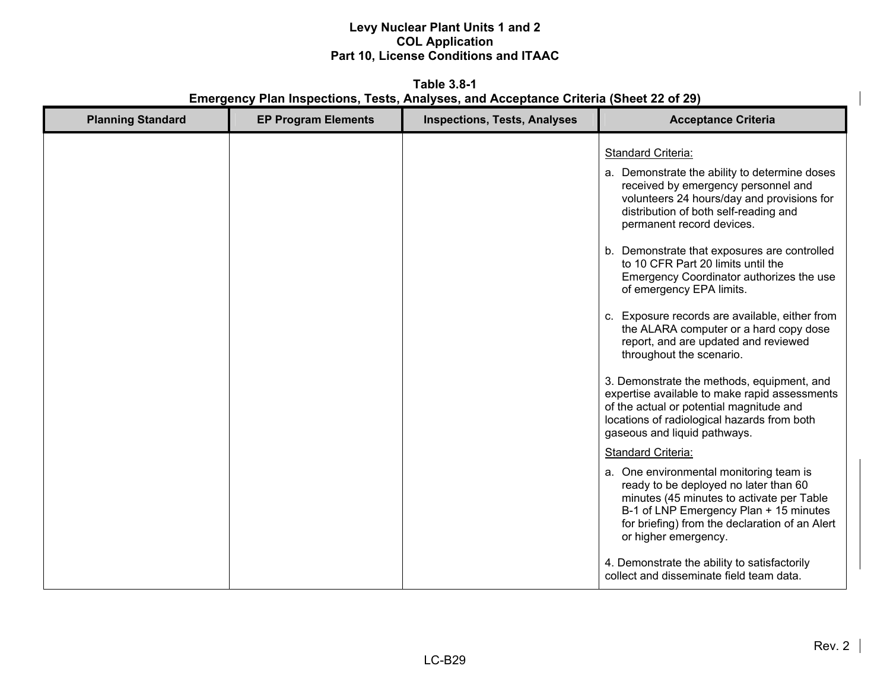**Table 3.8-1**
**Emergency Plan Inspections, Tests, Analyses, and Acceptance Criteria (Sheet 22 of 29)**

| Planning Standard | EP Program Elements | Inspections, Tests, Analyses | Acceptance Criteria |
|---|---|---|---|
| | | | Standard Criteria:<br><br>a. Demonstrate the ability to determine doses received by emergency personnel and volunteers 24 hours/day and provisions for distribution of both self-reading and permanent record devices.<br><br>b. Demonstrate that exposures are controlled to 10 CFR Part 20 limits until the Emergency Coordinator authorizes the use of emergency EPA limits.<br><br>c. Exposure records are available, either from the ALARA computer or a hard copy dose report, and are updated and reviewed throughout the scenario.<br><br>3. Demonstrate the methods, equipment, and expertise available to make rapid assessments of the actual or potential magnitude and locations of radiological hazards from both gaseous and liquid pathways.<br><br>Standard Criteria:<br><br>a. One environmental monitoring team is ready to be deployed no later than 60 minutes (45 minutes to activate per Table B-1 of LNP Emergency Plan + 15 minutes for briefing) from the declaration of an Alert or higher emergency.<br><br>4. Demonstrate the ability to satisfactorily collect and disseminate field team data. |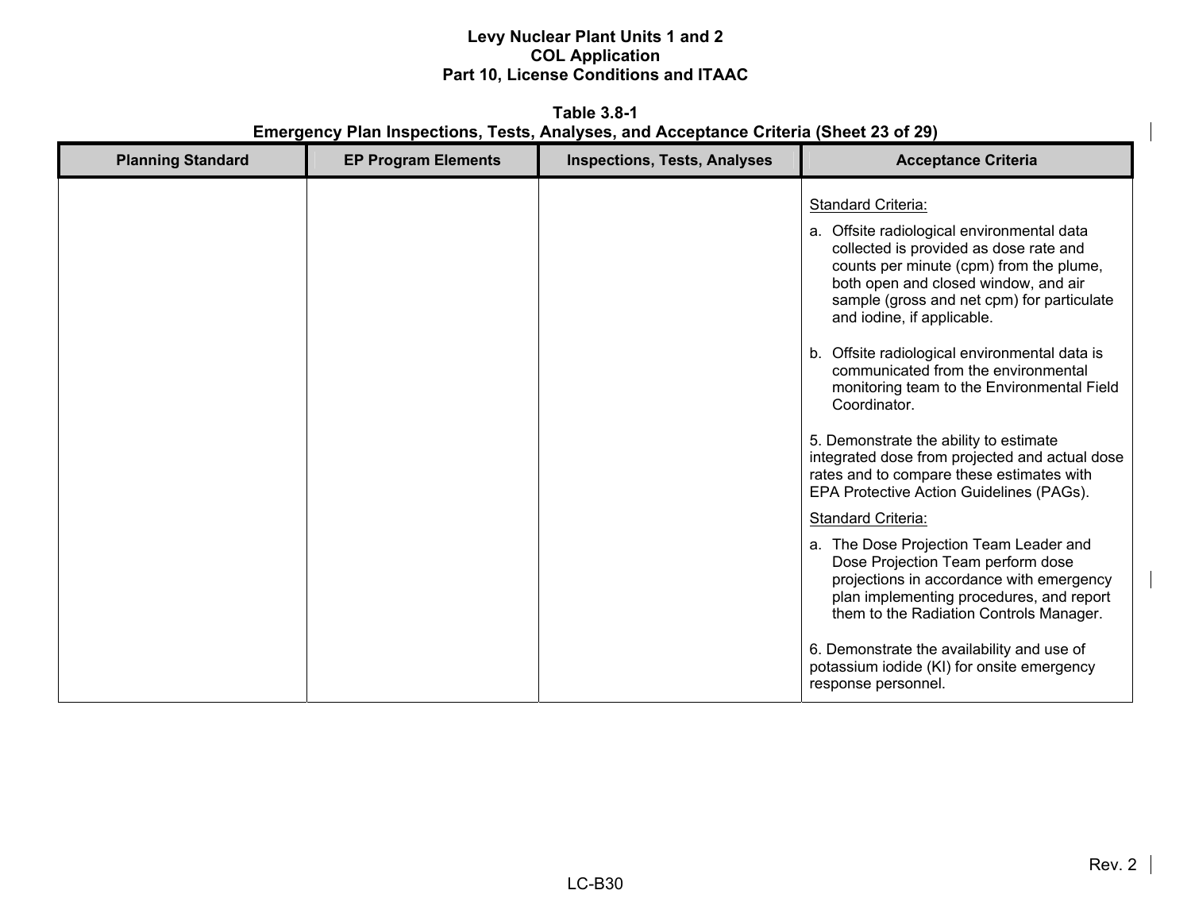**Table 3.8-1**
**Emergency Plan Inspections, Tests, Analyses, and Acceptance Criteria (Sheet 23 of 29)**

| Planning Standard | EP Program Elements | Inspections, Tests, Analyses | Acceptance Criteria |
|---|---|---|---|
| | | | Standard Criteria:<br><br>a. Offsite radiological environmental data collected is provided as dose rate and counts per minute (cpm) from the plume, both open and closed window, and air sample (gross and net cpm) for particulate and iodine, if applicable.<br><br>b. Offsite radiological environmental data is communicated from the environmental monitoring team to the Environmental Field Coordinator.<br><br>5. Demonstrate the ability to estimate integrated dose from projected and actual dose rates and to compare these estimates with EPA Protective Action Guidelines (PAGs).<br><br>Standard Criteria:<br><br>a. The Dose Projection Team Leader and Dose Projection Team perform dose projections in accordance with emergency plan implementing procedures, and report them to the Radiation Controls Manager.<br><br>6. Demonstrate the availability and use of potassium iodide (KI) for onsite emergency response personnel. |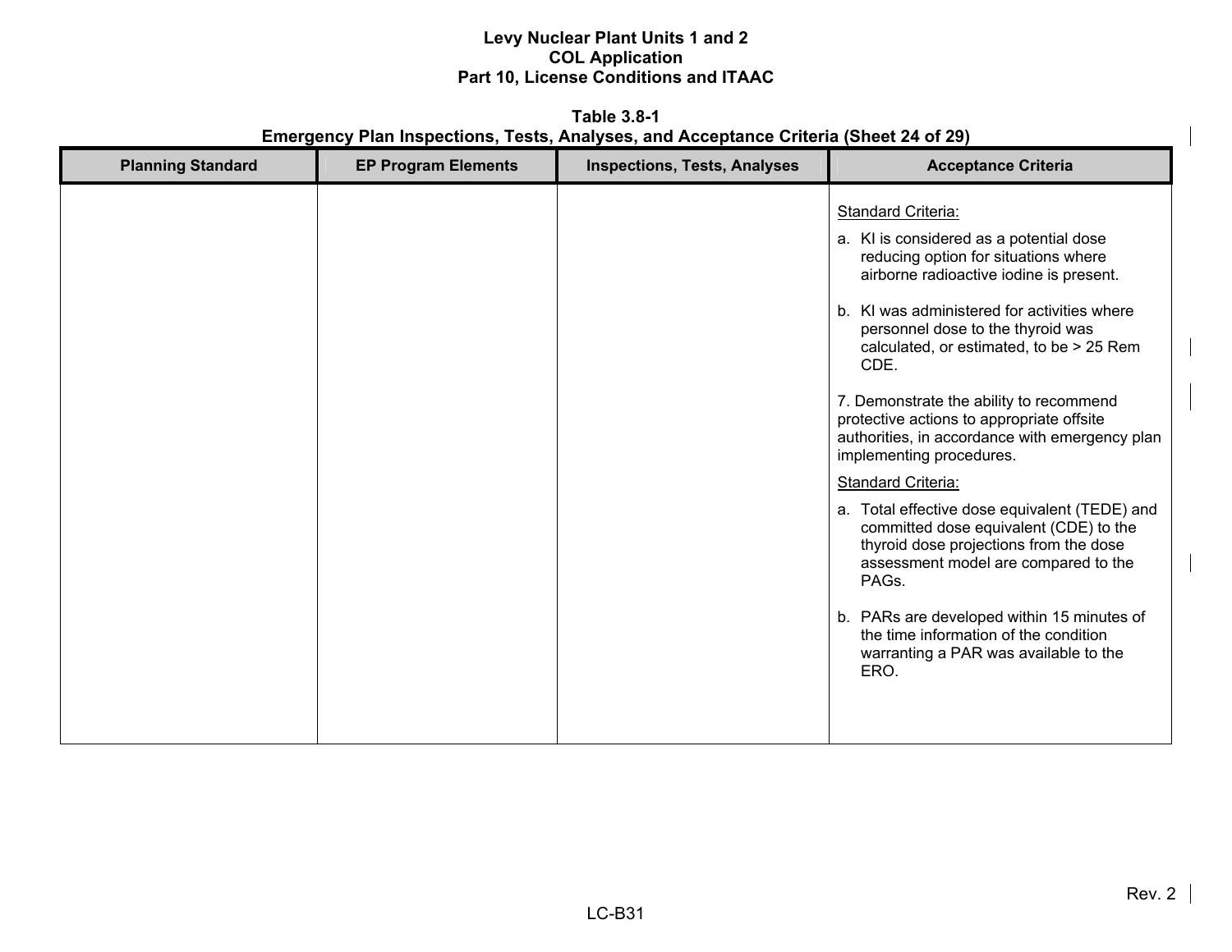**Table 3.8-1**
**Emergency Plan Inspections, Tests, Analyses, and Acceptance Criteria (Sheet 24 of 29)**

| Planning Standard | EP Program Elements | Inspections, Tests, Analyses | Acceptance Criteria |
|---|---|---|---|
| | | | Standard Criteria:<br>a. KI is considered as a potential dose reducing option for situations where airborne radioactive iodine is present.<br>b. KI was administered for activities where personnel dose to the thyroid was calculated, or estimated, to be > 25 Rem CDE.<br><br>7. Demonstrate the ability to recommend protective actions to appropriate offsite authorities, in accordance with emergency plan implementing procedures.<br>Standard Criteria:<br>a. Total effective dose equivalent (TEDE) and committed dose equivalent (CDE) to the thyroid dose projections from the dose assessment model are compared to the PAGs.<br>b. PARs are developed within 15 minutes of the time information of the condition warranting a PAR was available to the ERO. |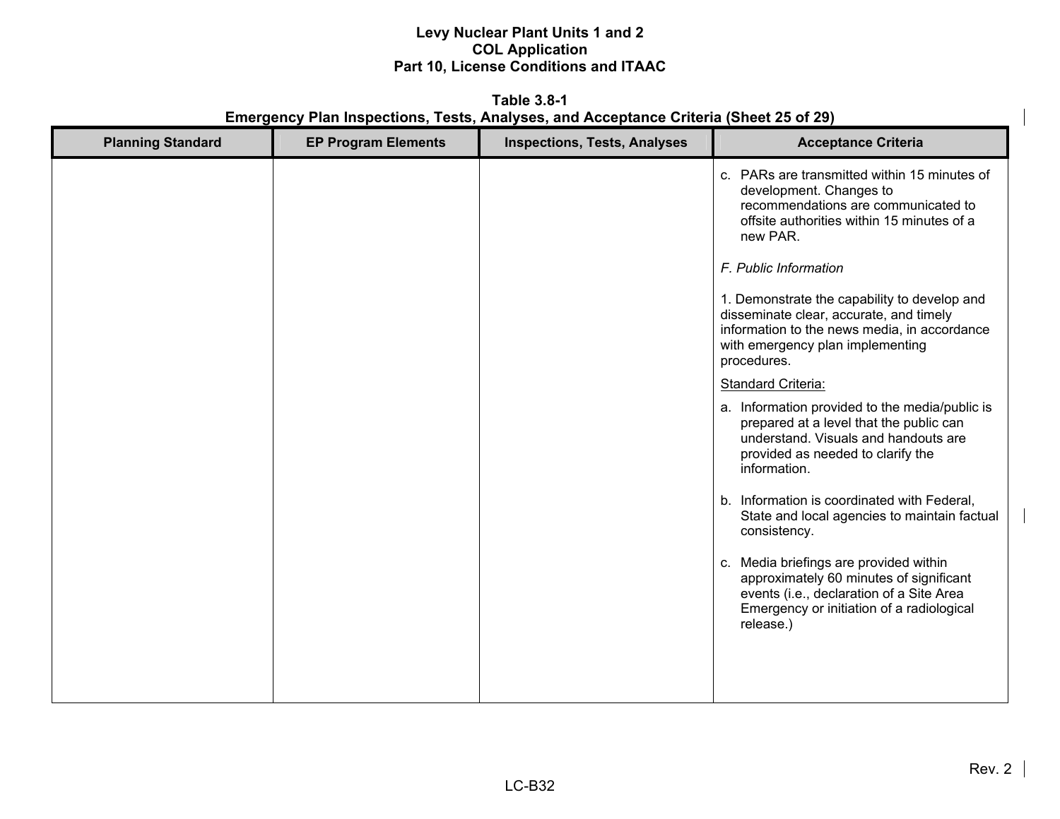**Table 3.8-1**
**Emergency Plan Inspections, Tests, Analyses, and Acceptance Criteria (Sheet 25 of 29)**

| Planning Standard | EP Program Elements | Inspections, Tests, Analyses | Acceptance Criteria |
|---|---|---|---|
| | | | c. PARs are transmitted within 15 minutes of development. Changes to recommendations are communicated to offsite authorities within 15 minutes of a new PAR.<br><br>*F. Public Information*<br><br>1. Demonstrate the capability to develop and disseminate clear, accurate, and timely information to the news media, in accordance with emergency plan implementing procedures.<br><br><u>Standard Criteria:</u><br><br>a. Information provided to the media/public is prepared at a level that the public can understand. Visuals and handouts are provided as needed to clarify the information.<br><br>b. Information is coordinated with Federal, State and local agencies to maintain factual consistency.<br><br>c. Media briefings are provided within approximately 60 minutes of significant events (i.e., declaration of a Site Area Emergency or initiation of a radiological release.) |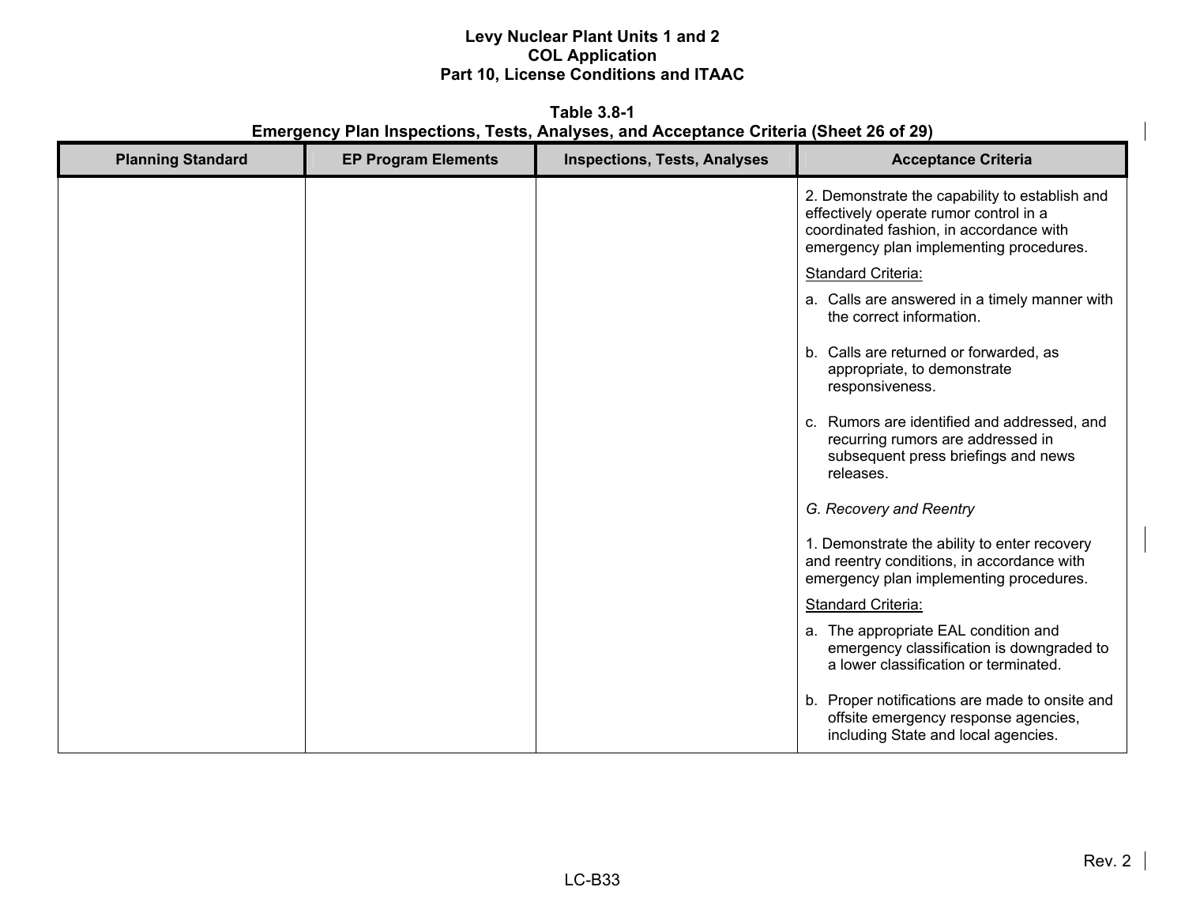**Table 3.8-1**
**Emergency Plan Inspections, Tests, Analyses, and Acceptance Criteria (Sheet 26 of 29)**

| Planning Standard | EP Program Elements | Inspections, Tests, Analyses | Acceptance Criteria |
|---|---|---|---|
| | | | 2. Demonstrate the capability to establish and effectively operate rumor control in a coordinated fashion, in accordance with emergency plan implementing procedures.<br><br>Standard Criteria:<br><br>a. Calls are answered in a timely manner with the correct information.<br><br>b. Calls are returned or forwarded, as appropriate, to demonstrate responsiveness.<br><br>c. Rumors are identified and addressed, and recurring rumors are addressed in subsequent press briefings and news releases.<br><br>*G. Recovery and Reentry*<br><br>1. Demonstrate the ability to enter recovery and reentry conditions, in accordance with emergency plan implementing procedures.<br><br>Standard Criteria:<br><br>a. The appropriate EAL condition and emergency classification is downgraded to a lower classification or terminated.<br><br>b. Proper notifications are made to onsite and offsite emergency response agencies, including State and local agencies. |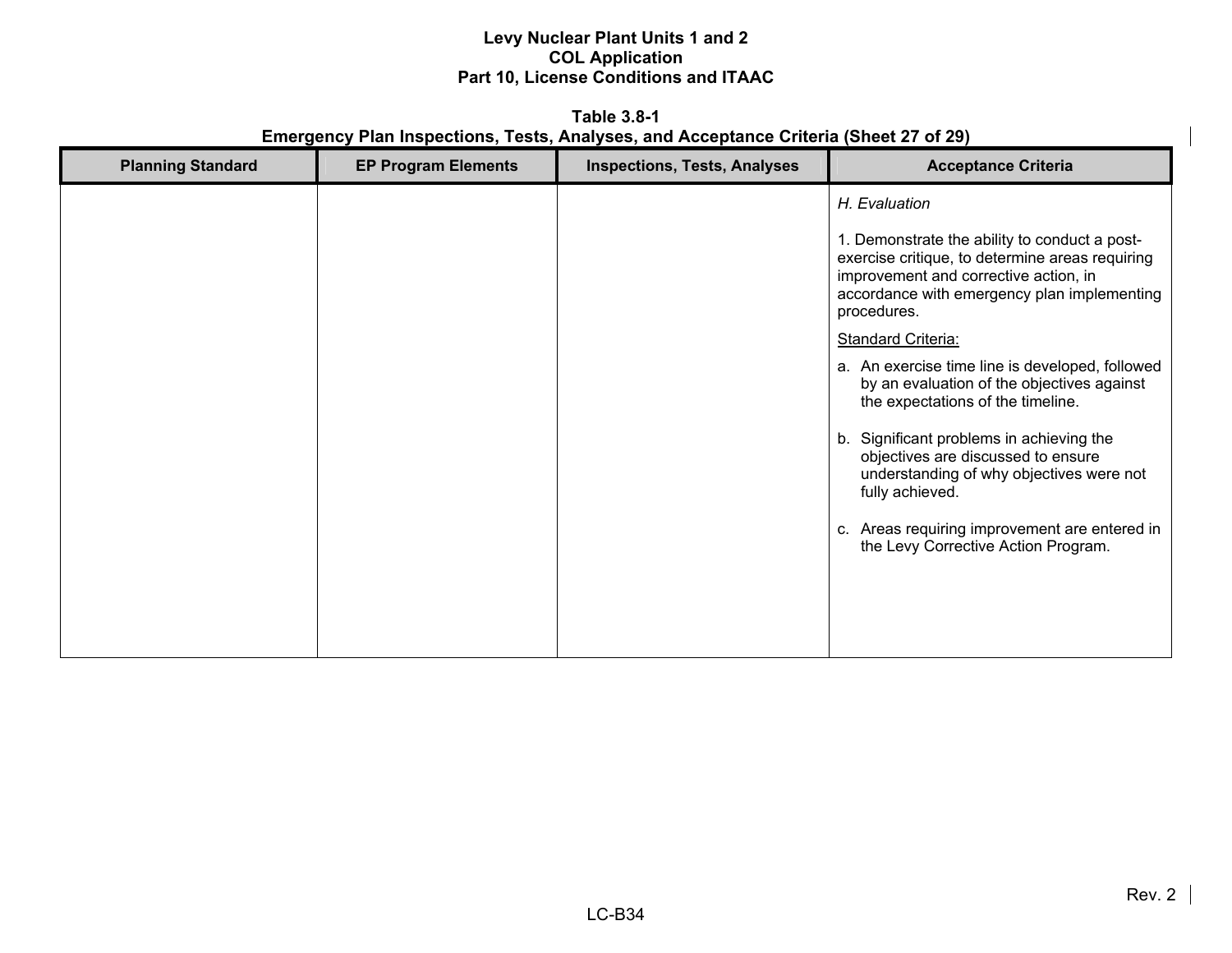**Table 3.8-1**
**Emergency Plan Inspections, Tests, Analyses, and Acceptance Criteria (Sheet 27 of 29)**

| Planning Standard | EP Program Elements | Inspections, Tests, Analyses | Acceptance Criteria |
|---|---|---|---|
| | | | *H. Evaluation*<br><br>1. Demonstrate the ability to conduct a post-exercise critique, to determine areas requiring improvement and corrective action, in accordance with emergency plan implementing procedures.<br><br><u>Standard Criteria:</u><br><br>a. An exercise time line is developed, followed by an evaluation of the objectives against the expectations of the timeline.<br><br>b. Significant problems in achieving the objectives are discussed to ensure understanding of why objectives were not fully achieved.<br><br>c. Areas requiring improvement are entered in the Levy Corrective Action Program. |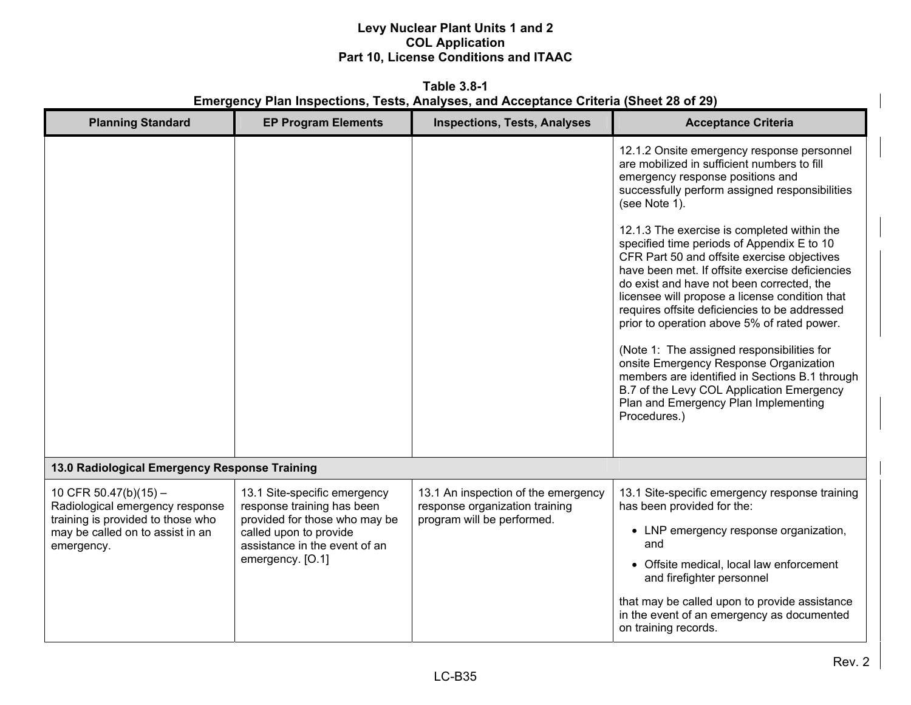**Table 3.8-1**
**Emergency Plan Inspections, Tests, Analyses, and Acceptance Criteria (Sheet 28 of 29)**

| Planning Standard | EP Program Elements | Inspections, Tests, Analyses | Acceptance Criteria |
|---|---|---|---|
| | | | 12.1.2 Onsite emergency response personnel are mobilized in sufficient numbers to fill emergency response positions and successfully perform assigned responsibilities (see Note 1).<br><br>12.1.3 The exercise is completed within the specified time periods of Appendix E to 10 CFR Part 50 and offsite exercise objectives have been met. If offsite exercise deficiencies do exist and have not been corrected, the licensee will propose a license condition that requires offsite deficiencies to be addressed prior to operation above 5% of rated power.<br><br>(Note 1: The assigned responsibilities for onsite Emergency Response Organization members are identified in Sections B.1 through B.7 of the Levy COL Application Emergency Plan and Emergency Plan Implementing Procedures.) |
| **13.0 Radiological Emergency Response Training** | | | |
| 10 CFR 50.47(b)(15) – Radiological emergency response training is provided to those who may be called on to assist in an emergency. | 13.1 Site-specific emergency response training has been provided for those who may be called upon to provide assistance in the event of an emergency. [O.1] | 13.1 An inspection of the emergency response organization training program will be performed. | 13.1 Site-specific emergency response training has been provided for the:<br>• LNP emergency response organization, and<br>• Offsite medical, local law enforcement and firefighter personnel<br><br>that may be called upon to provide assistance in the event of an emergency as documented on training records. |

Rev. 2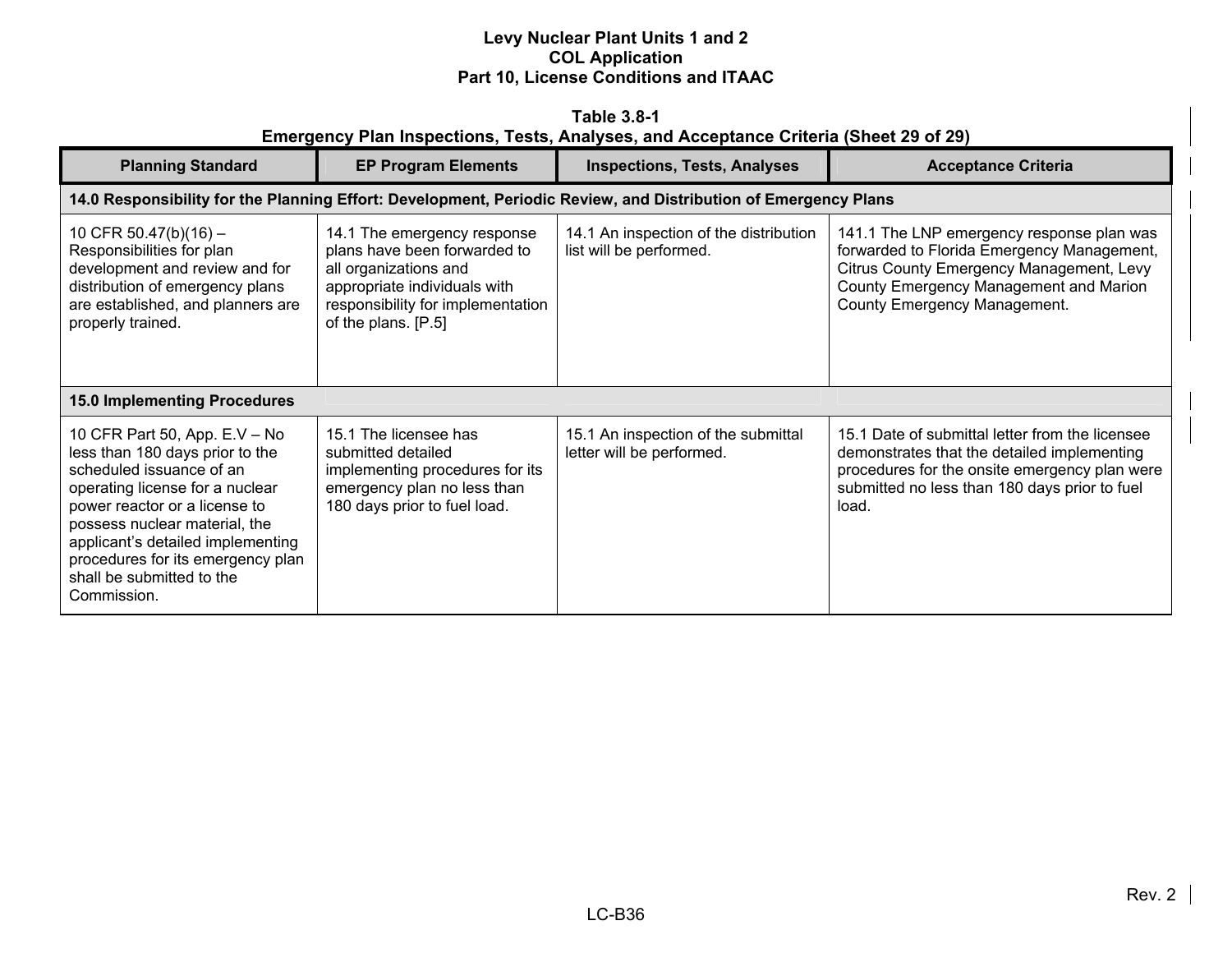**Table 3.8-1**
**Emergency Plan Inspections, Tests, Analyses, and Acceptance Criteria (Sheet 29 of 29)**

| Planning Standard | EP Program Elements | Inspections, Tests, Analyses | Acceptance Criteria |
|---|---|---|---|
| **14.0 Responsibility for the Planning Effort: Development, Periodic Review, and Distribution of Emergency Plans** | | | |
| 10 CFR 50.47(b)(16) – Responsibilities for plan development and review and for distribution of emergency plans are established, and planners are properly trained. | 14.1 The emergency response plans have been forwarded to all organizations and appropriate individuals with responsibility for implementation of the plans. [P.5] | 14.1 An inspection of the distribution list will be performed. | 141.1 The LNP emergency response plan was forwarded to Florida Emergency Management, Citrus County Emergency Management, Levy County Emergency Management and Marion County Emergency Management. |
| **15.0 Implementing Procedures** | | | |
| 10 CFR Part 50, App. E.V – No less than 180 days prior to the scheduled issuance of an operating license for a nuclear power reactor or a license to possess nuclear material, the applicant's detailed implementing procedures for its emergency plan shall be submitted to the Commission. | 15.1 The licensee has submitted detailed implementing procedures for its emergency plan no less than 180 days prior to fuel load. | 15.1 An inspection of the submittal letter will be performed. | 15.1 Date of submittal letter from the licensee demonstrates that the detailed implementing procedures for the onsite emergency plan were submitted no less than 180 days prior to fuel load. |

Rev. 2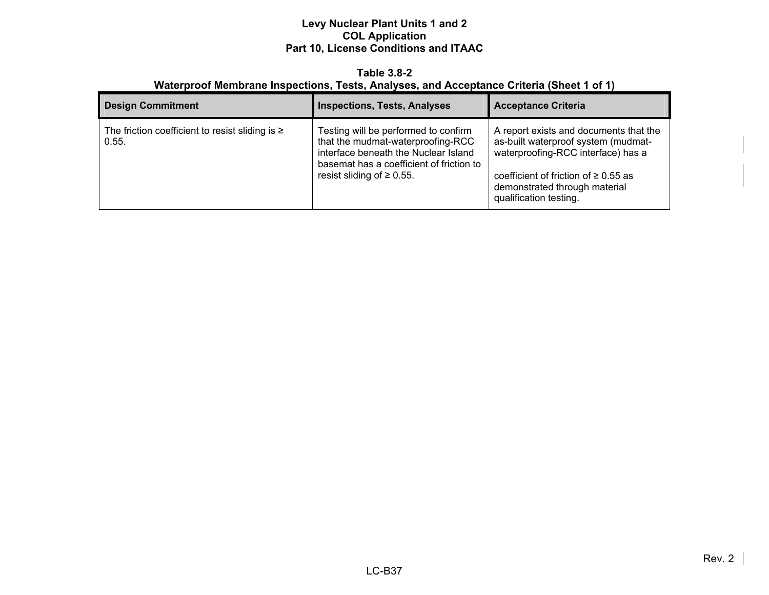**Table 3.8-2**
**Waterproof Membrane Inspections, Tests, Analyses, and Acceptance Criteria (Sheet 1 of 1)**

| Design Commitment | Inspections, Tests, Analyses | Acceptance Criteria |
|---|---|---|
| The friction coefficient to resist sliding is ≥ 0.55. | Testing will be performed to confirm that the mudmat-waterproofing-RCC interface beneath the Nuclear Island basemat has a coefficient of friction to resist sliding of ≥ 0.55. | A report exists and documents that the as-built waterproof system (mudmat-waterproofing-RCC interface) has a coefficient of friction of ≥ 0.55 as demonstrated through material qualification testing. |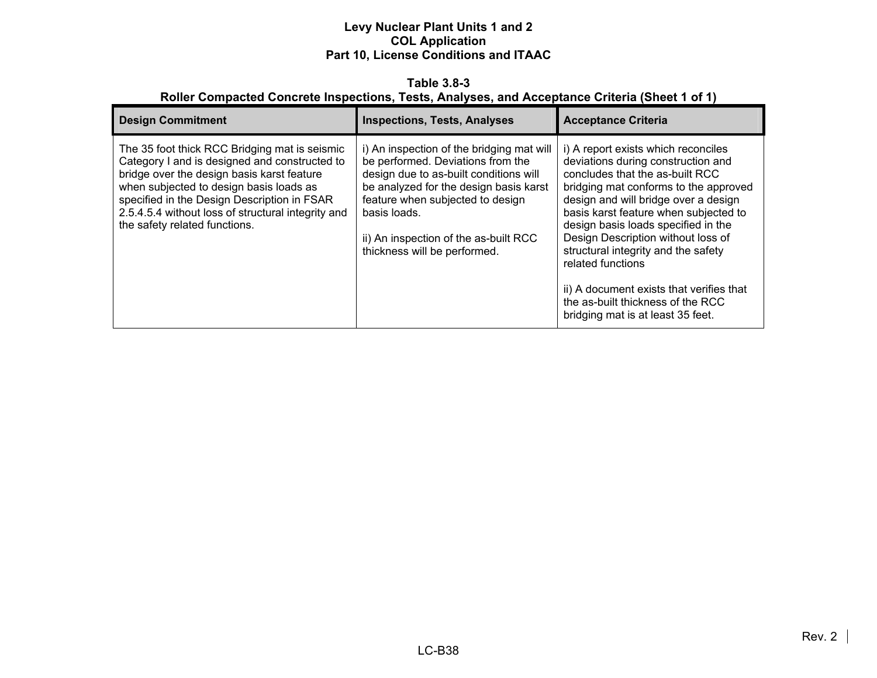**Table 3.8-3**
**Roller Compacted Concrete Inspections, Tests, Analyses, and Acceptance Criteria (Sheet 1 of 1)**

| Design Commitment | Inspections, Tests, Analyses | Acceptance Criteria |
|---|---|---|
| The 35 foot thick RCC Bridging mat is seismic Category I and is designed and constructed to bridge over the design basis karst feature when subjected to design basis loads as specified in the Design Description in FSAR 2.5.4.5.4 without loss of structural integrity and the safety related functions. | i) An inspection of the bridging mat will be performed. Deviations from the design due to as-built conditions will be analyzed for the design basis karst feature when subjected to design basis loads.<br><br>ii) An inspection of the as-built RCC thickness will be performed. | i) A report exists which reconciles deviations during construction and concludes that the as-built RCC bridging mat conforms to the approved design and will bridge over a design basis karst feature when subjected to design basis loads specified in the Design Description without loss of structural integrity and the safety related functions<br><br>ii) A document exists that verifies that the as-built thickness of the RCC bridging mat is at least 35 feet. |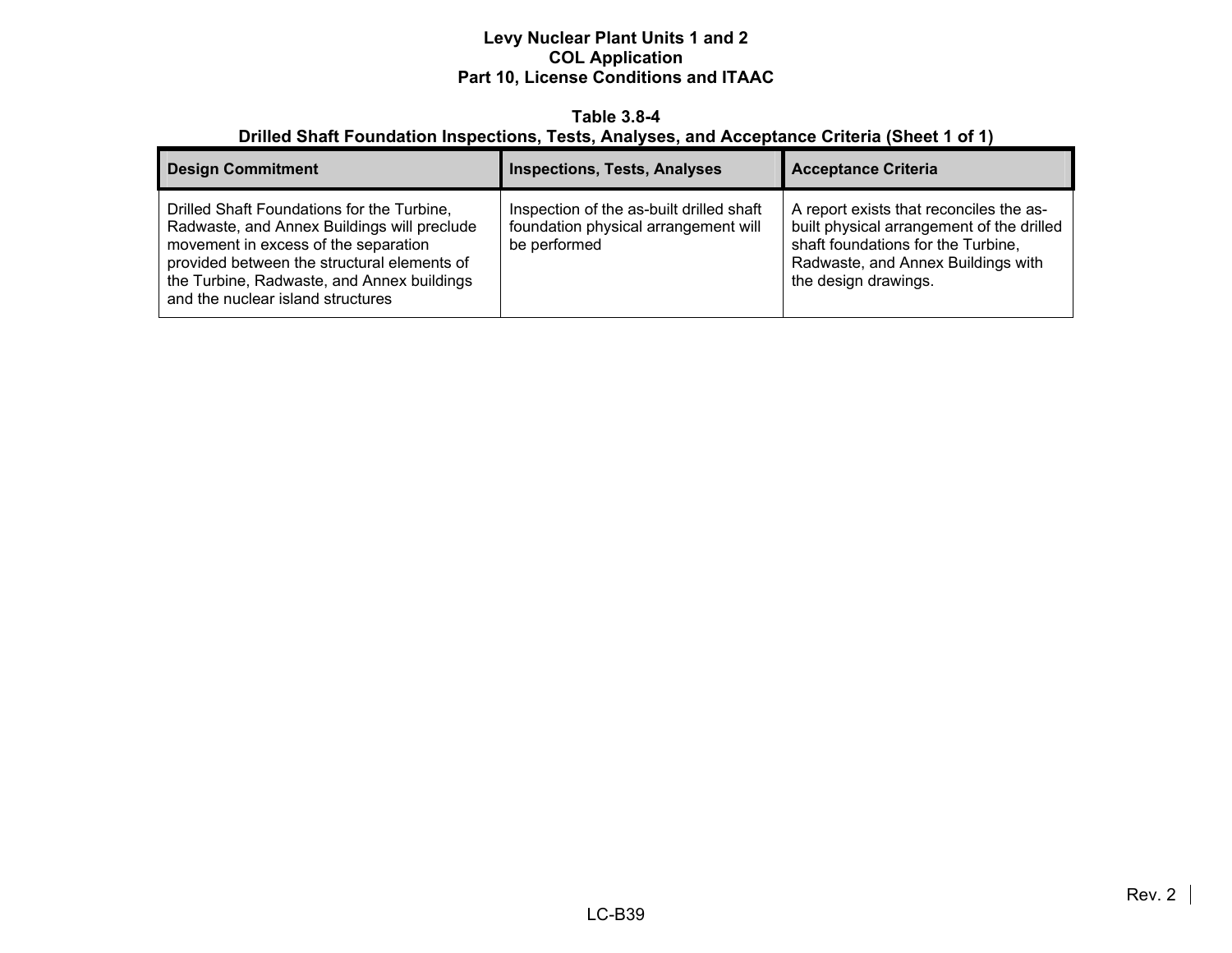**Table 3.8-4**
**Drilled Shaft Foundation Inspections, Tests, Analyses, and Acceptance Criteria (Sheet 1 of 1)**

| Design Commitment | Inspections, Tests, Analyses | Acceptance Criteria |
|---|---|---|
| Drilled Shaft Foundations for the Turbine, Radwaste, and Annex Buildings will preclude movement in excess of the separation provided between the structural elements of the Turbine, Radwaste, and Annex buildings and the nuclear island structures | Inspection of the as-built drilled shaft foundation physical arrangement will be performed | A report exists that reconciles the as-built physical arrangement of the drilled shaft foundations for the Turbine, Radwaste, and Annex Buildings with the design drawings. |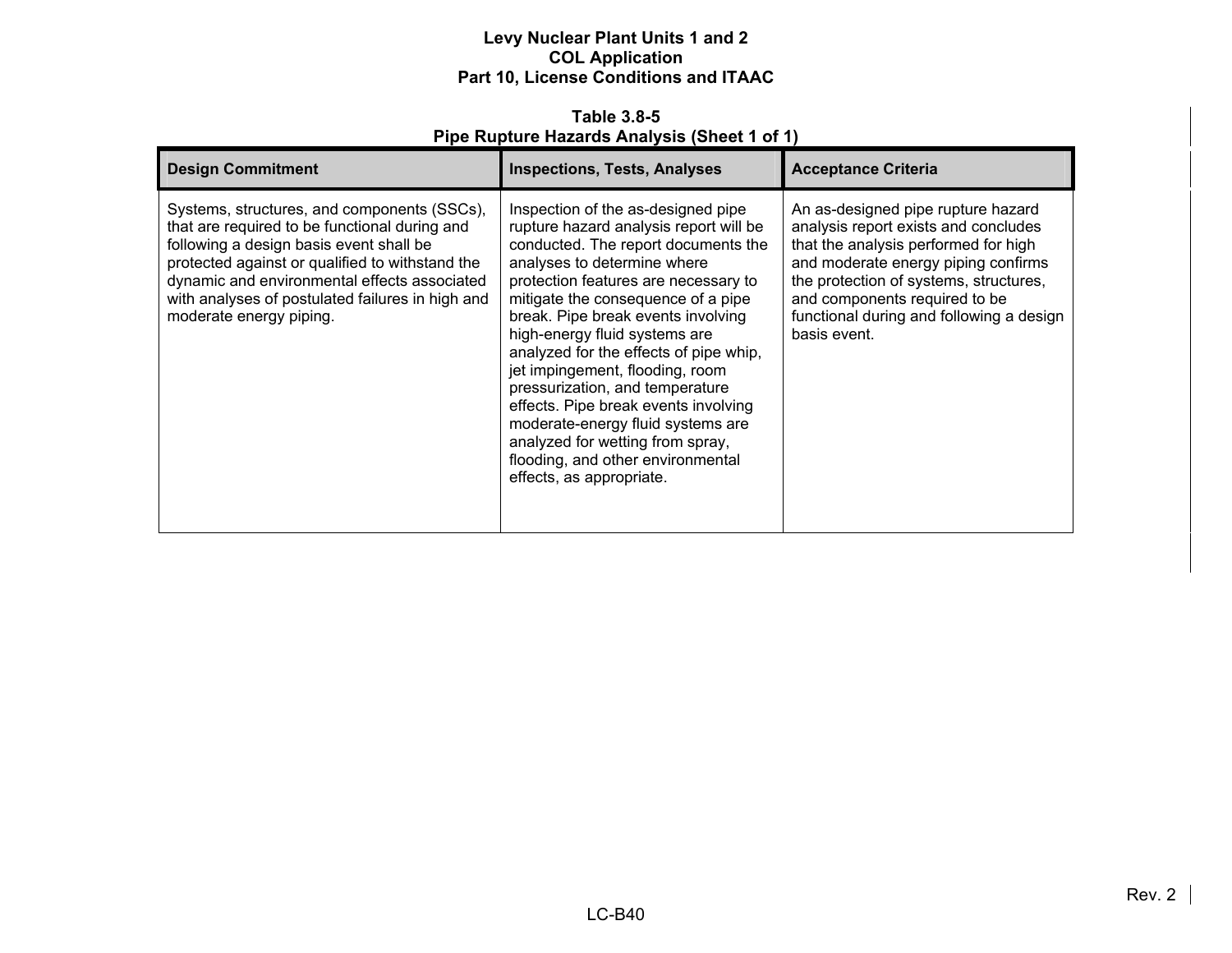**Table 3.8-5**
**Pipe Rupture Hazards Analysis (Sheet 1 of 1)**

| Design Commitment | Inspections, Tests, Analyses | Acceptance Criteria |
|---|---|---|
| Systems, structures, and components (SSCs), that are required to be functional during and following a design basis event shall be protected against or qualified to withstand the dynamic and environmental effects associated with analyses of postulated failures in high and moderate energy piping. | Inspection of the as-designed pipe rupture hazard analysis report will be conducted. The report documents the analyses to determine where protection features are necessary to mitigate the consequence of a pipe break. Pipe break events involving high-energy fluid systems are analyzed for the effects of pipe whip, jet impingement, flooding, room pressurization, and temperature effects. Pipe break events involving moderate-energy fluid systems are analyzed for wetting from spray, flooding, and other environmental effects, as appropriate. | An as-designed pipe rupture hazard analysis report exists and concludes that the analysis performed for high and moderate energy piping confirms the protection of systems, structures, and components required to be functional during and following a design basis event. |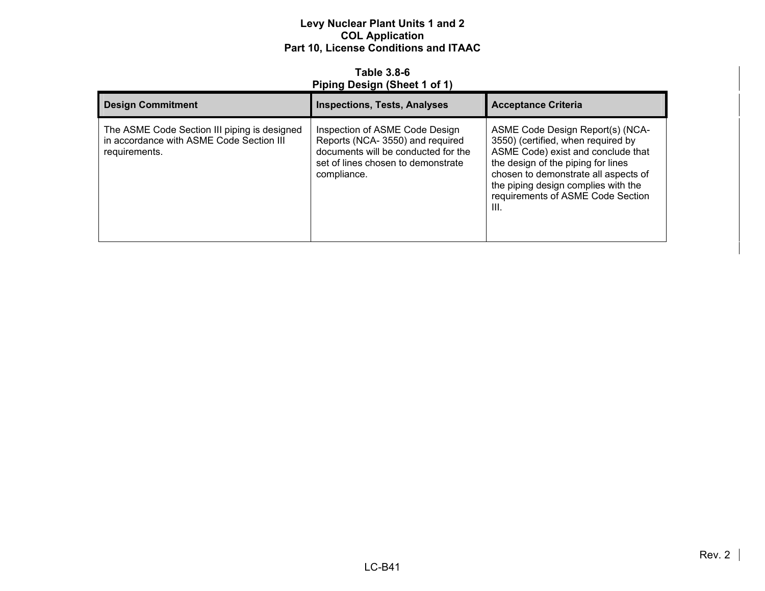**Table 3.8-6**
**Piping Design (Sheet 1 of 1)**

| Design Commitment | Inspections, Tests, Analyses | Acceptance Criteria |
|---|---|---|
| The ASME Code Section III piping is designed in accordance with ASME Code Section III requirements. | Inspection of ASME Code Design Reports (NCA- 3550) and required documents will be conducted for the set of lines chosen to demonstrate compliance. | ASME Code Design Report(s) (NCA-3550) (certified, when required by ASME Code) exist and conclude that the design of the piping for lines chosen to demonstrate all aspects of the piping design complies with the requirements of ASME Code Section III. |